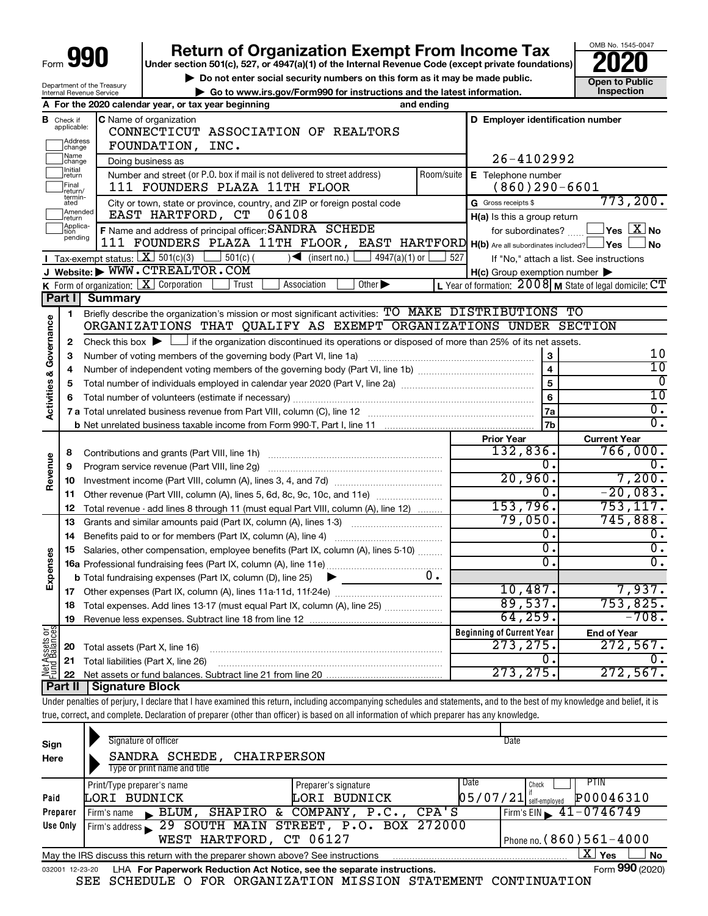# Form 990 — Return of Organization Exempt From Income Tax (2020)

Under section 501(c), 527, or 4947(a)(1) of the Internal Revenue Code (except private foundations)

▶ Do not enter social security numbers on this form as it may be made public.

▶ Go to www.irs.gov/Form990 for instructions and the latest information.

OMB No. 1545-0047

**Open to Public Inspection**

Department of the Treasury
Internal Revenue Service

**A** For the 2020 calendar year, or tax year beginning and ending

**B** Check if applicable: Address change, Name change, Initial return, Final return/terminated, Amended return, Application pending

**C** Name of organization: CONNECTICUT ASSOCIATION OF REALTORS FOUNDATION, INC.

Doing business as

Number and street (or P.O. box if mail is not delivered to street address): 111 FOUNDERS PLAZA 11TH FLOOR

City or town, state or province, country, and ZIP or foreign postal code: EAST HARTFORD, CT 06108

**D** Employer identification number: 26-4102992

**E** Telephone number: (860)290-6601

**G** Gross receipts $ 773,200.

**F** Name and address of principal officer: SANDRA SCHEDE, 111 FOUNDERS PLAZA 11TH FLOOR, EAST HARTFORD

**H(a)** Is this a group return for subordinates? Yes [ ] No [X]

**H(b)** Are all subordinates included? Yes [ ] No [ ]
If "No," attach a list. See instructions

**H(c)** Group exemption number ▶

**I** Tax-exempt status: [X] 501(c)(3) [ ] 501(c) ( ) ◀ (insert no.) [ ] 4947(a)(1) or [ ] 527

**J** Website: ▶ WWW.CTREALTOR.COM

**K** Form of organization: [X] Corporation [ ] Trust [ ] Association [ ] Other ▶

**L** Year of formation: 2008 **M** State of legal domicile: CT

## Part I Summary

**Activities & Governance**

1. Briefly describe the organization's mission or most significant activities: TO MAKE DISTRIBUTIONS TO ORGANIZATIONS THAT QUALIFY AS EXEMPT ORGANIZATIONS UNDER SECTION
2. Check this box ▶ [ ] if the organization discontinued its operations or disposed of more than 25% of its net assets.

| | | | |
|---|---|---|---|
| 3 | Number of voting members of the governing body (Part VI, line 1a) | 3 | 10 |
| 4 | Number of independent voting members of the governing body (Part VI, line 1b) | 4 | 10 |
| 5 | Total number of individuals employed in calendar year 2020 (Part V, line 2a) | 5 | 0 |
| 6 | Total number of volunteers (estimate if necessary) | 6 | 10 |
| 7a | Total unrelated business revenue from Part VIII, column (C), line 12 | 7a | 0. |
| b | Net unrelated business taxable income from Form 990-T, Part I, line 11 | 7b | 0. |

| | | Prior Year | Current Year |
|---|---|---|---|
| **Revenue** | | | |
| 8 | Contributions and grants (Part VIII, line 1h) | 132,836. | 766,000. |
| 9 | Program service revenue (Part VIII, line 2g) | 0. | 0. |
| 10 | Investment income (Part VIII, column (A), lines 3, 4, and 7d) | 20,960. | 7,200. |
| 11 | Other revenue (Part VIII, column (A), lines 5, 6d, 8c, 9c, 10c, and 11e) | 0. | -20,083. |
| 12 | Total revenue - add lines 8 through 11 (must equal Part VIII, column (A), line 12) | 153,796. | 753,117. |
| **Expenses** | | | |
| 13 | Grants and similar amounts paid (Part IX, column (A), lines 1-3) | 79,050. | 745,888. |
| 14 | Benefits paid to or for members (Part IX, column (A), line 4) | 0. | 0. |
| 15 | Salaries, other compensation, employee benefits (Part IX, column (A), lines 5-10) | 0. | 0. |
| 16a | Professional fundraising fees (Part IX, column (A), line 11e) | 0. | 0. |
| b | Total fundraising expenses (Part IX, column (D), line 25) ▶ 0. | | |
| 17 | Other expenses (Part IX, column (A), lines 11a-11d, 11f-24e) | 10,487. | 7,937. |
| 18 | Total expenses. Add lines 13-17 (must equal Part IX, column (A), line 25) | 89,537. | 753,825. |
| 19 | Revenue less expenses. Subtract line 18 from line 12 | 64,259. | -708. |

| | | Beginning of Current Year | End of Year |
|---|---|---|---|
| **Net Assets or Fund Balances** | | | |
| 20 | Total assets (Part X, line 16) | 273,275. | 272,567. |
| 21 | Total liabilities (Part X, line 26) | 0. | 0. |
| 22 | Net assets or fund balances. Subtract line 21 from line 20 | 273,275. | 272,567. |

## Part II Signature Block

Under penalties of perjury, I declare that I have examined this return, including accompanying schedules and statements, and to the best of my knowledge and belief, it is true, correct, and complete. Declaration of preparer (other than officer) is based on all information of which preparer has any knowledge.

**Sign Here**

Signature of officer | Date

SANDRA SCHEDE, CHAIRPERSON
Type or print name and title

**Paid Preparer Use Only**

| Print/Type preparer's name | Preparer's signature | Date | Check if self-employed | PTIN |
|---|---|---|---|---|
| LORI BUDNICK | LORI BUDNICK | 05/07/21 | [ ] | P00046310 |

Firm's name ▶ BLUM, SHAPIRO & COMPANY, P.C., CPA'S — Firm's EIN ▶ 41-0746749

Firm's address ▶ 29 SOUTH MAIN STREET, P.O. BOX 272000, WEST HARTFORD, CT 06127 — Phone no. (860)561-4000

May the IRS discuss this return with the preparer shown above? See instructions [X] Yes [ ] No

032001 12-23-20 LHA For Paperwork Reduction Act Notice, see the separate instructions. Form 990 (2020)

SEE SCHEDULE O FOR ORGANIZATION MISSION STATEMENT CONTINUATION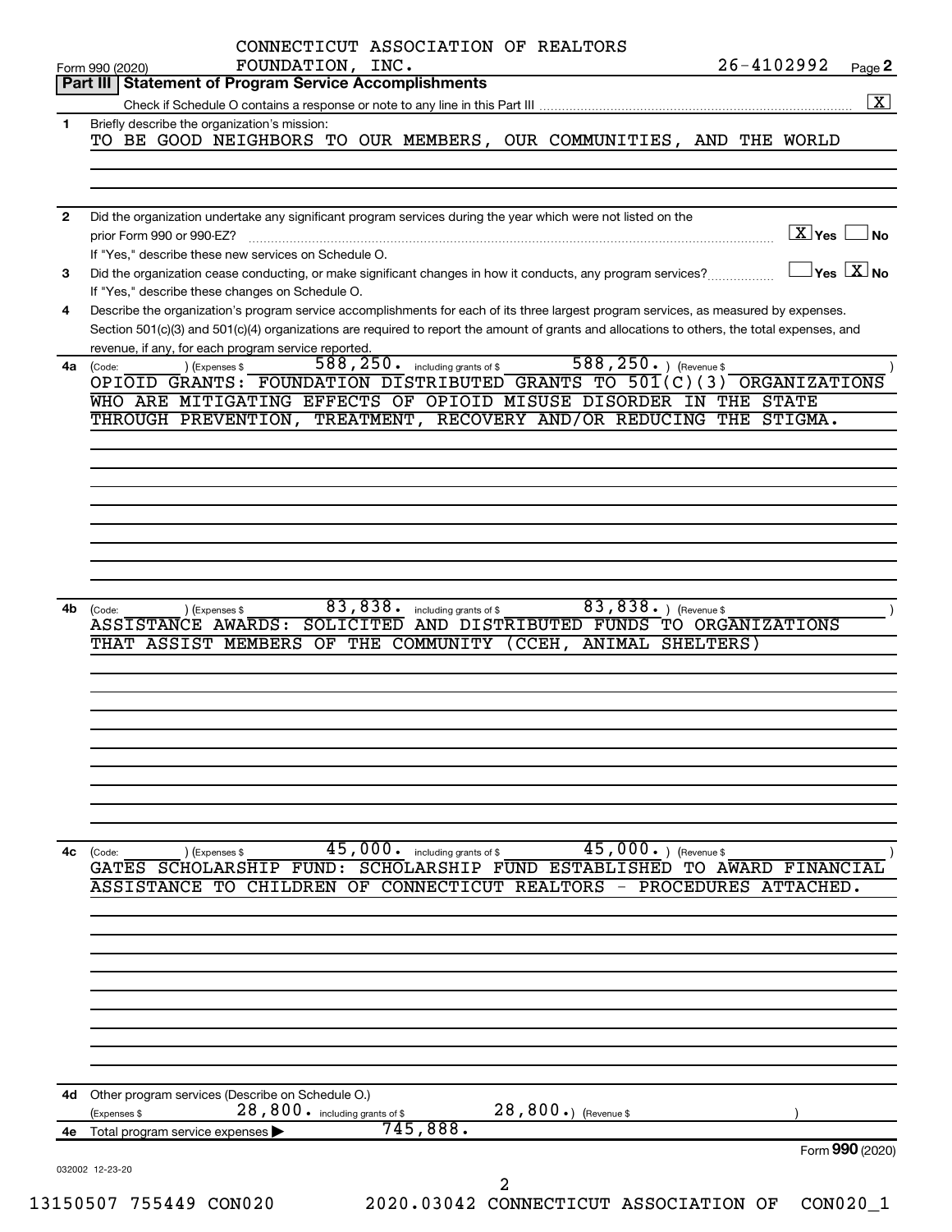CONNECTICUT ASSOCIATION OF REALTORS FOUNDATION, INC. 26-4102992

Form 990 (2020) Page **2**

**Part III | Statement of Program Service Accomplishments**

Check if Schedule O contains a response or note to any line in this Part III .... [X]

**1** Briefly describe the organization's mission:

TO BE GOOD NEIGHBORS TO OUR MEMBERS, OUR COMMUNITIES, AND THE WORLD

**2** Did the organization undertake any significant program services during the year which were not listed on the prior Form 990 or 990-EZ? .... [X] Yes [ ] No

If "Yes," describe these new services on Schedule O.

**3** Did the organization cease conducting, or make significant changes in how it conducts, any program services? .... [ ] Yes [X] No

If "Yes," describe these changes on Schedule O.

**4** Describe the organization's program service accomplishments for each of its three largest program services, as measured by expenses. Section 501(c)(3) and 501(c)(4) organizations are required to report the amount of grants and allocations to others, the total expenses, and revenue, if any, for each program service reported.

**4a** (Code: ) (Expenses $ 588,250. including grants of $ 588,250. ) (Revenue $ )

OPIOID GRANTS: FOUNDATION DISTRIBUTED GRANTS TO 501(C)(3) ORGANIZATIONS WHO ARE MITIGATING EFFECTS OF OPIOID MISUSE DISORDER IN THE STATE THROUGH PREVENTION, TREATMENT, RECOVERY AND/OR REDUCING THE STIGMA.

**4b** (Code: ) (Expenses $ 83,838. including grants of $ 83,838. ) (Revenue $ )

ASSISTANCE AWARDS: SOLICITED AND DISTRIBUTED FUNDS TO ORGANIZATIONS THAT ASSIST MEMBERS OF THE COMMUNITY (CCEH, ANIMAL SHELTERS)

**4c** (Code: ) (Expenses $ 45,000. including grants of $ 45,000. ) (Revenue $ )

GATES SCHOLARSHIP FUND: SCHOLARSHIP FUND ESTABLISHED TO AWARD FINANCIAL ASSISTANCE TO CHILDREN OF CONNECTICUT REALTORS - PROCEDURES ATTACHED.

**4d** Other program services (Describe on Schedule O.)

(Expenses $ 28,800. including grants of $ 28,800.) (Revenue $ )

**4e** Total program service expenses ▶ 745,888.

Form **990** (2020)

032002 12-23-20

13150507 755449 CON020 2020.03042 CONNECTICUT ASSOCIATION OF CON020_1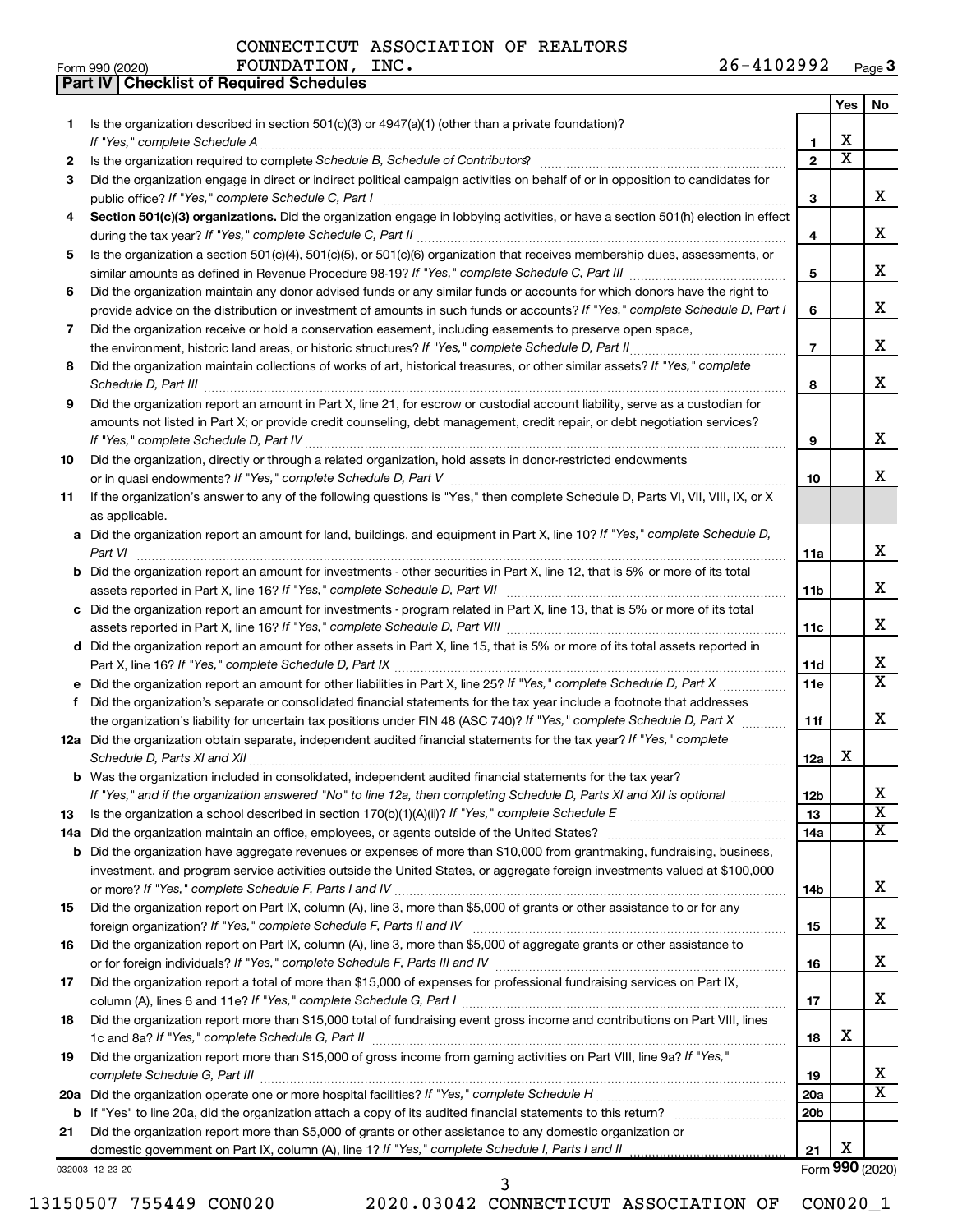CONNECTICUT ASSOCIATION OF REALTORS FOUNDATION, INC. 26-4102992

Form 990 (2020) Page 3

**Part IV | Checklist of Required Schedules**

| | | | Yes | No |
|---|---|---|---|---|
| 1 | Is the organization described in section 501(c)(3) or 4947(a)(1) (other than a private foundation)? *If "Yes," complete Schedule A* | 1 | X | |
| 2 | Is the organization required to complete *Schedule B, Schedule of Contributors*? | 2 | X | |
| 3 | Did the organization engage in direct or indirect political campaign activities on behalf of or in opposition to candidates for public office? *If "Yes," complete Schedule C, Part I* | 3 | | X |
| 4 | **Section 501(c)(3) organizations.** Did the organization engage in lobbying activities, or have a section 501(h) election in effect during the tax year? *If "Yes," complete Schedule C, Part II* | 4 | | X |
| 5 | Is the organization a section 501(c)(4), 501(c)(5), or 501(c)(6) organization that receives membership dues, assessments, or similar amounts as defined in Revenue Procedure 98-19? *If "Yes," complete Schedule C, Part III* | 5 | | X |
| 6 | Did the organization maintain any donor advised funds or any similar funds or accounts for which donors have the right to provide advice on the distribution or investment of amounts in such funds or accounts? *If "Yes," complete Schedule D, Part I* | 6 | | X |
| 7 | Did the organization receive or hold a conservation easement, including easements to preserve open space, the environment, historic land areas, or historic structures? *If "Yes," complete Schedule D, Part II* | 7 | | X |
| 8 | Did the organization maintain collections of works of art, historical treasures, or other similar assets? *If "Yes," complete Schedule D, Part III* | 8 | | X |
| 9 | Did the organization report an amount in Part X, line 21, for escrow or custodial account liability, serve as a custodian for amounts not listed in Part X; or provide credit counseling, debt management, credit repair, or debt negotiation services? *If "Yes," complete Schedule D, Part IV* | 9 | | X |
| 10 | Did the organization, directly or through a related organization, hold assets in donor-restricted endowments or in quasi endowments? *If "Yes," complete Schedule D, Part V* | 10 | | X |
| 11 | If the organization's answer to any of the following questions is "Yes," then complete Schedule D, Parts VI, VII, VIII, IX, or X as applicable. | | | |
| a | Did the organization report an amount for land, buildings, and equipment in Part X, line 10? *If "Yes," complete Schedule D, Part VI* | 11a | | X |
| b | Did the organization report an amount for investments - other securities in Part X, line 12, that is 5% or more of its total assets reported in Part X, line 16? *If "Yes," complete Schedule D, Part VII* | 11b | | X |
| c | Did the organization report an amount for investments - program related in Part X, line 13, that is 5% or more of its total assets reported in Part X, line 16? *If "Yes," complete Schedule D, Part VIII* | 11c | | X |
| d | Did the organization report an amount for other assets in Part X, line 15, that is 5% or more of its total assets reported in Part X, line 16? *If "Yes," complete Schedule D, Part IX* | 11d | | X |
| e | Did the organization report an amount for other liabilities in Part X, line 25? *If "Yes," complete Schedule D, Part X* | 11e | | X |
| f | Did the organization's separate or consolidated financial statements for the tax year include a footnote that addresses the organization's liability for uncertain tax positions under FIN 48 (ASC 740)? *If "Yes," complete Schedule D, Part X* | 11f | | X |
| 12a | Did the organization obtain separate, independent audited financial statements for the tax year? *If "Yes," complete Schedule D, Parts XI and XII* | 12a | X | |
| b | Was the organization included in consolidated, independent audited financial statements for the tax year? *If "Yes," and if the organization answered "No" to line 12a, then completing Schedule D, Parts XI and XII is optional* | 12b | | X |
| 13 | Is the organization a school described in section 170(b)(1)(A)(ii)? *If "Yes," complete Schedule E* | 13 | | X |
| 14a | Did the organization maintain an office, employees, or agents outside of the United States? | 14a | | X |
| b | Did the organization have aggregate revenues or expenses of more than $10,000 from grantmaking, fundraising, business, investment, and program service activities outside the United States, or aggregate foreign investments valued at $100,000 or more? *If "Yes," complete Schedule F, Parts I and IV* | 14b | | X |
| 15 | Did the organization report on Part IX, column (A), line 3, more than $5,000 of grants or other assistance to or for any foreign organization? *If "Yes," complete Schedule F, Parts II and IV* | 15 | | X |
| 16 | Did the organization report on Part IX, column (A), line 3, more than $5,000 of aggregate grants or other assistance to or for foreign individuals? *If "Yes," complete Schedule F, Parts III and IV* | 16 | | X |
| 17 | Did the organization report a total of more than $15,000 of expenses for professional fundraising services on Part IX, column (A), lines 6 and 11e? *If "Yes," complete Schedule G, Part I* | 17 | | X |
| 18 | Did the organization report more than $15,000 total of fundraising event gross income and contributions on Part VIII, lines 1c and 8a? *If "Yes," complete Schedule G, Part II* | 18 | X | |
| 19 | Did the organization report more than $15,000 of gross income from gaming activities on Part VIII, line 9a? *If "Yes," complete Schedule G, Part III* | 19 | | X |
| 20a | Did the organization operate one or more hospital facilities? *If "Yes," complete Schedule H* | 20a | | X |
| b | If "Yes" to line 20a, did the organization attach a copy of its audited financial statements to this return? | 20b | | |
| 21 | Did the organization report more than $5,000 of grants or other assistance to any domestic organization or domestic government on Part IX, column (A), line 1? *If "Yes," complete Schedule I, Parts I and II* | 21 | X | |

032003 12-23-20

Form **990** (2020)

13150507 755449 CON020 2020.03042 CONNECTICUT ASSOCIATION OF CON020_1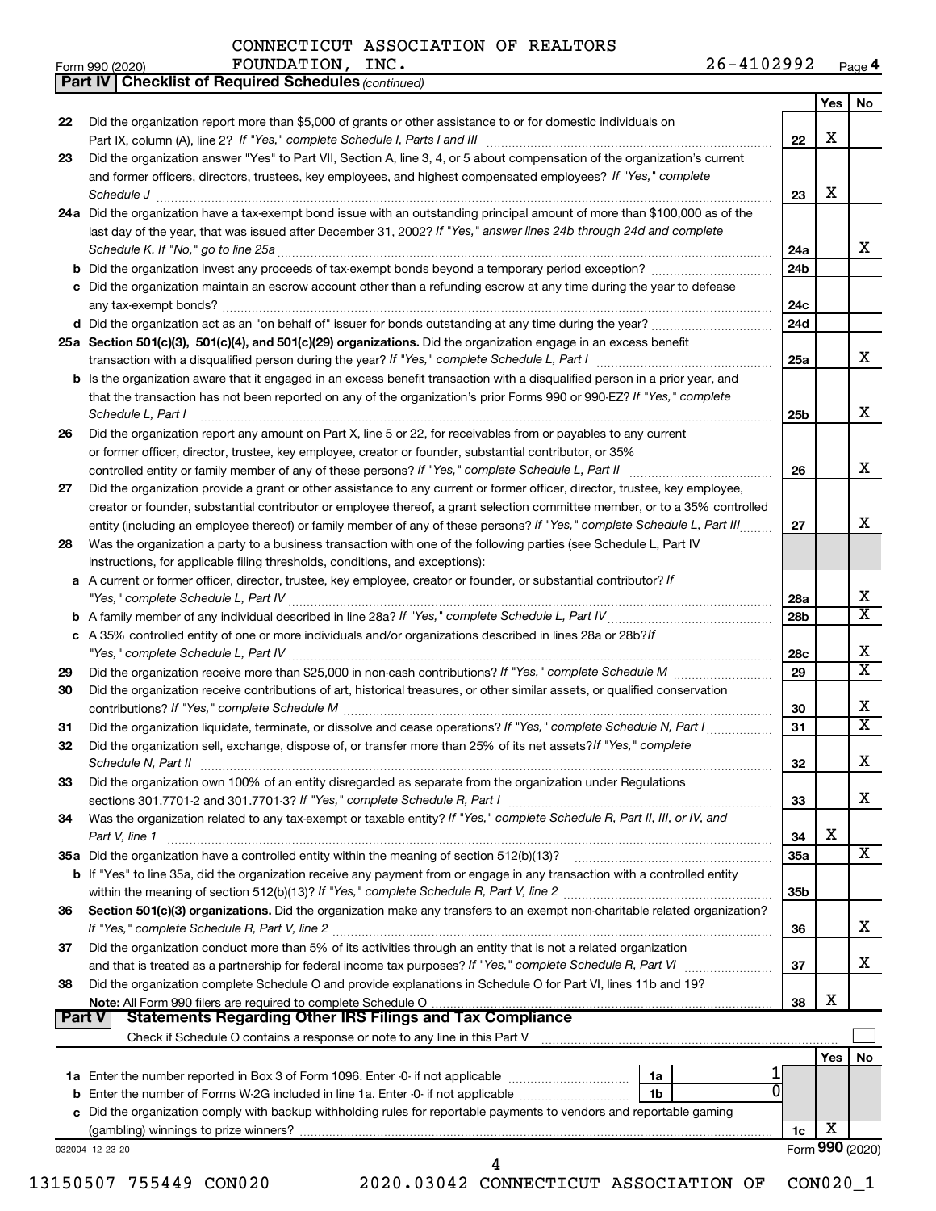CONNECTICUT ASSOCIATION OF REALTORS FOUNDATION, INC. 26-4102992

Form 990 (2020) Page 4

**Part IV | Checklist of Required Schedules** *(continued)*

| | | | Yes | No |
|---|---|---|---|---|
| 22 | Did the organization report more than $5,000 of grants or other assistance to or for domestic individuals on Part IX, column (A), line 2? *If "Yes," complete Schedule I, Parts I and III* | 22 | X | |
| 23 | Did the organization answer "Yes" to Part VII, Section A, line 3, 4, or 5 about compensation of the organization's current and former officers, directors, trustees, key employees, and highest compensated employees? *If "Yes," complete Schedule J* | 23 | X | |
| 24a | Did the organization have a tax-exempt bond issue with an outstanding principal amount of more than $100,000 as of the last day of the year, that was issued after December 31, 2002? *If "Yes," answer lines 24b through 24d and complete Schedule K. If "No," go to line 25a* | 24a | | X |
| b | Did the organization invest any proceeds of tax-exempt bonds beyond a temporary period exception? | 24b | | |
| c | Did the organization maintain an escrow account other than a refunding escrow at any time during the year to defease any tax-exempt bonds? | 24c | | |
| d | Did the organization act as an "on behalf of" issuer for bonds outstanding at any time during the year? | 24d | | |
| 25a | **Section 501(c)(3), 501(c)(4), and 501(c)(29) organizations.** Did the organization engage in an excess benefit transaction with a disqualified person during the year? *If "Yes," complete Schedule L, Part I* | 25a | | X |
| b | Is the organization aware that it engaged in an excess benefit transaction with a disqualified person in a prior year, and that the transaction has not been reported on any of the organization's prior Forms 990 or 990-EZ? *If "Yes," complete Schedule L, Part I* | 25b | | X |
| 26 | Did the organization report any amount on Part X, line 5 or 22, for receivables from or payables to any current or former officer, director, trustee, key employee, creator or founder, substantial contributor, or 35% controlled entity or family member of any of these persons? *If "Yes," complete Schedule L, Part II* | 26 | | X |
| 27 | Did the organization provide a grant or other assistance to any current or former officer, director, trustee, key employee, creator or founder, substantial contributor or employee thereof, a grant selection committee member, or to a 35% controlled entity (including an employee thereof) or family member of any of these persons? *If "Yes," complete Schedule L, Part III* | 27 | | X |
| 28 | Was the organization a party to a business transaction with one of the following parties (see Schedule L, Part IV instructions, for applicable filing thresholds, conditions, and exceptions): | | | |
| a | A current or former officer, director, trustee, key employee, creator or founder, or substantial contributor? *If "Yes," complete Schedule L, Part IV* | 28a | | X |
| b | A family member of any individual described in line 28a? *If "Yes," complete Schedule L, Part IV* | 28b | | X |
| c | A 35% controlled entity of one or more individuals and/or organizations described in lines 28a or 28b? *If "Yes," complete Schedule L, Part IV* | 28c | | X |
| 29 | Did the organization receive more than $25,000 in non-cash contributions? *If "Yes," complete Schedule M* | 29 | | X |
| 30 | Did the organization receive contributions of art, historical treasures, or other similar assets, or qualified conservation contributions? *If "Yes," complete Schedule M* | 30 | | X |
| 31 | Did the organization liquidate, terminate, or dissolve and cease operations? *If "Yes," complete Schedule N, Part I* | 31 | | X |
| 32 | Did the organization sell, exchange, dispose of, or transfer more than 25% of its net assets? *If "Yes," complete Schedule N, Part II* | 32 | | X |
| 33 | Did the organization own 100% of an entity disregarded as separate from the organization under Regulations sections 301.7701-2 and 301.7701-3? *If "Yes," complete Schedule R, Part I* | 33 | | X |
| 34 | Was the organization related to any tax-exempt or taxable entity? *If "Yes," complete Schedule R, Part II, III, or IV, and Part V, line 1* | 34 | X | |
| 35a | Did the organization have a controlled entity within the meaning of section 512(b)(13)? | 35a | | X |
| b | If "Yes" to line 35a, did the organization receive any payment from or engage in any transaction with a controlled entity within the meaning of section 512(b)(13)? *If "Yes," complete Schedule R, Part V, line 2* | 35b | | |
| 36 | **Section 501(c)(3) organizations.** Did the organization make any transfers to an exempt non-charitable related organization? *If "Yes," complete Schedule R, Part V, line 2* | 36 | | X |
| 37 | Did the organization conduct more than 5% of its activities through an entity that is not a related organization and that is treated as a partnership for federal income tax purposes? *If "Yes," complete Schedule R, Part VI* | 37 | | X |
| 38 | Did the organization complete Schedule O and provide explanations in Schedule O for Part VI, lines 11b and 19? **Note:** All Form 990 filers are required to complete Schedule O | 38 | X | |

**Part V | Statements Regarding Other IRS Filings and Tax Compliance**

Check if Schedule O contains a response or note to any line in this Part V ☐

| | | | | | Yes | No |
|---|---|---|---|---|---|---|
| 1a | Enter the number reported in Box 3 of Form 1096. Enter -0- if not applicable | 1a | 1 | | | |
| b | Enter the number of Forms W-2G included in line 1a. Enter -0- if not applicable | 1b | 0 | | | |
| c | Did the organization comply with backup withholding rules for reportable payments to vendors and reportable gaming (gambling) winnings to prize winners? | | | 1c | X | |

032004 12-23-20 Form **990** (2020)

13150507 755449 CON020 2020.03042 CONNECTICUT ASSOCIATION OF CON020_1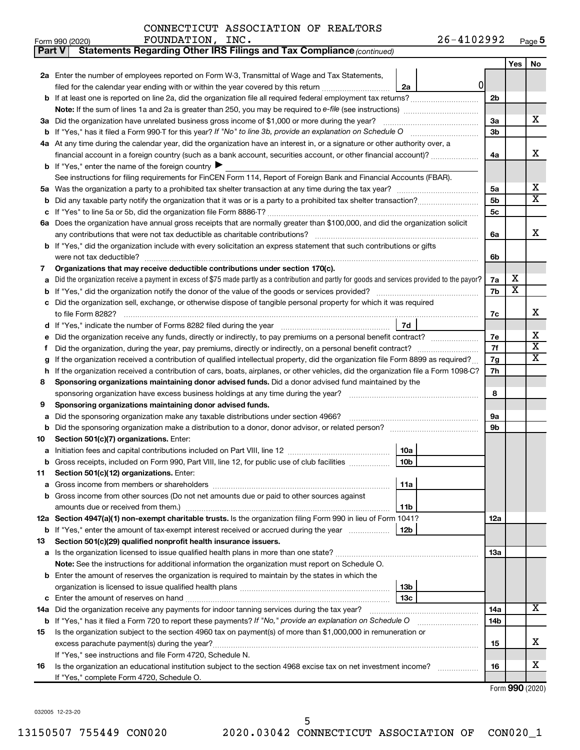CONNECTICUT ASSOCIATION OF REALTORS FOUNDATION, INC. 26-4102992

Form 990 (2020) Page **5**

**Part V | Statements Regarding Other IRS Filings and Tax Compliance** *(continued)*

| | | | | Yes | No |
|---|---|---|---|---|---|
| **2a** | Enter the number of employees reported on Form W-3, Transmittal of Wage and Tax Statements, filed for the calendar year ending with or within the year covered by this return | 2a 0 | | | |
| **b** | If at least one is reported on line 2a, did the organization file all required federal employment tax returns? | | 2b | | |
| | **Note:** If the sum of lines 1a and 2a is greater than 250, you may be required to *e-file* (see instructions) | | | | |
| **3a** | Did the organization have unrelated business gross income of $1,000 or more during the year? | | 3a | | X |
| **b** | If "Yes," has it filed a Form 990-T for this year? *If "No" to line 3b, provide an explanation on Schedule O* | | 3b | | |
| **4a** | At any time during the calendar year, did the organization have an interest in, or a signature or other authority over, a financial account in a foreign country (such as a bank account, securities account, or other financial account)? | | 4a | | X |
| **b** | If "Yes," enter the name of the foreign country ▶ | | | | |
| | See instructions for filing requirements for FinCEN Form 114, Report of Foreign Bank and Financial Accounts (FBAR). | | | | |
| **5a** | Was the organization a party to a prohibited tax shelter transaction at any time during the tax year? | | 5a | | X |
| **b** | Did any taxable party notify the organization that it was or is a party to a prohibited tax shelter transaction? | | 5b | | X |
| **c** | If "Yes" to line 5a or 5b, did the organization file Form 8886-T? | | 5c | | |
| **6a** | Does the organization have annual gross receipts that are normally greater than $100,000, and did the organization solicit any contributions that were not tax deductible as charitable contributions? | | 6a | | X |
| **b** | If "Yes," did the organization include with every solicitation an express statement that such contributions or gifts were not tax deductible? | | 6b | | |
| **7** | **Organizations that may receive deductible contributions under section 170(c).** | | | | |
| **a** | Did the organization receive a payment in excess of $75 made partly as a contribution and partly for goods and services provided to the payor? | | 7a | X | |
| **b** | If "Yes," did the organization notify the donor of the value of the goods or services provided? | | 7b | X | |
| **c** | Did the organization sell, exchange, or otherwise dispose of tangible personal property for which it was required to file Form 8282? | | 7c | | X |
| **d** | If "Yes," indicate the number of Forms 8282 filed during the year | 7d | | | |
| **e** | Did the organization receive any funds, directly or indirectly, to pay premiums on a personal benefit contract? | | 7e | | X |
| **f** | Did the organization, during the year, pay premiums, directly or indirectly, on a personal benefit contract? | | 7f | | X |
| **g** | If the organization received a contribution of qualified intellectual property, did the organization file Form 8899 as required? | | 7g | | X |
| **h** | If the organization received a contribution of cars, boats, airplanes, or other vehicles, did the organization file a Form 1098-C? | | 7h | | |
| **8** | **Sponsoring organizations maintaining donor advised funds.** Did a donor advised fund maintained by the sponsoring organization have excess business holdings at any time during the year? | | 8 | | |
| **9** | **Sponsoring organizations maintaining donor advised funds.** | | | | |
| **a** | Did the sponsoring organization make any taxable distributions under section 4966? | | 9a | | |
| **b** | Did the sponsoring organization make a distribution to a donor, donor advisor, or related person? | | 9b | | |
| **10** | **Section 501(c)(7) organizations.** Enter: | | | | |
| **a** | Initiation fees and capital contributions included on Part VIII, line 12 | 10a | | | |
| **b** | Gross receipts, included on Form 990, Part VIII, line 12, for public use of club facilities | 10b | | | |
| **11** | **Section 501(c)(12) organizations.** Enter: | | | | |
| **a** | Gross income from members or shareholders | 11a | | | |
| **b** | Gross income from other sources (Do not net amounts due or paid to other sources against amounts due or received from them.) | 11b | | | |
| **12a** | **Section 4947(a)(1) non-exempt charitable trusts.** Is the organization filing Form 990 in lieu of Form 1041? | | 12a | | |
| **b** | If "Yes," enter the amount of tax-exempt interest received or accrued during the year | 12b | | | |
| **13** | **Section 501(c)(29) qualified nonprofit health insurance issuers.** | | | | |
| **a** | Is the organization licensed to issue qualified health plans in more than one state? | | 13a | | |
| | **Note:** See the instructions for additional information the organization must report on Schedule O. | | | | |
| **b** | Enter the amount of reserves the organization is required to maintain by the states in which the organization is licensed to issue qualified health plans | 13b | | | |
| **c** | Enter the amount of reserves on hand | 13c | | | |
| **14a** | Did the organization receive any payments for indoor tanning services during the tax year? | | 14a | | X |
| **b** | If "Yes," has it filed a Form 720 to report these payments? *If "No," provide an explanation on Schedule O* | | 14b | | |
| **15** | Is the organization subject to the section 4960 tax on payment(s) of more than $1,000,000 in remuneration or excess parachute payment(s) during the year? | | 15 | | X |
| | If "Yes," see instructions and file Form 4720, Schedule N. | | | | |
| **16** | Is the organization an educational institution subject to the section 4968 excise tax on net investment income? | | 16 | | X |
| | If "Yes," complete Form 4720, Schedule O. | | | | |

Form **990** (2020)

032005 12-23-20

13150507 755449 CON020 2020.03042 CONNECTICUT ASSOCIATION OF CON020_1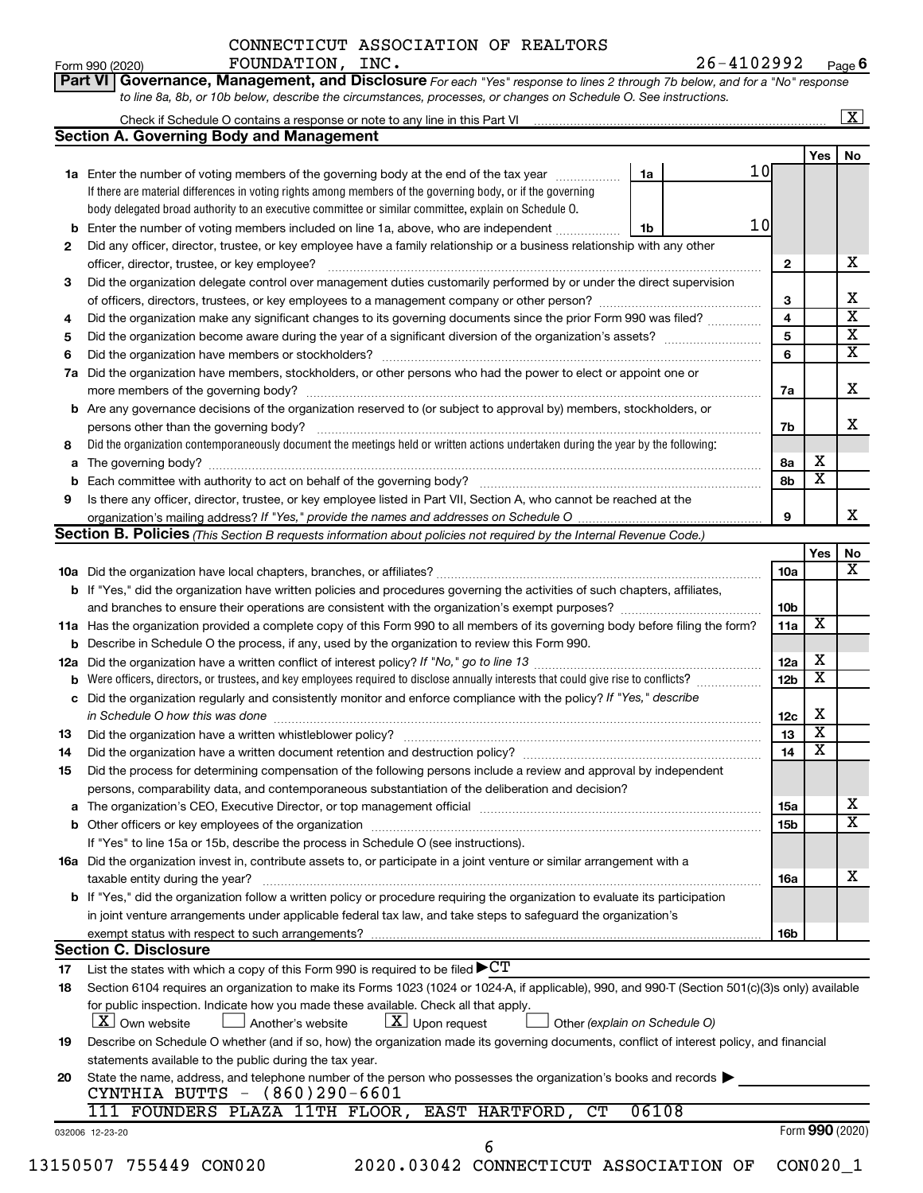CONNECTICUT ASSOCIATION OF REALTORS FOUNDATION, INC. 26-4102992

Form 990 (2020) Page 6

**Part VI Governance, Management, and Disclosure** *For each "Yes" response to lines 2 through 7b below, and for a "No" response to line 8a, 8b, or 10b below, describe the circumstances, processes, or changes on Schedule O. See instructions.*

Check if Schedule O contains a response or note to any line in this Part VI [X]

## Section A. Governing Body and Management

| | | | | Yes | No |
|---|---|---|---|---|---|
| **1a** | Enter the number of voting members of the governing body at the end of the tax year. If there are material differences in voting rights among members of the governing body, or if the governing body delegated broad authority to an executive committee or similar committee, explain on Schedule O. | 1a: 10 | | | |
| **b** | Enter the number of voting members included on line 1a, above, who are independent | 1b: 10 | | | |
| **2** | Did any officer, director, trustee, or key employee have a family relationship or a business relationship with any other officer, director, trustee, or key employee? | | 2 | | X |
| **3** | Did the organization delegate control over management duties customarily performed by or under the direct supervision of officers, directors, trustees, or key employees to a management company or other person? | | 3 | | X |
| **4** | Did the organization make any significant changes to its governing documents since the prior Form 990 was filed? | | 4 | | X |
| **5** | Did the organization become aware during the year of a significant diversion of the organization's assets? | | 5 | | X |
| **6** | Did the organization have members or stockholders? | | 6 | | X |
| **7a** | Did the organization have members, stockholders, or other persons who had the power to elect or appoint one or more members of the governing body? | | 7a | | X |
| **b** | Are any governance decisions of the organization reserved to (or subject to approval by) members, stockholders, or persons other than the governing body? | | 7b | | X |
| **8** | Did the organization contemporaneously document the meetings held or written actions undertaken during the year by the following: | | | | |
| **a** | The governing body? | | 8a | X | |
| **b** | Each committee with authority to act on behalf of the governing body? | | 8b | X | |
| **9** | Is there any officer, director, trustee, or key employee listed in Part VII, Section A, who cannot be reached at the organization's mailing address? *If "Yes," provide the names and addresses on Schedule O* | | 9 | | X |

## Section B. Policies *(This Section B requests information about policies not required by the Internal Revenue Code.)*

| | | | Yes | No |
|---|---|---|---|---|
| **10a** | Did the organization have local chapters, branches, or affiliates? | 10a | | X |
| **b** | If "Yes," did the organization have written policies and procedures governing the activities of such chapters, affiliates, and branches to ensure their operations are consistent with the organization's exempt purposes? | 10b | | |
| **11a** | Has the organization provided a complete copy of this Form 990 to all members of its governing body before filing the form? | 11a | X | |
| **b** | Describe in Schedule O the process, if any, used by the organization to review this Form 990. | | | |
| **12a** | Did the organization have a written conflict of interest policy? *If "No," go to line 13* | 12a | X | |
| **b** | Were officers, directors, or trustees, and key employees required to disclose annually interests that could give rise to conflicts? | 12b | X | |
| **c** | Did the organization regularly and consistently monitor and enforce compliance with the policy? *If "Yes," describe in Schedule O how this was done* | 12c | X | |
| **13** | Did the organization have a written whistleblower policy? | 13 | X | |
| **14** | Did the organization have a written document retention and destruction policy? | 14 | X | |
| **15** | Did the process for determining compensation of the following persons include a review and approval by independent persons, comparability data, and contemporaneous substantiation of the deliberation and decision? | | | |
| **a** | The organization's CEO, Executive Director, or top management official | 15a | | X |
| **b** | Other officers or key employees of the organization | 15b | | X |
| | If "Yes" to line 15a or 15b, describe the process in Schedule O (see instructions). | | | |
| **16a** | Did the organization invest in, contribute assets to, or participate in a joint venture or similar arrangement with a taxable entity during the year? | 16a | | X |
| **b** | If "Yes," did the organization follow a written policy or procedure requiring the organization to evaluate its participation in joint venture arrangements under applicable federal tax law, and take steps to safeguard the organization's exempt status with respect to such arrangements? | 16b | | |

## Section C. Disclosure

**17** List the states with which a copy of this Form 990 is required to be filed ▶ CT

**18** Section 6104 requires an organization to make its Forms 1023 (1024 or 1024-A, if applicable), 990, and 990-T (Section 501(c)(3)s only) available for public inspection. Indicate how you made these available. Check all that apply.

[X] Own website  [ ] Another's website  [X] Upon request  [ ] Other *(explain on Schedule O)*

**19** Describe on Schedule O whether (and if so, how) the organization made its governing documents, conflict of interest policy, and financial statements available to the public during the tax year.

**20** State the name, address, and telephone number of the person who possesses the organization's books and records ▶

CYNTHIA BUTTS - (860)290-6601
111 FOUNDERS PLAZA 11TH FLOOR, EAST HARTFORD, CT 06108

032006 12-23-20 Form **990** (2020)

13150507 755449 CON020 2020.03042 CONNECTICUT ASSOCIATION OF CON020_1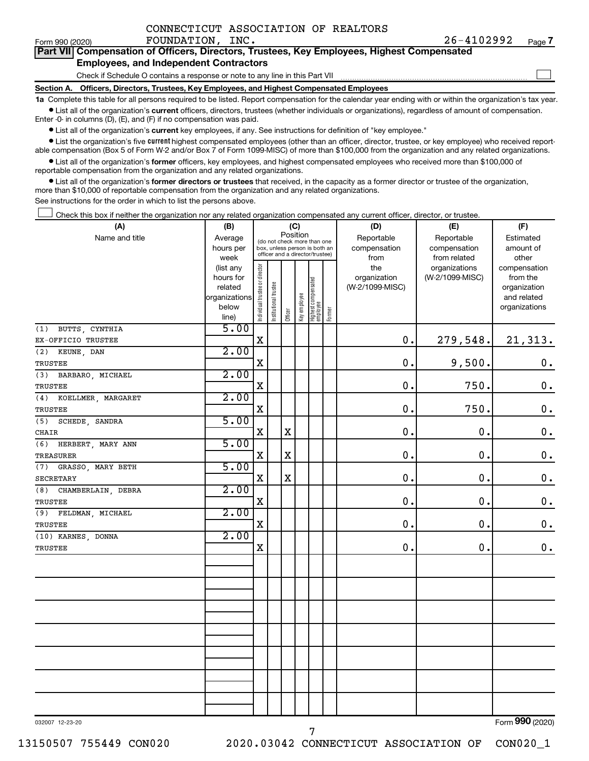CONNECTICUT ASSOCIATION OF REALTORS FOUNDATION, INC. 26-4102992

Form 990 (2020) Page 7

**Part VII Compensation of Officers, Directors, Trustees, Key Employees, Highest Compensated Employees, and Independent Contractors**

Check if Schedule O contains a response or note to any line in this Part VII

**Section A. Officers, Directors, Trustees, Key Employees, and Highest Compensated Employees**

**1a** Complete this table for all persons required to be listed. Report compensation for the calendar year ending with or within the organization's tax year.

- List all of the organization's **current** officers, directors, trustees (whether individuals or organizations), regardless of amount of compensation. Enter -0- in columns (D), (E), and (F) if no compensation was paid.
- List all of the organization's **current** key employees, if any. See instructions for definition of "key employee."
- List the organization's five **current** highest compensated employees (other than an officer, director, trustee, or key employee) who received reportable compensation (Box 5 of Form W-2 and/or Box 7 of Form 1099-MISC) of more than $100,000 from the organization and any related organizations.
- List all of the organization's **former** officers, key employees, and highest compensated employees who received more than $100,000 of reportable compensation from the organization and any related organizations.
- List all of the organization's **former directors or trustees** that received, in the capacity as a former director or trustee of the organization, more than $10,000 of reportable compensation from the organization and any related organizations.

See instructions for the order in which to list the persons above.

Check this box if neither the organization nor any related organization compensated any current officer, director, or trustee.

| (A) Name and title | (B) Average hours per week (list any hours for related organizations below line) | (C) Position: Individual trustee or director | Institutional trustee | Officer | Key employee | Highest compensated employee | Former | (D) Reportable compensation from the organization (W-2/1099-MISC) | (E) Reportable compensation from related organizations (W-2/1099-MISC) | (F) Estimated amount of other compensation from the organization and related organizations |
|---|---|---|---|---|---|---|---|---|---|---|
| (1) BUTTS, CYNTHIA<br>EX-OFFICIO TRUSTEE | 5.00 | X | | | | | | 0. | 279,548. | 21,313. |
| (2) KEUNE, DAN<br>TRUSTEE | 2.00 | X | | | | | | 0. | 9,500. | 0. |
| (3) BARBARO, MICHAEL<br>TRUSTEE | 2.00 | X | | | | | | 0. | 750. | 0. |
| (4) KOELLMER, MARGARET<br>TRUSTEE | 2.00 | X | | | | | | 0. | 750. | 0. |
| (5) SCHEDE, SANDRA<br>CHAIR | 5.00 | X | | X | | | | 0. | 0. | 0. |
| (6) HERBERT, MARY ANN<br>TREASURER | 5.00 | X | | X | | | | 0. | 0. | 0. |
| (7) GRASSO, MARY BETH<br>SECRETARY | 5.00 | X | | X | | | | 0. | 0. | 0. |
| (8) CHAMBERLAIN, DEBRA<br>TRUSTEE | 2.00 | X | | | | | | 0. | 0. | 0. |
| (9) FELDMAN, MICHAEL<br>TRUSTEE | 2.00 | X | | | | | | 0. | 0. | 0. |
| (10) KARNES, DONNA<br>TRUSTEE | 2.00 | X | | | | | | 0. | 0. | 0. |

032007 12-23-20

Form **990** (2020)

13150507 755449 CON020 2020.03042 CONNECTICUT ASSOCIATION OF CON020_1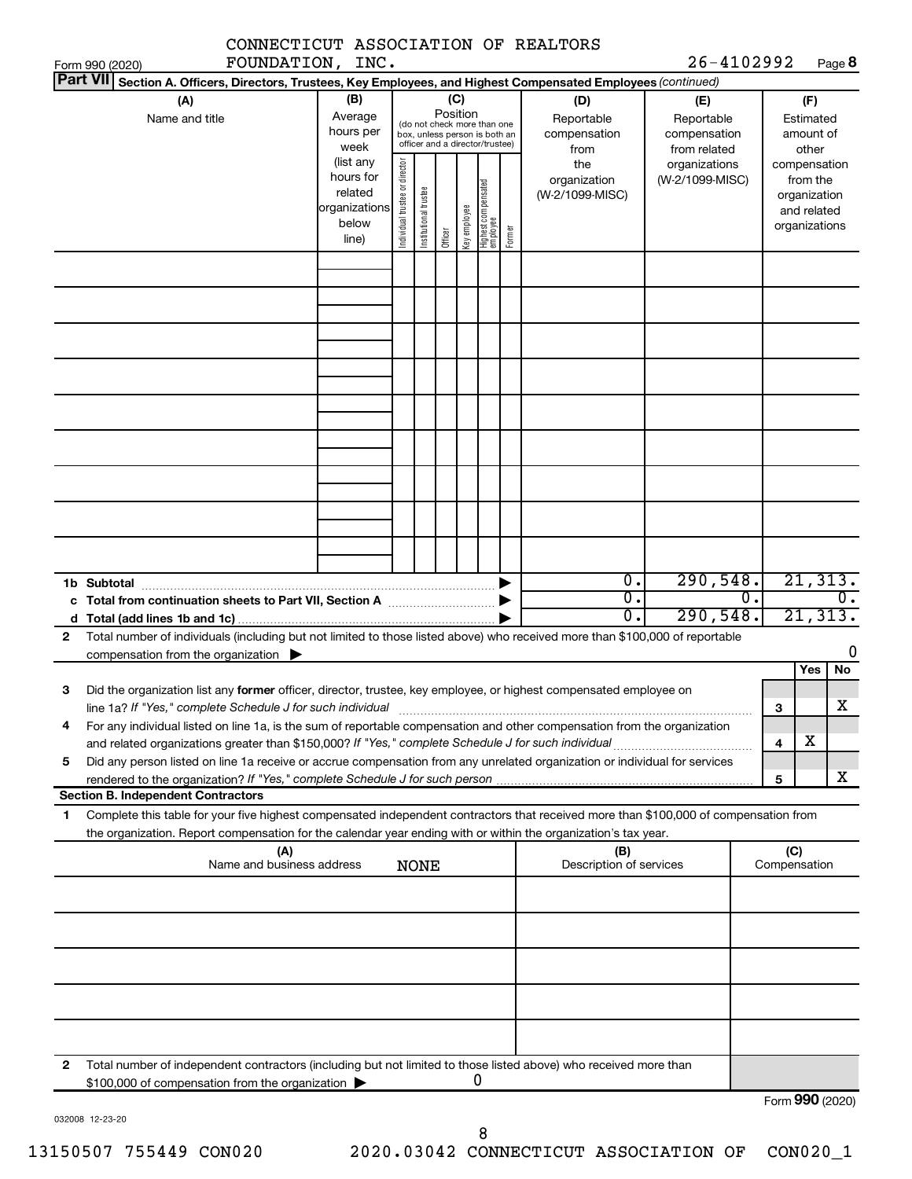CONNECTICUT ASSOCIATION OF REALTORS FOUNDATION, INC. 26-4102992

Form 990 (2020) Page **8**

**Part VII** Section A. Officers, Directors, Trustees, Key Employees, and Highest Compensated Employees *(continued)*

| (A) Name and title | (B) Average hours per week (list any hours for related organizations below line) | (C) Position (do not check more than one box, unless person is both an officer and a director/trustee): Individual trustee or director | Institutional trustee | Officer | Key employee | Highest compensated employee | Former | (D) Reportable compensation from the organization (W-2/1099-MISC) | (E) Reportable compensation from related organizations (W-2/1099-MISC) | (F) Estimated amount of other compensation from the organization and related organizations |
|---|---|---|---|---|---|---|---|---|---|---|
| | | | | | | | | | | |
| | | | | | | | | | | |
| | | | | | | | | | | |
| | | | | | | | | | | |
| | | | | | | | | | | |
| | | | | | | | | | | |
| | | | | | | | | | | |
| | | | | | | | | | | |
| | | | | | | | | | | |
| **1b Subtotal** | | | | | | | | 0. | 290,548. | 21,313. |
| **c Total from continuation sheets to Part VII, Section A** | | | | | | | | 0. | 0. | 0. |
| **d Total (add lines 1b and 1c)** | | | | | | | | 0. | 290,548. | 21,313. |

**2** Total number of individuals (including but not limited to those listed above) who received more than $100,000 of reportable compensation from the organization ▶ 0

| | | | Yes | No |
|---|---|---|---|---|
| **3** | Did the organization list any **former** officer, director, trustee, key employee, or highest compensated employee on line 1a? *If "Yes," complete Schedule J for such individual* | 3 | | X |
| **4** | For any individual listed on line 1a, is the sum of reportable compensation and other compensation from the organization and related organizations greater than $150,000? *If "Yes," complete Schedule J for such individual* | 4 | X | |
| **5** | Did any person listed on line 1a receive or accrue compensation from any unrelated organization or individual for services rendered to the organization? *If "Yes," complete Schedule J for such person* | 5 | | X |

**Section B. Independent Contractors**

**1** Complete this table for your five highest compensated independent contractors that received more than $100,000 of compensation from the organization. Report compensation for the calendar year ending with or within the organization's tax year.

| (A) Name and business address | (B) Description of services | (C) Compensation |
|---|---|---|
| NONE | | |
| | | |
| | | |
| | | |
| | | |

**2** Total number of independent contractors (including but not limited to those listed above) who received more than $100,000 of compensation from the organization ▶ 0

Form **990** (2020)

032008 12-23-20

13150507 755449 CON020 2020.03042 CONNECTICUT ASSOCIATION OF CON020_1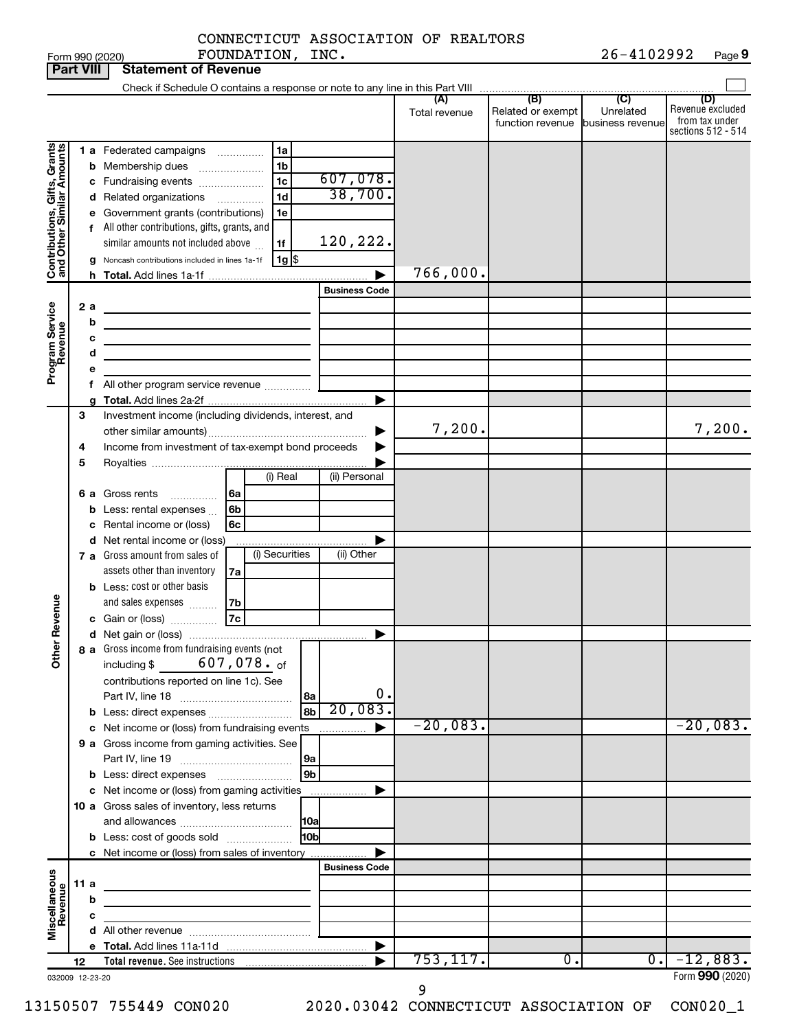CONNECTICUT ASSOCIATION OF REALTORS FOUNDATION, INC. 26-4102992

Form 990 (2020) Page 9

## Part VIII Statement of Revenue

Check if Schedule O contains a response or note to any line in this Part VIII

| | | | (A) Total revenue | (B) Related or exempt function revenue | (C) Unrelated business revenue | (D) Revenue excluded from tax under sections 512 - 514 |
|---|---|---|---|---|---|---|
| **Contributions, Gifts, Grants and Other Similar Amounts** | 1a Federated campaigns | 1a | | | | |
| | b Membership dues | 1b | | | | |
| | c Fundraising events | 1c 607,078. | | | | |
| | d Related organizations | 1d 38,700. | | | | |
| | e Government grants (contributions) | 1e | | | | |
| | f All other contributions, gifts, grants, and similar amounts not included above | 1f 120,222. | | | | |
| | g Noncash contributions included in lines 1a-1f | 1g $ | | | | |
| | h Total. Add lines 1a-1f | | 766,000. | | | |
| **Program Service Revenue** | | Business Code | | | | |
| | 2a | | | | | |
| | b | | | | | |
| | c | | | | | |
| | d | | | | | |
| | e | | | | | |
| | f All other program service revenue | | | | | |
| | g Total. Add lines 2a-2f | | | | | |
| **Other Revenue** | 3 Investment income (including dividends, interest, and other similar amounts) | | 7,200. | | | 7,200. |
| | 4 Income from investment of tax-exempt bond proceeds | | | | | |
| | 5 Royalties | | | | | |
| | | (i) Real / (ii) Personal | | | | |
| | 6a Gross rents | 6a | | | | |
| | b Less: rental expenses | 6b | | | | |
| | c Rental income or (loss) | 6c | | | | |
| | d Net rental income or (loss) | | | | | |
| | | (i) Securities / (ii) Other | | | | |
| | 7a Gross amount from sales of assets other than inventory | 7a | | | | |
| | b Less: cost or other basis and sales expenses | 7b | | | | |
| | c Gain or (loss) | 7c | | | | |
| | d Net gain or (loss) | | | | | |
| | 8a Gross income from fundraising events (not including $ 607,078. of contributions reported on line 1c). See Part IV, line 18 | 8a 0. | | | | |
| | b Less: direct expenses | 8b 20,083. | | | | |
| | c Net income or (loss) from fundraising events | | -20,083. | | | -20,083. |
| | 9a Gross income from gaming activities. See Part IV, line 19 | 9a | | | | |
| | b Less: direct expenses | 9b | | | | |
| | c Net income or (loss) from gaming activities | | | | | |
| | 10a Gross sales of inventory, less returns and allowances | 10a | | | | |
| | b Less: cost of goods sold | 10b | | | | |
| | c Net income or (loss) from sales of inventory | | | | | |
| **Miscellaneous Revenue** | | Business Code | | | | |
| | 11a | | | | | |
| | b | | | | | |
| | c | | | | | |
| | d All other revenue | | | | | |
| | e Total. Add lines 11a-11d | | | | | |
| | 12 Total revenue. See instructions | | 753,117. | 0. | 0. | -12,883. |

032009 12-23-20

Form 990 (2020)

13150507 755449 CON020 2020.03042 CONNECTICUT ASSOCIATION OF CON020_1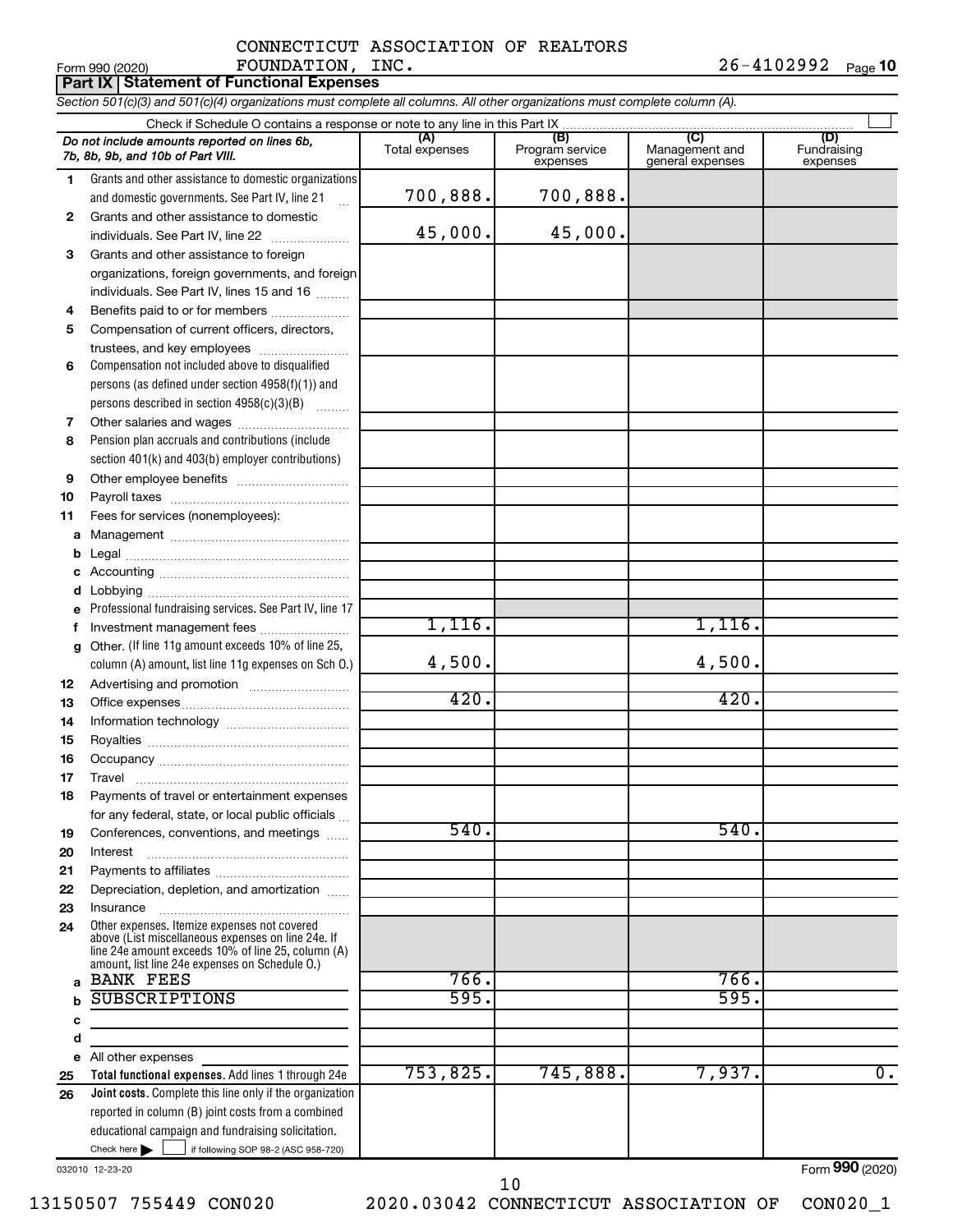CONNECTICUT ASSOCIATION OF REALTORS FOUNDATION, INC. 26-4102992

## Part IX Statement of Functional Expenses

*Section 501(c)(3) and 501(c)(4) organizations must complete all columns. All other organizations must complete column (A).*

Check if Schedule O contains a response or note to any line in this Part IX

| | *Do not include amounts reported on lines 6b, 7b, 8b, 9b, and 10b of Part VIII.* | (A) Total expenses | (B) Program service expenses | (C) Management and general expenses | (D) Fundraising expenses |
|---|---|---|---|---|---|
| 1 | Grants and other assistance to domestic organizations and domestic governments. See Part IV, line 21 | 700,888. | 700,888. | | |
| 2 | Grants and other assistance to domestic individuals. See Part IV, line 22 | 45,000. | 45,000. | | |
| 3 | Grants and other assistance to foreign organizations, foreign governments, and foreign individuals. See Part IV, lines 15 and 16 | | | | |
| 4 | Benefits paid to or for members | | | | |
| 5 | Compensation of current officers, directors, trustees, and key employees | | | | |
| 6 | Compensation not included above to disqualified persons (as defined under section 4958(f)(1)) and persons described in section 4958(c)(3)(B) | | | | |
| 7 | Other salaries and wages | | | | |
| 8 | Pension plan accruals and contributions (include section 401(k) and 403(b) employer contributions) | | | | |
| 9 | Other employee benefits | | | | |
| 10 | Payroll taxes | | | | |
| 11 | Fees for services (nonemployees): | | | | |
| a | Management | | | | |
| b | Legal | | | | |
| c | Accounting | | | | |
| d | Lobbying | | | | |
| e | Professional fundraising services. See Part IV, line 17 | | | | |
| f | Investment management fees | 1,116. | | 1,116. | |
| g | Other. (If line 11g amount exceeds 10% of line 25, column (A) amount, list line 11g expenses on Sch O.) | 4,500. | | 4,500. | |
| 12 | Advertising and promotion | | | | |
| 13 | Office expenses | 420. | | 420. | |
| 14 | Information technology | | | | |
| 15 | Royalties | | | | |
| 16 | Occupancy | | | | |
| 17 | Travel | | | | |
| 18 | Payments of travel or entertainment expenses for any federal, state, or local public officials | | | | |
| 19 | Conferences, conventions, and meetings | 540. | | 540. | |
| 20 | Interest | | | | |
| 21 | Payments to affiliates | | | | |
| 22 | Depreciation, depletion, and amortization | | | | |
| 23 | Insurance | | | | |
| 24 | Other expenses. Itemize expenses not covered above (List miscellaneous expenses on line 24e. If line 24e amount exceeds 10% of line 25, column (A) amount, list line 24e expenses on Schedule O.) | | | | |
| a | BANK FEES | 766. | | 766. | |
| b | SUBSCRIPTIONS | 595. | | 595. | |
| c | | | | | |
| d | | | | | |
| e | All other expenses | | | | |
| 25 | **Total functional expenses.** Add lines 1 through 24e | 753,825. | 745,888. | 7,937. | 0. |
| 26 | **Joint costs.** Complete this line only if the organization reported in column (B) joint costs from a combined educational campaign and fundraising solicitation. Check here ☐ if following SOP 98-2 (ASC 958-720) | | | | |

032010 12-23-20

Form **990** (2020)

13150507 755449 CON020 2020.03042 CONNECTICUT ASSOCIATION OF CON020_1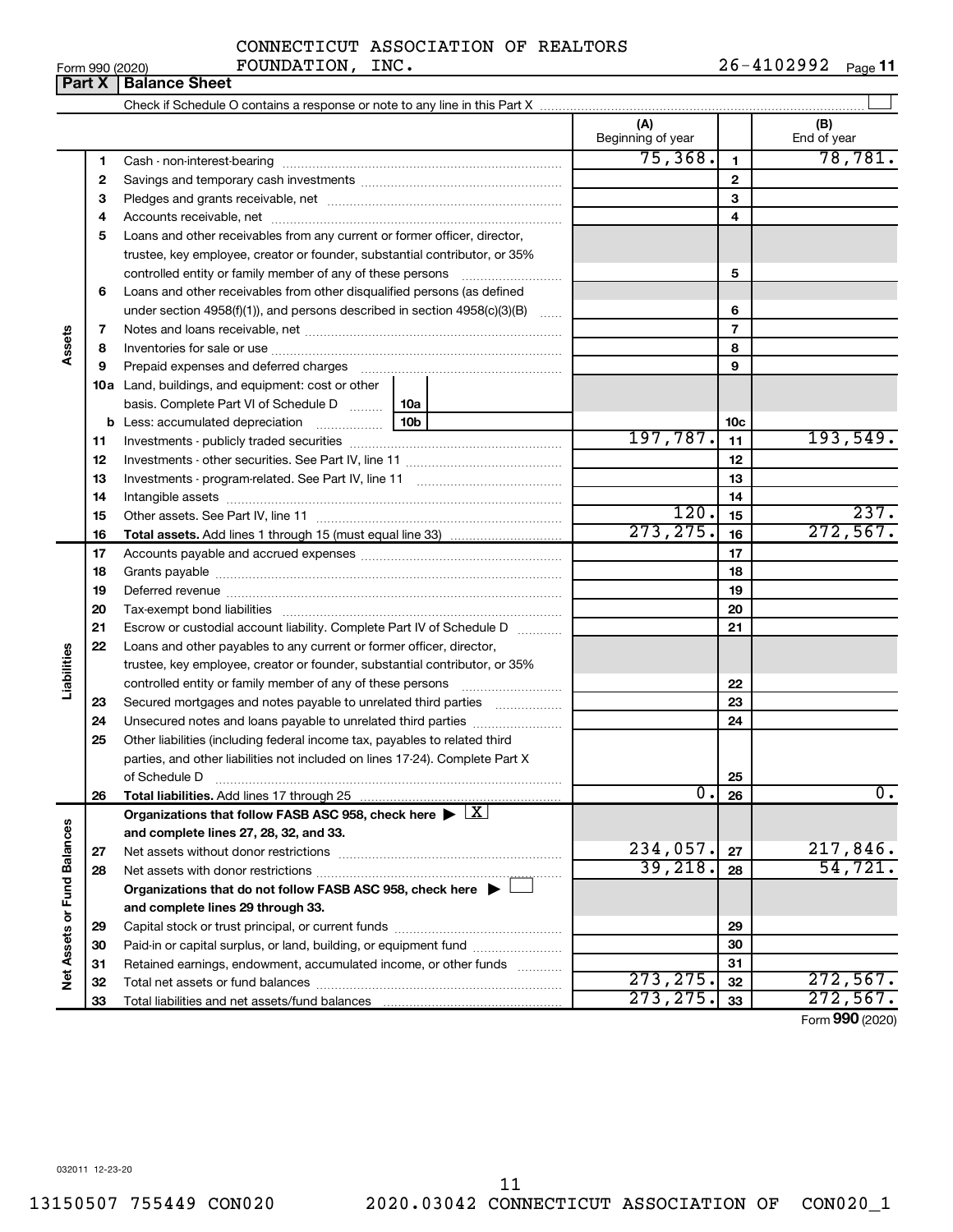CONNECTICUT ASSOCIATION OF REALTORS FOUNDATION, INC.

Form 990 (2020) 26-4102992 Page 11

**Part X | Balance Sheet**

Check if Schedule O contains a response or note to any line in this Part X ☐

| | | | (A) Beginning of year | | (B) End of year |
|---|---|---|---|---|---|
| Assets | 1 | Cash - non-interest-bearing | 75,368. | 1 | 78,781. |
| | 2 | Savings and temporary cash investments | | 2 | |
| | 3 | Pledges and grants receivable, net | | 3 | |
| | 4 | Accounts receivable, net | | 4 | |
| | 5 | Loans and other receivables from any current or former officer, director, trustee, key employee, creator or founder, substantial contributor, or 35% controlled entity or family member of any of these persons | | 5 | |
| | 6 | Loans and other receivables from other disqualified persons (as defined under section 4958(f)(1)), and persons described in section 4958(c)(3)(B) | | 6 | |
| | 7 | Notes and loans receivable, net | | 7 | |
| | 8 | Inventories for sale or use | | 8 | |
| | 9 | Prepaid expenses and deferred charges | | 9 | |
| | 10a | Land, buildings, and equipment: cost or other basis. Complete Part VI of Schedule D 10a | | | |
| | b | Less: accumulated depreciation 10b | | 10c | |
| | 11 | Investments - publicly traded securities | 197,787. | 11 | 193,549. |
| | 12 | Investments - other securities. See Part IV, line 11 | | 12 | |
| | 13 | Investments - program-related. See Part IV, line 11 | | 13 | |
| | 14 | Intangible assets | | 14 | |
| | 15 | Other assets. See Part IV, line 11 | 120. | 15 | 237. |
| | 16 | **Total assets.** Add lines 1 through 15 (must equal line 33) | 273,275. | 16 | 272,567. |
| Liabilities | 17 | Accounts payable and accrued expenses | | 17 | |
| | 18 | Grants payable | | 18 | |
| | 19 | Deferred revenue | | 19 | |
| | 20 | Tax-exempt bond liabilities | | 20 | |
| | 21 | Escrow or custodial account liability. Complete Part IV of Schedule D | | 21 | |
| | 22 | Loans and other payables to any current or former officer, director, trustee, key employee, creator or founder, substantial contributor, or 35% controlled entity or family member of any of these persons | | 22 | |
| | 23 | Secured mortgages and notes payable to unrelated third parties | | 23 | |
| | 24 | Unsecured notes and loans payable to unrelated third parties | | 24 | |
| | 25 | Other liabilities (including federal income tax, payables to related third parties, and other liabilities not included on lines 17-24). Complete Part X of Schedule D | | 25 | |
| | 26 | **Total liabilities.** Add lines 17 through 25 | 0. | 26 | 0. |
| Net Assets or Fund Balances | | **Organizations that follow FASB ASC 958, check here ▶ ☒ and complete lines 27, 28, 32, and 33.** | | | |
| | 27 | Net assets without donor restrictions | 234,057. | 27 | 217,846. |
| | 28 | Net assets with donor restrictions | 39,218. | 28 | 54,721. |
| | | **Organizations that do not follow FASB ASC 958, check here ▶ ☐ and complete lines 29 through 33.** | | | |
| | 29 | Capital stock or trust principal, or current funds | | 29 | |
| | 30 | Paid-in or capital surplus, or land, building, or equipment fund | | 30 | |
| | 31 | Retained earnings, endowment, accumulated income, or other funds | | 31 | |
| | 32 | Total net assets or fund balances | 273,275. | 32 | 272,567. |
| | 33 | Total liabilities and net assets/fund balances | 273,275. | 33 | 272,567. |

Form **990** (2020)

032011 12-23-20

13150507 755449 CON020 2020.03042 CONNECTICUT ASSOCIATION OF CON020_1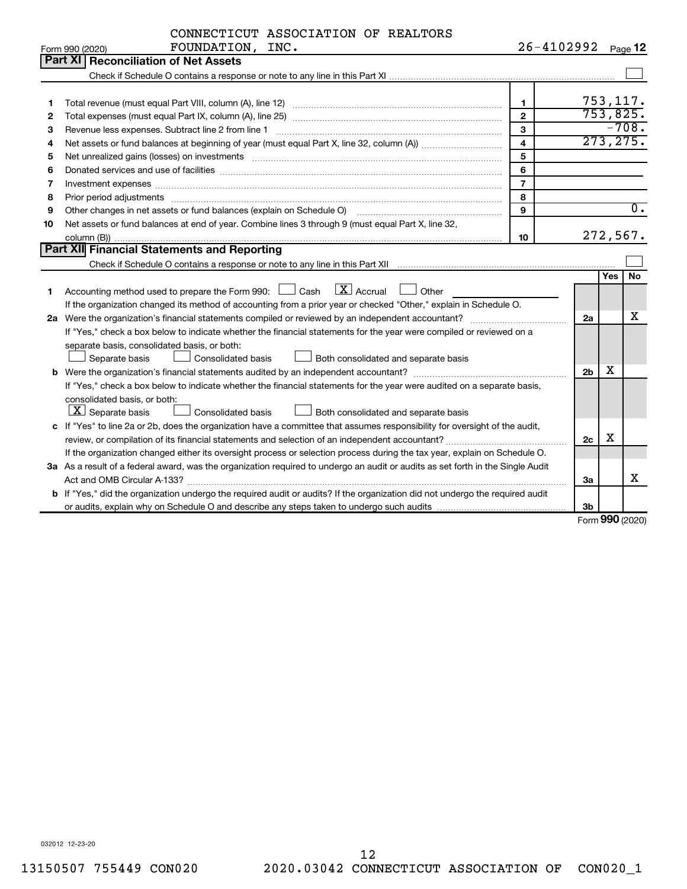CONNECTICUT ASSOCIATION OF REALTORS FOUNDATION, INC. 26-4102992

Form 990 (2020)

## Part XI Reconciliation of Net Assets

Check if Schedule O contains a response or note to any line in this Part XI ☐

| | | | |
|---|---|---|---|
| 1 | Total revenue (must equal Part VIII, column (A), line 12) | 1 | 753,117. |
| 2 | Total expenses (must equal Part IX, column (A), line 25) | 2 | 753,825. |
| 3 | Revenue less expenses. Subtract line 2 from line 1 | 3 | -708. |
| 4 | Net assets or fund balances at beginning of year (must equal Part X, line 32, column (A)) | 4 | 273,275. |
| 5 | Net unrealized gains (losses) on investments | 5 | |
| 6 | Donated services and use of facilities | 6 | |
| 7 | Investment expenses | 7 | |
| 8 | Prior period adjustments | 8 | |
| 9 | Other changes in net assets or fund balances (explain on Schedule O) | 9 | 0. |
| 10 | Net assets or fund balances at end of year. Combine lines 3 through 9 (must equal Part X, line 32, column (B)) | 10 | 272,567. |

## Part XII Financial Statements and Reporting

Check if Schedule O contains a response or note to any line in this Part XII ☐

| | | | Yes | No |
|---|---|---|---|---|
| 1 | Accounting method used to prepare the Form 990: ☐ Cash ☒ Accrual ☐ Other<br>If the organization changed its method of accounting from a prior year or checked "Other," explain in Schedule O. | | | |
| 2a | Were the organization's financial statements compiled or reviewed by an independent accountant?<br>If "Yes," check a box below to indicate whether the financial statements for the year were compiled or reviewed on a separate basis, consolidated basis, or both:<br>☐ Separate basis ☐ Consolidated basis ☐ Both consolidated and separate basis | 2a | | X |
| b | Were the organization's financial statements audited by an independent accountant?<br>If "Yes," check a box below to indicate whether the financial statements for the year were audited on a separate basis, consolidated basis, or both:<br>☒ Separate basis ☐ Consolidated basis ☐ Both consolidated and separate basis | 2b | X | |
| c | If "Yes" to line 2a or 2b, does the organization have a committee that assumes responsibility for oversight of the audit, review, or compilation of its financial statements and selection of an independent accountant?<br>If the organization changed either its oversight process or selection process during the tax year, explain on Schedule O. | 2c | X | |
| 3a | As a result of a federal award, was the organization required to undergo an audit or audits as set forth in the Single Audit Act and OMB Circular A-133? | 3a | | X |
| b | If "Yes," did the organization undergo the required audit or audits? If the organization did not undergo the required audit or audits, explain why on Schedule O and describe any steps taken to undergo such audits | 3b | | |

Form **990** (2020)

032012 12-23-20

13150507 755449 CON020 2020.03042 CONNECTICUT ASSOCIATION OF CON020_1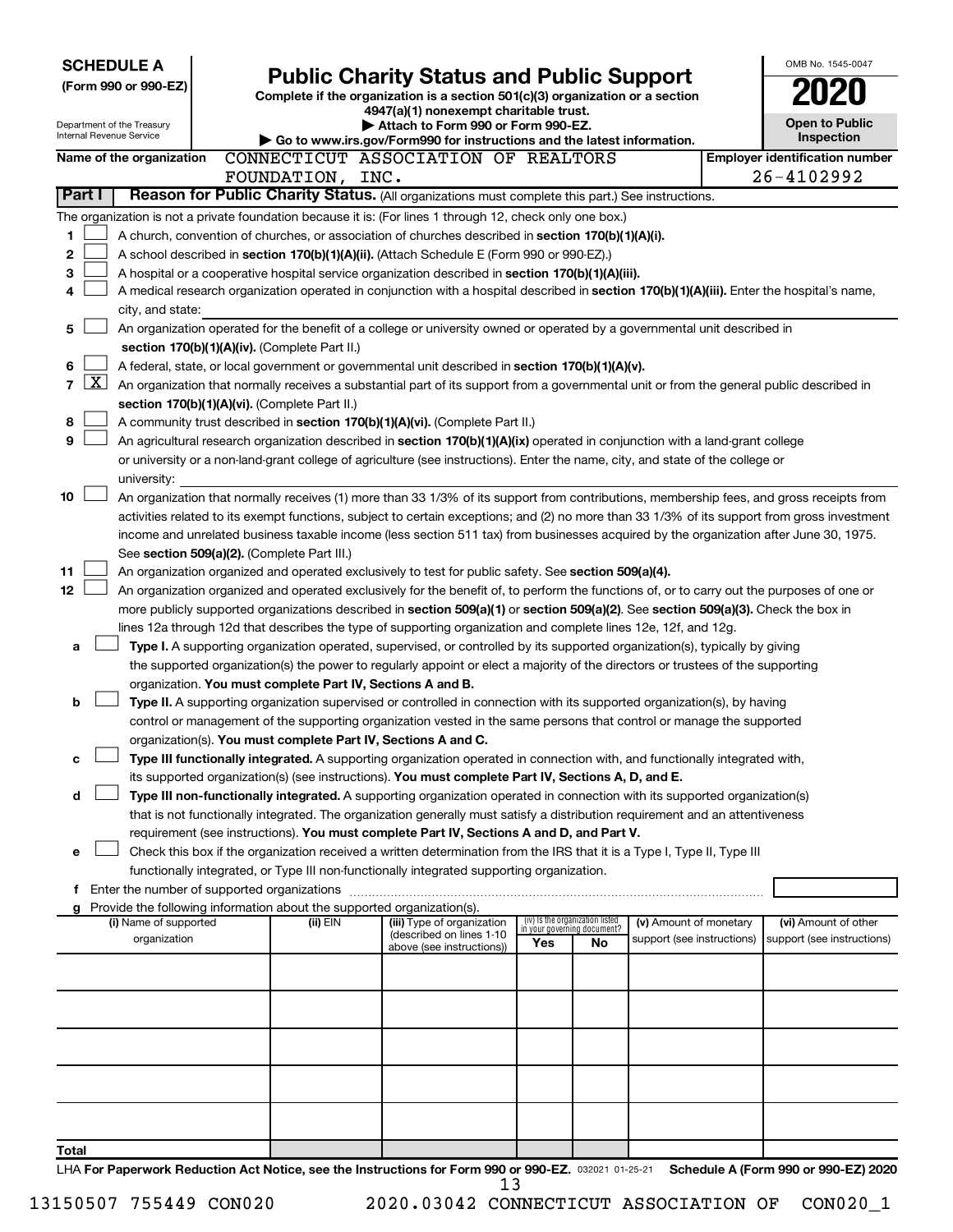**SCHEDULE A**
**(Form 990 or 990-EZ)**

Department of the Treasury
Internal Revenue Service

# Public Charity Status and Public Support

**Complete if the organization is a section 501(c)(3) organization or a section 4947(a)(1) nonexempt charitable trust.**
**▶ Attach to Form 990 or Form 990-EZ.**
**▶ Go to www.irs.gov/Form990 for instructions and the latest information.**

OMB No. 1545-0047
**2020**
**Open to Public Inspection**

**Name of the organization** CONNECTICUT ASSOCIATION OF REALTORS FOUNDATION, INC.
**Employer identification number** 26-4102992

## Part I Reason for Public Charity Status. (All organizations must complete this part.) See instructions.

The organization is not a private foundation because it is: (For lines 1 through 12, check only one box.)

1. ☐ A church, convention of churches, or association of churches described in **section 170(b)(1)(A)(i).**
2. ☐ A school described in **section 170(b)(1)(A)(ii).** (Attach Schedule E (Form 990 or 990-EZ).)
3. ☐ A hospital or a cooperative hospital service organization described in **section 170(b)(1)(A)(iii).**
4. ☐ A medical research organization operated in conjunction with a hospital described in **section 170(b)(1)(A)(iii).** Enter the hospital's name, city, and state:
5. ☐ An organization operated for the benefit of a college or university owned or operated by a governmental unit described in **section 170(b)(1)(A)(iv).** (Complete Part II.)
6. ☐ A federal, state, or local government or governmental unit described in **section 170(b)(1)(A)(v).**
7. ☒ An organization that normally receives a substantial part of its support from a governmental unit or from the general public described in **section 170(b)(1)(A)(vi).** (Complete Part II.)
8. ☐ A community trust described in **section 170(b)(1)(A)(vi).** (Complete Part II.)
9. ☐ An agricultural research organization described in **section 170(b)(1)(A)(ix)** operated in conjunction with a land-grant college or university or a non-land-grant college of agriculture (see instructions). Enter the name, city, and state of the college or university:
10. ☐ An organization that normally receives (1) more than 33 1/3% of its support from contributions, membership fees, and gross receipts from activities related to its exempt functions, subject to certain exceptions; and (2) no more than 33 1/3% of its support from gross investment income and unrelated business taxable income (less section 511 tax) from businesses acquired by the organization after June 30, 1975. See **section 509(a)(2).** (Complete Part III.)
11. ☐ An organization organized and operated exclusively to test for public safety. See **section 509(a)(4).**
12. ☐ An organization organized and operated exclusively for the benefit of, to perform the functions of, or to carry out the purposes of one or more publicly supported organizations described in **section 509(a)(1)** or **section 509(a)(2).** See **section 509(a)(3).** Check the box in lines 12a through 12d that describes the type of supporting organization and complete lines 12e, 12f, and 12g.
   - **a** ☐ **Type I.** A supporting organization operated, supervised, or controlled by its supported organization(s), typically by giving the supported organization(s) the power to regularly appoint or elect a majority of the directors or trustees of the supporting organization. **You must complete Part IV, Sections A and B.**
   - **b** ☐ **Type II.** A supporting organization supervised or controlled in connection with its supported organization(s), by having control or management of the supporting organization vested in the same persons that control or manage the supported organization(s). **You must complete Part IV, Sections A and C.**
   - **c** ☐ **Type III functionally integrated.** A supporting organization operated in connection with, and functionally integrated with, its supported organization(s) (see instructions). **You must complete Part IV, Sections A, D, and E.**
   - **d** ☐ **Type III non-functionally integrated.** A supporting organization operated in connection with its supported organization(s) that is not functionally integrated. The organization generally must satisfy a distribution requirement and an attentiveness requirement (see instructions). **You must complete Part IV, Sections A and D, and Part V.**
   - **e** ☐ Check this box if the organization received a written determination from the IRS that it is a Type I, Type II, Type III functionally integrated, or Type III non-functionally integrated supporting organization.
   - **f** Enter the number of supported organizations
   - **g** Provide the following information about the supported organization(s).

| (i) Name of supported organization | (ii) EIN | (iii) Type of organization (described on lines 1-10 above (see instructions)) | (iv) Is the organization listed in your governing document? Yes | No | (v) Amount of monetary support (see instructions) | (vi) Amount of other support (see instructions) |
|---|---|---|---|---|---|---|
| | | | | | | |
| | | | | | | |
| | | | | | | |
| | | | | | | |
| | | | | | | |
| **Total** | | | | | | |

LHA **For Paperwork Reduction Act Notice, see the Instructions for Form 990 or 990-EZ.** 032021 01-25-21 **Schedule A (Form 990 or 990-EZ) 2020**

13150507 755449 CON020 2020.03042 CONNECTICUT ASSOCIATION OF CON020_1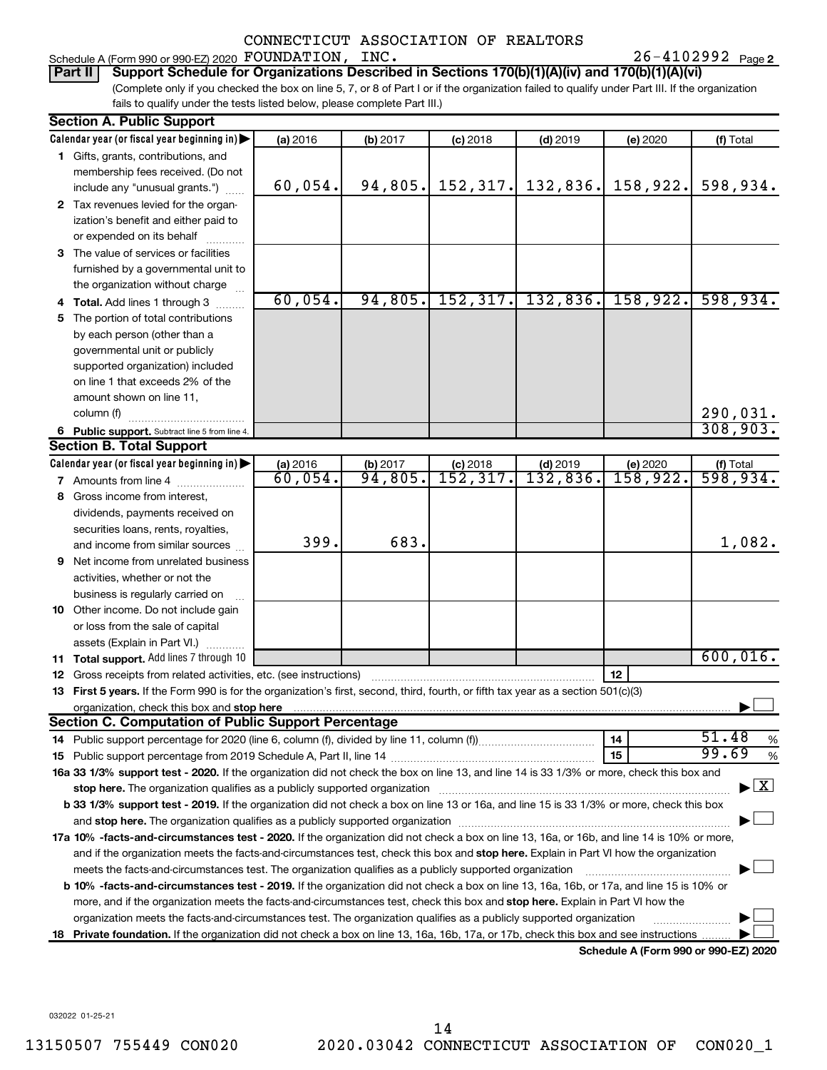CONNECTICUT ASSOCIATION OF REALTORS

Schedule A (Form 990 or 990-EZ) 2020 FOUNDATION, INC. 26-4102992 Page 2

**Part II** **Support Schedule for Organizations Described in Sections 170(b)(1)(A)(iv) and 170(b)(1)(A)(vi)**

(Complete only if you checked the box on line 5, 7, or 8 of Part I or if the organization failed to qualify under Part III. If the organization fails to qualify under the tests listed below, please complete Part III.)

### Section A. Public Support

| Calendar year (or fiscal year beginning in) ▶ | (a) 2016 | (b) 2017 | (c) 2018 | (d) 2019 | (e) 2020 | (f) Total |
|---|---|---|---|---|---|---|
| **1** Gifts, grants, contributions, and membership fees received. (Do not include any "unusual grants.") | 60,054. | 94,805. | 152,317. | 132,836. | 158,922. | 598,934. |
| **2** Tax revenues levied for the organization's benefit and either paid to or expended on its behalf | | | | | | |
| **3** The value of services or facilities furnished by a governmental unit to the organization without charge | | | | | | |
| **4 Total.** Add lines 1 through 3 | 60,054. | 94,805. | 152,317. | 132,836. | 158,922. | 598,934. |
| **5** The portion of total contributions by each person (other than a governmental unit or publicly supported organization) included on line 1 that exceeds 2% of the amount shown on line 11, column (f) | | | | | | 290,031. |
| **6 Public support.** Subtract line 5 from line 4. | | | | | | 308,903. |

### Section B. Total Support

| Calendar year (or fiscal year beginning in) ▶ | (a) 2016 | (b) 2017 | (c) 2018 | (d) 2019 | (e) 2020 | (f) Total |
|---|---|---|---|---|---|---|
| **7** Amounts from line 4 | 60,054. | 94,805. | 152,317. | 132,836. | 158,922. | 598,934. |
| **8** Gross income from interest, dividends, payments received on securities loans, rents, royalties, and income from similar sources | 399. | 683. | | | | 1,082. |
| **9** Net income from unrelated business activities, whether or not the business is regularly carried on | | | | | | |
| **10** Other income. Do not include gain or loss from the sale of capital assets (Explain in Part VI.) | | | | | | |
| **11 Total support.** Add lines 7 through 10 | | | | | | 600,016. |

**12** Gross receipts from related activities, etc. (see instructions) | **12** |

**13 First 5 years.** If the Form 990 is for the organization's first, second, third, fourth, or fifth tax year as a section 501(c)(3) organization, check this box and **stop here** ▶ ☐

### Section C. Computation of Public Support Percentage

**14** Public support percentage for 2020 (line 6, column (f), divided by line 11, column (f)) | **14** | 51.48 %

**15** Public support percentage from 2019 Schedule A, Part II, line 14 | **15** | 99.69 %

**16a 33 1/3% support test - 2020.** If the organization did not check the box on line 13, and line 14 is 33 1/3% or more, check this box and **stop here.** The organization qualifies as a publicly supported organization ▶ ☒

**b 33 1/3% support test - 2019.** If the organization did not check a box on line 13 or 16a, and line 15 is 33 1/3% or more, check this box and **stop here.** The organization qualifies as a publicly supported organization ▶ ☐

**17a 10% -facts-and-circumstances test - 2020.** If the organization did not check a box on line 13, 16a, or 16b, and line 14 is 10% or more, and if the organization meets the facts-and-circumstances test, check this box and **stop here.** Explain in Part VI how the organization meets the facts-and-circumstances test. The organization qualifies as a publicly supported organization ▶ ☐

**b 10% -facts-and-circumstances test - 2019.** If the organization did not check a box on line 13, 16a, 16b, or 17a, and line 15 is 10% or more, and if the organization meets the facts-and-circumstances test, check this box and **stop here.** Explain in Part VI how the organization meets the facts-and-circumstances test. The organization qualifies as a publicly supported organization ▶ ☐

**18 Private foundation.** If the organization did not check a box on line 13, 16a, 16b, 17a, or 17b, check this box and see instructions ▶ ☐

**Schedule A (Form 990 or 990-EZ) 2020**

032022 01-25-21

13150507 755449 CON020 2020.03042 CONNECTICUT ASSOCIATION OF CON020_1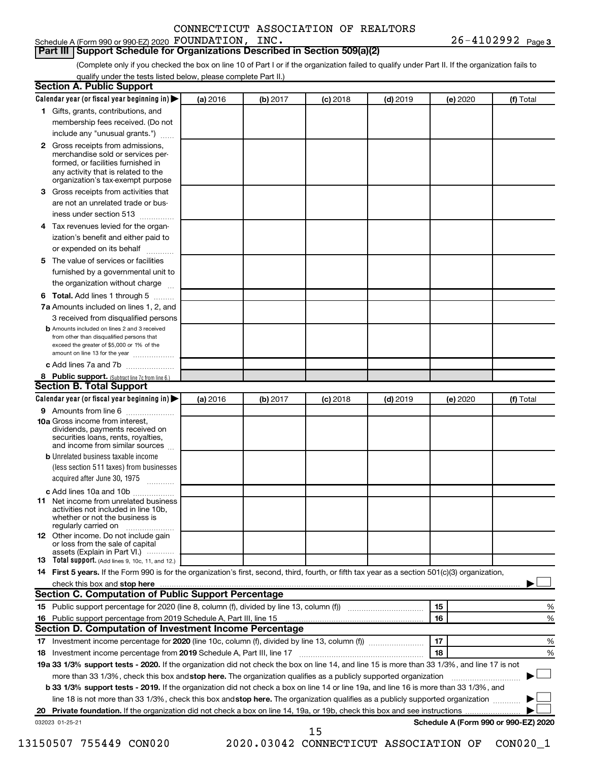CONNECTICUT ASSOCIATION OF REALTORS

Schedule A (Form 990 or 990-EZ) 2020 FOUNDATION, INC. 26-4102992 Page 3

## Part III Support Schedule for Organizations Described in Section 509(a)(2)

(Complete only if you checked the box on line 10 of Part I or if the organization failed to qualify under Part II. If the organization fails to qualify under the tests listed below, please complete Part II.)

### Section A. Public Support

| Calendar year (or fiscal year beginning in) ▶ | (a) 2016 | (b) 2017 | (c) 2018 | (d) 2019 | (e) 2020 | (f) Total |
|---|---|---|---|---|---|---|
| **1** Gifts, grants, contributions, and membership fees received. (Do not include any "unusual grants.") | | | | | | |
| **2** Gross receipts from admissions, merchandise sold or services performed, or facilities furnished in any activity that is related to the organization's tax-exempt purpose | | | | | | |
| **3** Gross receipts from activities that are not an unrelated trade or business under section 513 | | | | | | |
| **4** Tax revenues levied for the organization's benefit and either paid to or expended on its behalf | | | | | | |
| **5** The value of services or facilities furnished by a governmental unit to the organization without charge | | | | | | |
| **6 Total.** Add lines 1 through 5 | | | | | | |
| **7a** Amounts included on lines 1, 2, and 3 received from disqualified persons | | | | | | |
| **b** Amounts included on lines 2 and 3 received from other than disqualified persons that exceed the greater of $5,000 or 1% of the amount on line 13 for the year | | | | | | |
| **c** Add lines 7a and 7b | | | | | | |
| **8 Public support.** (Subtract line 7c from line 6.) | | | | | | |

### Section B. Total Support

| Calendar year (or fiscal year beginning in) ▶ | (a) 2016 | (b) 2017 | (c) 2018 | (d) 2019 | (e) 2020 | (f) Total |
|---|---|---|---|---|---|---|
| **9** Amounts from line 6 | | | | | | |
| **10a** Gross income from interest, dividends, payments received on securities loans, rents, royalties, and income from similar sources | | | | | | |
| **b** Unrelated business taxable income (less section 511 taxes) from businesses acquired after June 30, 1975 | | | | | | |
| **c** Add lines 10a and 10b | | | | | | |
| **11** Net income from unrelated business activities not included in line 10b, whether or not the business is regularly carried on | | | | | | |
| **12** Other income. Do not include gain or loss from the sale of capital assets (Explain in Part VI.) | | | | | | |
| **13 Total support.** (Add lines 9, 10c, 11, and 12.) | | | | | | |

**14 First 5 years.** If the Form 990 is for the organization's first, second, third, fourth, or fifth tax year as a section 501(c)(3) organization, check this box and **stop here** ▶ ☐

### Section C. Computation of Public Support Percentage

| | | | |
|---|---|---|---|
| **15** Public support percentage for 2020 (line 8, column (f), divided by line 13, column (f)) | 15 | | % |
| **16** Public support percentage from 2019 Schedule A, Part III, line 15 | 16 | | % |

### Section D. Computation of Investment Income Percentage

| | | | |
|---|---|---|---|
| **17** Investment income percentage for **2020** (line 10c, column (f), divided by line 13, column (f)) | 17 | | % |
| **18** Investment income percentage from **2019** Schedule A, Part III, line 17 | 18 | | % |

**19a 33 1/3% support tests - 2020.** If the organization did not check the box on line 14, and line 15 is more than 33 1/3%, and line 17 is not more than 33 1/3%, check this box and **stop here.** The organization qualifies as a publicly supported organization ▶ ☐

**b 33 1/3% support tests - 2019.** If the organization did not check a box on line 14 or line 19a, and line 16 is more than 33 1/3%, and line 18 is not more than 33 1/3%, check this box and **stop here.** The organization qualifies as a publicly supported organization ▶ ☐

**20 Private foundation.** If the organization did not check a box on line 14, 19a, or 19b, check this box and see instructions ▶ ☐

032023 01-25-21 **Schedule A (Form 990 or 990-EZ) 2020**

13150507 755449 CON020 2020.03042 CONNECTICUT ASSOCIATION OF CON020_1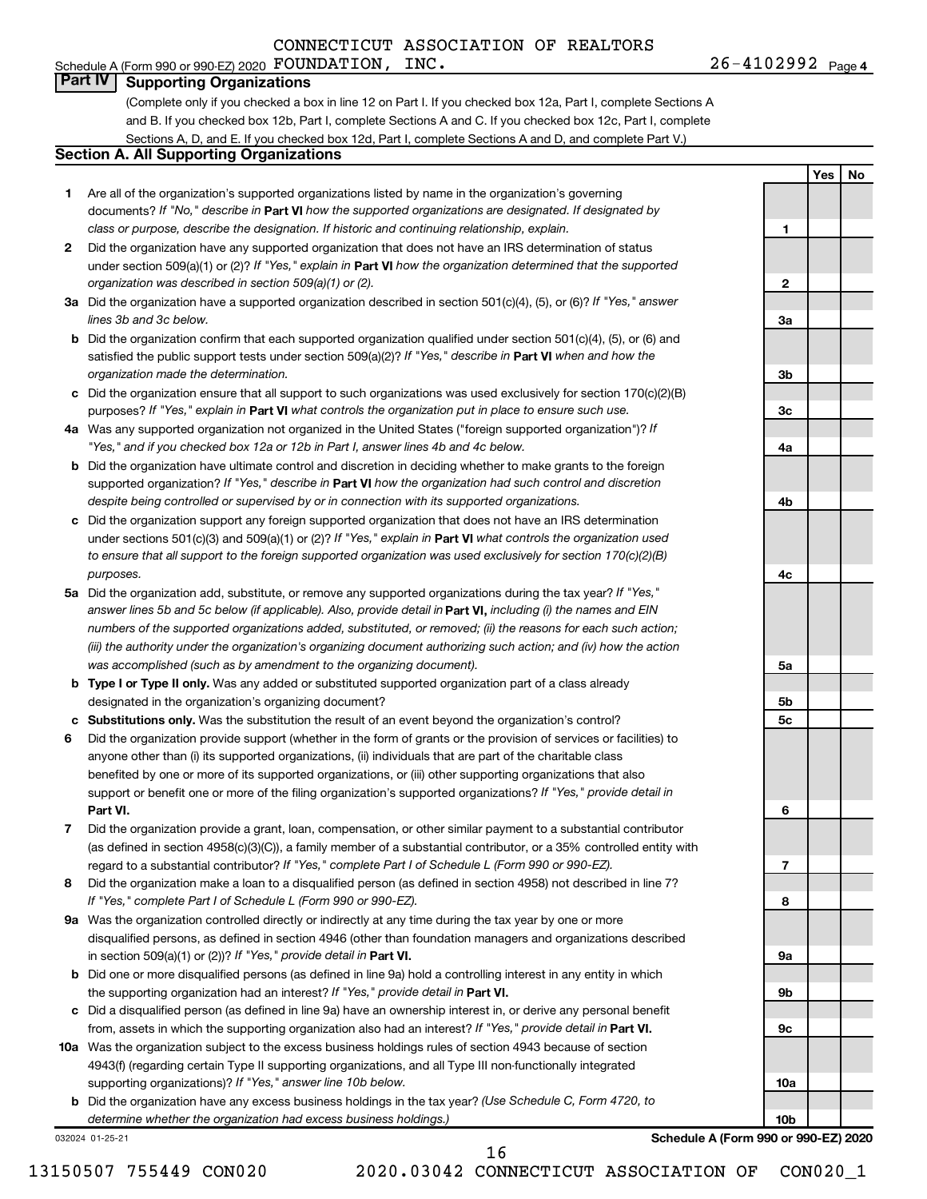Schedule A (Form 990 or 990-EZ) 2020 CONNECTICUT ASSOCIATION OF REALTORS FOUNDATION, INC. 26-4102992 Page 4

## Part IV Supporting Organizations

(Complete only if you checked a box in line 12 on Part I. If you checked box 12a, Part I, complete Sections A and B. If you checked box 12b, Part I, complete Sections A and C. If you checked box 12c, Part I, complete Sections A, D, and E. If you checked box 12d, Part I, complete Sections A and D, and complete Part V.)

### Section A. All Supporting Organizations

| | | Line | Yes | No |
|---|---|---|---|---|
| **1** | Are all of the organization's supported organizations listed by name in the organization's governing documents? *If "No," describe in* **Part VI** *how the supported organizations are designated. If designated by class or purpose, describe the designation. If historic and continuing relationship, explain.* | **1** | | |
| **2** | Did the organization have any supported organization that does not have an IRS determination of status under section 509(a)(1) or (2)? *If "Yes," explain in* **Part VI** *how the organization determined that the supported organization was described in section 509(a)(1) or (2).* | **2** | | |
| **3a** | Did the organization have a supported organization described in section 501(c)(4), (5), or (6)? *If "Yes," answer lines 3b and 3c below.* | **3a** | | |
| **b** | Did the organization confirm that each supported organization qualified under section 501(c)(4), (5), or (6) and satisfied the public support tests under section 509(a)(2)? *If "Yes," describe in* **Part VI** *when and how the organization made the determination.* | **3b** | | |
| **c** | Did the organization ensure that all support to such organizations was used exclusively for section 170(c)(2)(B) purposes? *If "Yes," explain in* **Part VI** *what controls the organization put in place to ensure such use.* | **3c** | | |
| **4a** | Was any supported organization not organized in the United States ("foreign supported organization")? *If "Yes," and if you checked box 12a or 12b in Part I, answer lines 4b and 4c below.* | **4a** | | |
| **b** | Did the organization have ultimate control and discretion in deciding whether to make grants to the foreign supported organization? *If "Yes," describe in* **Part VI** *how the organization had such control and discretion despite being controlled or supervised by or in connection with its supported organizations.* | **4b** | | |
| **c** | Did the organization support any foreign supported organization that does not have an IRS determination under sections 501(c)(3) and 509(a)(1) or (2)? *If "Yes," explain in* **Part VI** *what controls the organization used to ensure that all support to the foreign supported organization was used exclusively for section 170(c)(2)(B) purposes.* | **4c** | | |
| **5a** | Did the organization add, substitute, or remove any supported organizations during the tax year? *If "Yes," answer lines 5b and 5c below (if applicable). Also, provide detail in* **Part VI,** *including (i) the names and EIN numbers of the supported organizations added, substituted, or removed; (ii) the reasons for each such action; (iii) the authority under the organization's organizing document authorizing such action; and (iv) how the action was accomplished (such as by amendment to the organizing document).* | **5a** | | |
| **b** | **Type I or Type II only.** Was any added or substituted supported organization part of a class already designated in the organization's organizing document? | **5b** | | |
| **c** | **Substitutions only.** Was the substitution the result of an event beyond the organization's control? | **5c** | | |
| **6** | Did the organization provide support (whether in the form of grants or the provision of services or facilities) to anyone other than (i) its supported organizations, (ii) individuals that are part of the charitable class benefited by one or more of its supported organizations, or (iii) other supporting organizations that also support or benefit one or more of the filing organization's supported organizations? *If "Yes," provide detail in* **Part VI.** | **6** | | |
| **7** | Did the organization provide a grant, loan, compensation, or other similar payment to a substantial contributor (as defined in section 4958(c)(3)(C)), a family member of a substantial contributor, or a 35% controlled entity with regard to a substantial contributor? *If "Yes," complete Part I of Schedule L (Form 990 or 990-EZ).* | **7** | | |
| **8** | Did the organization make a loan to a disqualified person (as defined in section 4958) not described in line 7? *If "Yes," complete Part I of Schedule L (Form 990 or 990-EZ).* | **8** | | |
| **9a** | Was the organization controlled directly or indirectly at any time during the tax year by one or more disqualified persons, as defined in section 4946 (other than foundation managers and organizations described in section 509(a)(1) or (2))? *If "Yes," provide detail in* **Part VI.** | **9a** | | |
| **b** | Did one or more disqualified persons (as defined in line 9a) hold a controlling interest in any entity in which the supporting organization had an interest? *If "Yes," provide detail in* **Part VI.** | **9b** | | |
| **c** | Did a disqualified person (as defined in line 9a) have an ownership interest in, or derive any personal benefit from, assets in which the supporting organization also had an interest? *If "Yes," provide detail in* **Part VI.** | **9c** | | |
| **10a** | Was the organization subject to the excess business holdings rules of section 4943 because of section 4943(f) (regarding certain Type II supporting organizations, and all Type III non-functionally integrated supporting organizations)? *If "Yes," answer line 10b below.* | **10a** | | |
| **b** | Did the organization have any excess business holdings in the tax year? *(Use Schedule C, Form 4720, to determine whether the organization had excess business holdings.)* | **10b** | | |

032024 01-25-21

**Schedule A (Form 990 or 990-EZ) 2020**

13150507 755449 CON020 2020.03042 CONNECTICUT ASSOCIATION OF CON020_1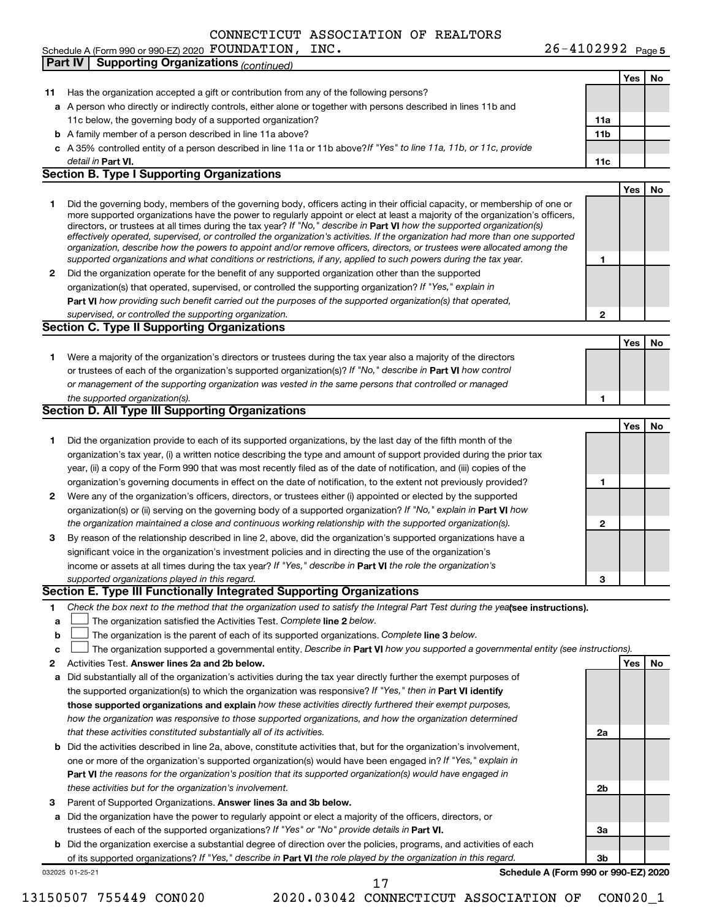Schedule A (Form 990 or 990-EZ) 2020 CONNECTICUT ASSOCIATION OF REALTORS FOUNDATION, INC. 26-4102992 Page 5

**Part IV | Supporting Organizations** *(continued)*

| | | | Yes | No |
|---|---|---|---|---|
| **11** | Has the organization accepted a gift or contribution from any of the following persons? | | | |
| **a** | A person who directly or indirectly controls, either alone or together with persons described in lines 11b and 11c below, the governing body of a supported organization? | **11a** | | |
| **b** | A family member of a person described in line 11a above? | **11b** | | |
| **c** | A 35% controlled entity of a person described in line 11a or 11b above? *If "Yes" to line 11a, 11b, or 11c, provide detail in* **Part VI.** | **11c** | | |

## Section B. Type I Supporting Organizations

| | | | Yes | No |
|---|---|---|---|---|
| **1** | Did the governing body, members of the governing body, officers acting in their official capacity, or membership of one or more supported organizations have the power to regularly appoint or elect at least a majority of the organization's officers, directors, or trustees at all times during the tax year? *If "No," describe in* **Part VI** *how the supported organization(s) effectively operated, supervised, or controlled the organization's activities. If the organization had more than one supported organization, describe how the powers to appoint and/or remove officers, directors, or trustees were allocated among the supported organizations and what conditions or restrictions, if any, applied to such powers during the tax year.* | **1** | | |
| **2** | Did the organization operate for the benefit of any supported organization other than the supported organization(s) that operated, supervised, or controlled the supporting organization? *If "Yes," explain in* **Part VI** *how providing such benefit carried out the purposes of the supported organization(s) that operated, supervised, or controlled the supporting organization.* | **2** | | |

## Section C. Type II Supporting Organizations

| | | | Yes | No |
|---|---|---|---|---|
| **1** | Were a majority of the organization's directors or trustees during the tax year also a majority of the directors or trustees of each of the organization's supported organization(s)? *If "No," describe in* **Part VI** *how control or management of the supporting organization was vested in the same persons that controlled or managed the supported organization(s).* | **1** | | |

## Section D. All Type III Supporting Organizations

| | | | Yes | No |
|---|---|---|---|---|
| **1** | Did the organization provide to each of its supported organizations, by the last day of the fifth month of the organization's tax year, (i) a written notice describing the type and amount of support provided during the prior tax year, (ii) a copy of the Form 990 that was most recently filed as of the date of notification, and (iii) copies of the organization's governing documents in effect on the date of notification, to the extent not previously provided? | **1** | | |
| **2** | Were any of the organization's officers, directors, or trustees either (i) appointed or elected by the supported organization(s) or (ii) serving on the governing body of a supported organization? *If "No," explain in* **Part VI** *how the organization maintained a close and continuous working relationship with the supported organization(s).* | **2** | | |
| **3** | By reason of the relationship described in line 2, above, did the organization's supported organizations have a significant voice in the organization's investment policies and in directing the use of the organization's income or assets at all times during the tax year? *If "Yes," describe in* **Part VI** *the role the organization's supported organizations played in this regard.* | **3** | | |

## Section E. Type III Functionally Integrated Supporting Organizations

**1** *Check the box next to the method that the organization used to satisfy the Integral Part Test during the year* **(see instructions).**

- **a** ☐ The organization satisfied the Activities Test. *Complete* **line 2** *below.*
- **b** ☐ The organization is the parent of each of its supported organizations. *Complete* **line 3** *below.*
- **c** ☐ The organization supported a governmental entity. *Describe in* **Part VI** *how you supported a governmental entity (see instructions).*

| | | | Yes | No |
|---|---|---|---|---|
| **2** | Activities Test. **Answer lines 2a and 2b below.** | | | |
| **a** | Did substantially all of the organization's activities during the tax year directly further the exempt purposes of the supported organization(s) to which the organization was responsive? *If "Yes," then in* **Part VI identify those supported organizations and explain** *how these activities directly furthered their exempt purposes, how the organization was responsive to those supported organizations, and how the organization determined that these activities constituted substantially all of its activities.* | **2a** | | |
| **b** | Did the activities described in line 2a, above, constitute activities that, but for the organization's involvement, one or more of the organization's supported organization(s) would have been engaged in? *If "Yes," explain in* **Part VI** *the reasons for the organization's position that its supported organization(s) would have engaged in these activities but for the organization's involvement.* | **2b** | | |
| **3** | Parent of Supported Organizations. **Answer lines 3a and 3b below.** | | | |
| **a** | Did the organization have the power to regularly appoint or elect a majority of the officers, directors, or trustees of each of the supported organizations? *If "Yes" or "No" provide details in* **Part VI.** | **3a** | | |
| **b** | Did the organization exercise a substantial degree of direction over the policies, programs, and activities of each of its supported organizations? *If "Yes," describe in* **Part VI** *the role played by the organization in this regard.* | **3b** | | |

032025 01-25-21 **Schedule A (Form 990 or 990-EZ) 2020**

13150507 755449 CON020 2020.03042 CONNECTICUT ASSOCIATION OF CON020_1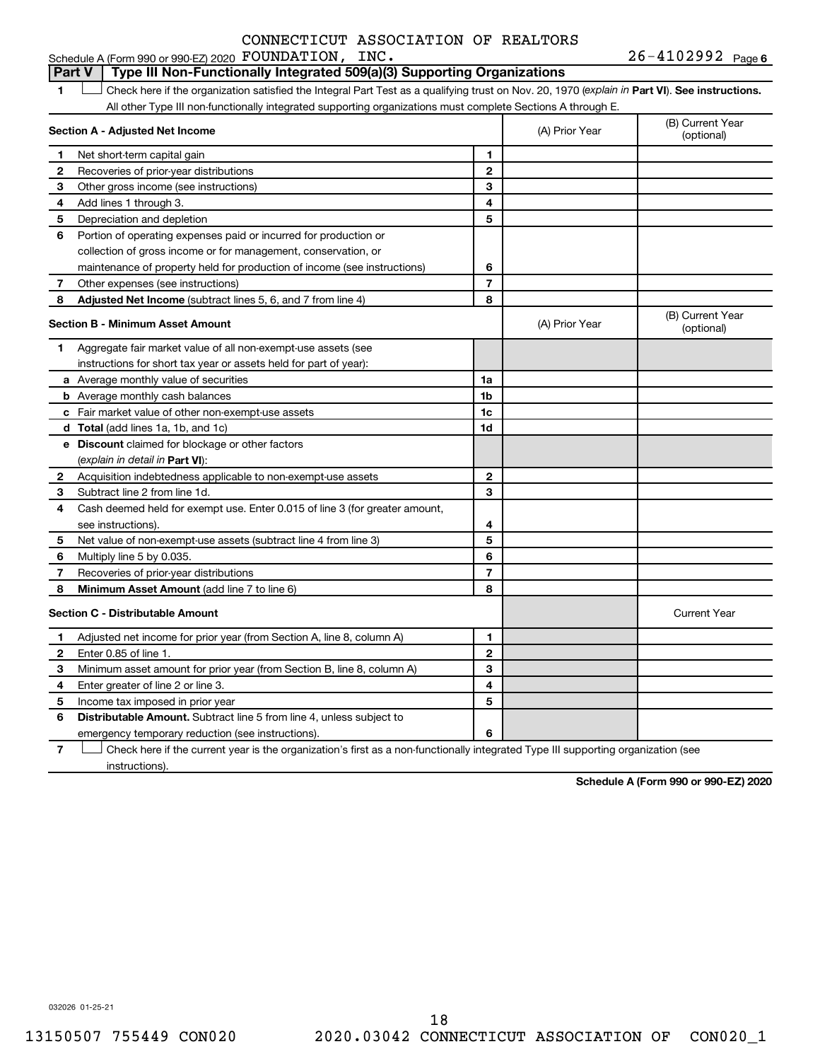CONNECTICUT ASSOCIATION OF REALTORS

Schedule A (Form 990 or 990-EZ) 2020 FOUNDATION, INC. 26-4102992 Page 6

**Part V | Type III Non-Functionally Integrated 509(a)(3) Supporting Organizations**

1 ☐ Check here if the organization satisfied the Integral Part Test as a qualifying trust on Nov. 20, 1970 (*explain in* **Part VI**). **See instructions.** All other Type III non-functionally integrated supporting organizations must complete Sections A through E.

| **Section A - Adjusted Net Income** | | (A) Prior Year | (B) Current Year (optional) |
|---|---|---|---|
| **1** Net short-term capital gain | **1** | | |
| **2** Recoveries of prior-year distributions | **2** | | |
| **3** Other gross income (see instructions) | **3** | | |
| **4** Add lines 1 through 3. | **4** | | |
| **5** Depreciation and depletion | **5** | | |
| **6** Portion of operating expenses paid or incurred for production or collection of gross income or for management, conservation, or maintenance of property held for production of income (see instructions) | **6** | | |
| **7** Other expenses (see instructions) | **7** | | |
| **8** **Adjusted Net Income** (subtract lines 5, 6, and 7 from line 4) | **8** | | |

| **Section B - Minimum Asset Amount** | | (A) Prior Year | (B) Current Year (optional) |
|---|---|---|---|
| **1** Aggregate fair market value of all non-exempt-use assets (see instructions for short tax year or assets held for part of year): | | | |
| **a** Average monthly value of securities | **1a** | | |
| **b** Average monthly cash balances | **1b** | | |
| **c** Fair market value of other non-exempt-use assets | **1c** | | |
| **d** **Total** (add lines 1a, 1b, and 1c) | **1d** | | |
| **e** **Discount** claimed for blockage or other factors (*explain in detail in* **Part VI**): | | | |
| **2** Acquisition indebtedness applicable to non-exempt-use assets | **2** | | |
| **3** Subtract line 2 from line 1d. | **3** | | |
| **4** Cash deemed held for exempt use. Enter 0.015 of line 3 (for greater amount, see instructions). | **4** | | |
| **5** Net value of non-exempt-use assets (subtract line 4 from line 3) | **5** | | |
| **6** Multiply line 5 by 0.035. | **6** | | |
| **7** Recoveries of prior-year distributions | **7** | | |
| **8** **Minimum Asset Amount** (add line 7 to line 6) | **8** | | |

| **Section C - Distributable Amount** | | | Current Year |
|---|---|---|---|
| **1** Adjusted net income for prior year (from Section A, line 8, column A) | **1** | | |
| **2** Enter 0.85 of line 1. | **2** | | |
| **3** Minimum asset amount for prior year (from Section B, line 8, column A) | **3** | | |
| **4** Enter greater of line 2 or line 3. | **4** | | |
| **5** Income tax imposed in prior year | **5** | | |
| **6** **Distributable Amount.** Subtract line 5 from line 4, unless subject to emergency temporary reduction (see instructions). | **6** | | |

**7** ☐ Check here if the current year is the organization's first as a non-functionally integrated Type III supporting organization (see instructions).

**Schedule A (Form 990 or 990-EZ) 2020**

032026 01-25-21

13150507 755449 CON020 2020.03042 CONNECTICUT ASSOCIATION OF CON020_1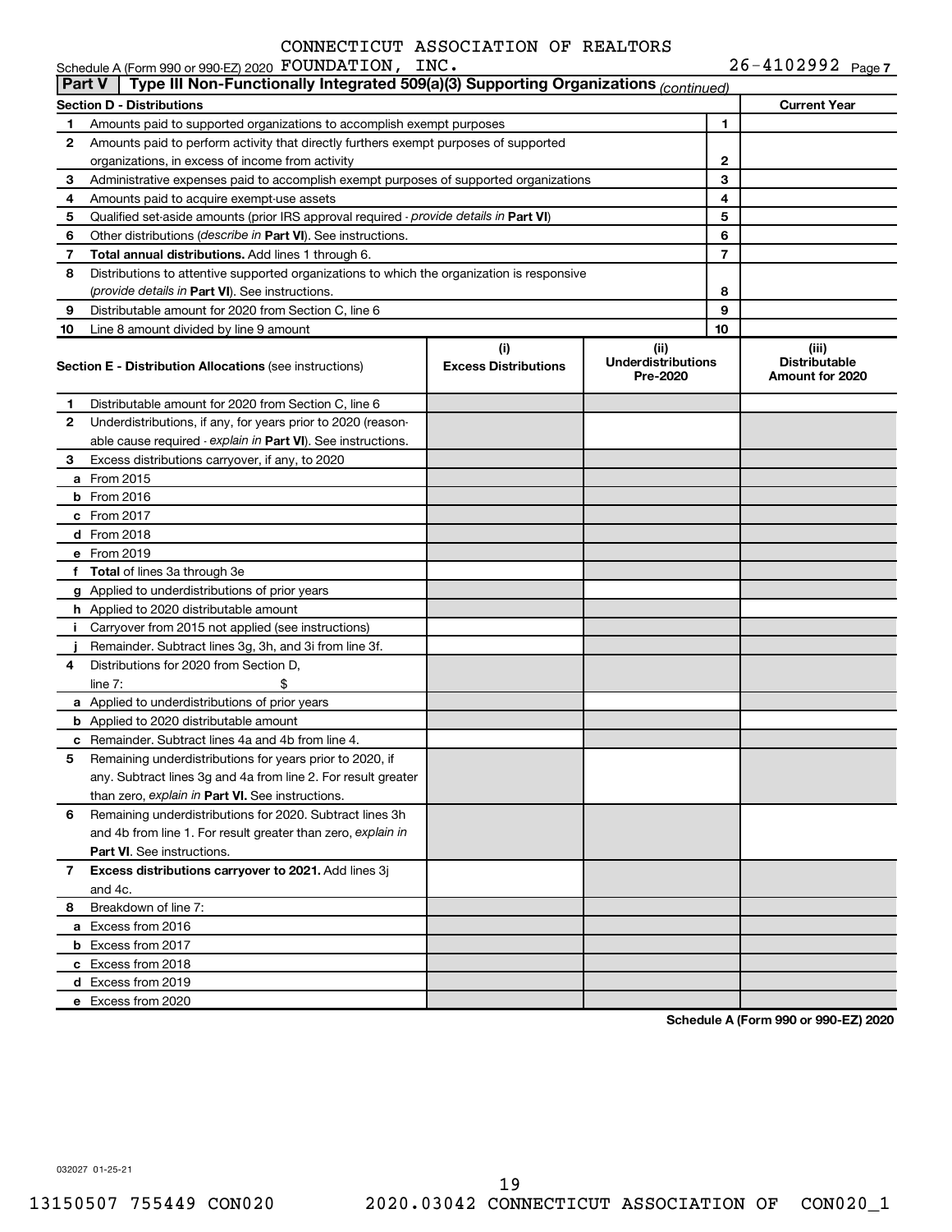CONNECTICUT ASSOCIATION OF REALTORS

Schedule A (Form 990 or 990-EZ) 2020 FOUNDATION, INC. 26-4102992 Page 7

**Part V | Type III Non-Functionally Integrated 509(a)(3) Supporting Organizations** *(continued)*

| **Section D - Distributions** | | | **Current Year** |
|---|---|---|---|
| **1** | Amounts paid to supported organizations to accomplish exempt purposes | 1 | |
| **2** | Amounts paid to perform activity that directly furthers exempt purposes of supported organizations, in excess of income from activity | 2 | |
| **3** | Administrative expenses paid to accomplish exempt purposes of supported organizations | 3 | |
| **4** | Amounts paid to acquire exempt-use assets | 4 | |
| **5** | Qualified set-aside amounts (prior IRS approval required - *provide details in* **Part VI**) | 5 | |
| **6** | Other distributions (*describe in* **Part VI**). See instructions. | 6 | |
| **7** | **Total annual distributions.** Add lines 1 through 6. | 7 | |
| **8** | Distributions to attentive supported organizations to which the organization is responsive (*provide details in* **Part VI**). See instructions. | 8 | |
| **9** | Distributable amount for 2020 from Section C, line 6 | 9 | |
| **10** | Line 8 amount divided by line 9 amount | 10 | |

| **Section E - Distribution Allocations** (see instructions) | **(i) Excess Distributions** | **(ii) Underdistributions Pre-2020** | **(iii) Distributable Amount for 2020** |
|---|---|---|---|
| **1** Distributable amount for 2020 from Section C, line 6 | | | |
| **2** Underdistributions, if any, for years prior to 2020 (reasonable cause required - *explain in* **Part VI**). See instructions. | | | |
| **3** Excess distributions carryover, if any, to 2020 | | | |
| **a** From 2015 | | | |
| **b** From 2016 | | | |
| **c** From 2017 | | | |
| **d** From 2018 | | | |
| **e** From 2019 | | | |
| **f** **Total** of lines 3a through 3e | | | |
| **g** Applied to underdistributions of prior years | | | |
| **h** Applied to 2020 distributable amount | | | |
| **i** Carryover from 2015 not applied (see instructions) | | | |
| **j** Remainder. Subtract lines 3g, 3h, and 3i from line 3f. | | | |
| **4** Distributions for 2020 from Section D, line 7: $ | | | |
| **a** Applied to underdistributions of prior years | | | |
| **b** Applied to 2020 distributable amount | | | |
| **c** Remainder. Subtract lines 4a and 4b from line 4. | | | |
| **5** Remaining underdistributions for years prior to 2020, if any. Subtract lines 3g and 4a from line 2. For result greater than zero, *explain in* **Part VI.** See instructions. | | | |
| **6** Remaining underdistributions for 2020. Subtract lines 3h and 4b from line 1. For result greater than zero, *explain in* **Part VI**. See instructions. | | | |
| **7** **Excess distributions carryover to 2021.** Add lines 3j and 4c. | | | |
| **8** Breakdown of line 7: | | | |
| **a** Excess from 2016 | | | |
| **b** Excess from 2017 | | | |
| **c** Excess from 2018 | | | |
| **d** Excess from 2019 | | | |
| **e** Excess from 2020 | | | |

**Schedule A (Form 990 or 990-EZ) 2020**

032027 01-25-21

13150507 755449 CON020 2020.03042 CONNECTICUT ASSOCIATION OF CON020_1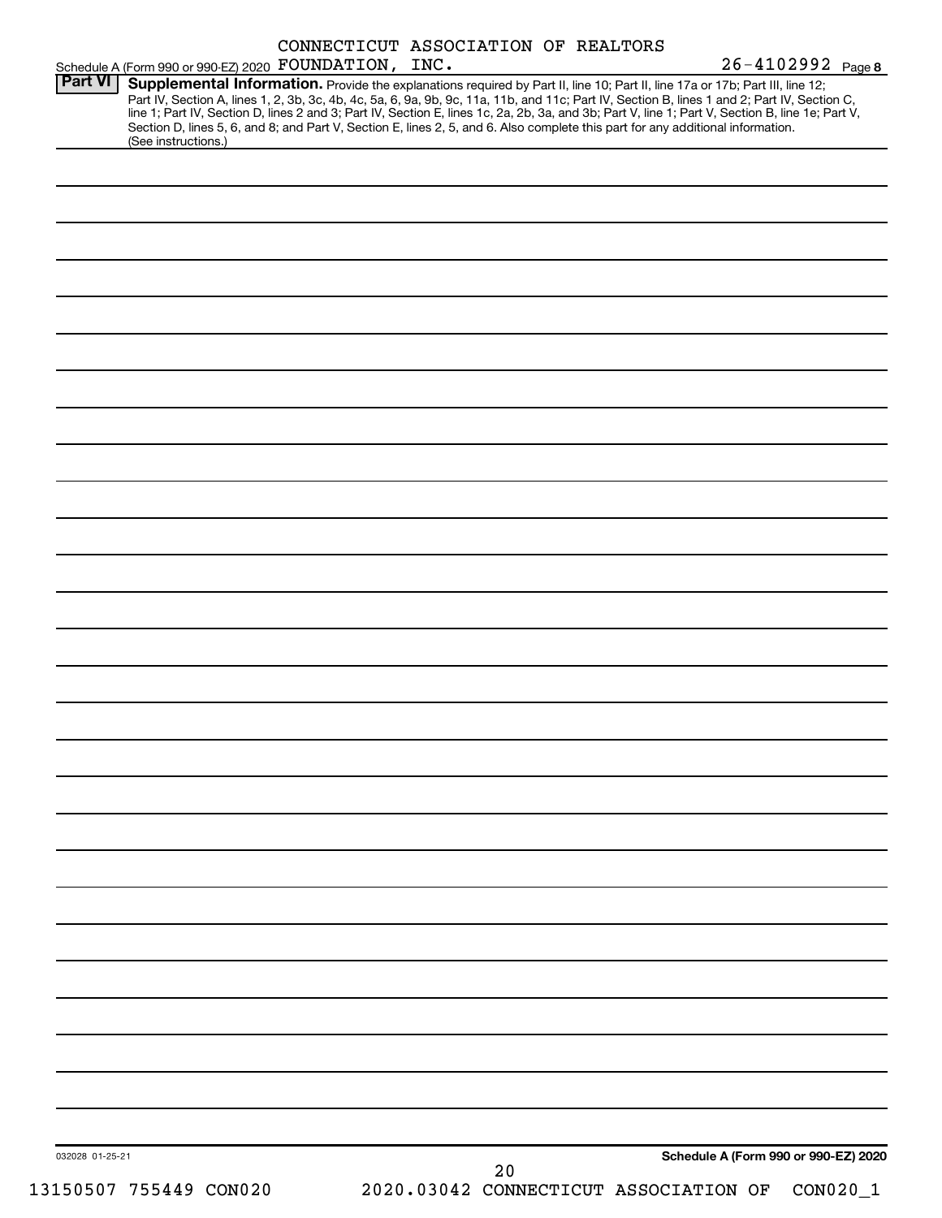CONNECTICUT ASSOCIATION OF REALTORS

Schedule A (Form 990 or 990-EZ) 2020 FOUNDATION, INC. 26-4102992 Page 8

**Part VI** **Supplemental Information.** Provide the explanations required by Part II, line 10; Part II, line 17a or 17b; Part III, line 12; Part IV, Section A, lines 1, 2, 3b, 3c, 4b, 4c, 5a, 6, 9a, 9b, 9c, 11a, 11b, and 11c; Part IV, Section B, lines 1 and 2; Part IV, Section C, line 1; Part IV, Section D, lines 2 and 3; Part IV, Section E, lines 1c, 2a, 2b, 3a, and 3b; Part V, line 1; Part V, Section B, line 1e; Part V, Section D, lines 5, 6, and 8; and Part V, Section E, lines 2, 5, and 6. Also complete this part for any additional information. (See instructions.)

032028 01-25-21

**Schedule A (Form 990 or 990-EZ) 2020**

13150507 755449 CON020 2020.03042 CONNECTICUT ASSOCIATION OF CON020_1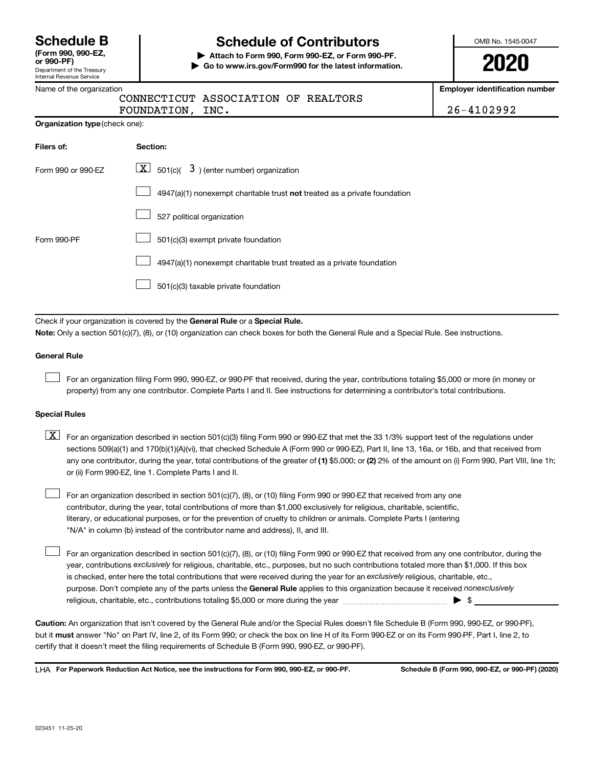# Schedule B

**(Form 990, 990-EZ, or 990-PF)**
Department of the Treasury
Internal Revenue Service

# Schedule of Contributors

**▶ Attach to Form 990, Form 990-EZ, or Form 990-PF.**
**▶ Go to www.irs.gov/Form990 for the latest information.**

OMB No. 1545-0047

**2020**

Name of the organization: CONNECTICUT ASSOCIATION OF REALTORS FOUNDATION, INC.

**Employer identification number:** 26-4102992

**Organization type** (check one):

| Filers of: | Section: |
|---|---|
| Form 990 or 990-EZ | [X] 501(c)( 3 ) (enter number) organization |
| | [ ] 4947(a)(1) nonexempt charitable trust **not** treated as a private foundation |
| | [ ] 527 political organization |
| Form 990-PF | [ ] 501(c)(3) exempt private foundation |
| | [ ] 4947(a)(1) nonexempt charitable trust treated as a private foundation |
| | [ ] 501(c)(3) taxable private foundation |

Check if your organization is covered by the **General Rule** or a **Special Rule.**

**Note:** Only a section 501(c)(7), (8), or (10) organization can check boxes for both the General Rule and a Special Rule. See instructions.

**General Rule**

[ ] For an organization filing Form 990, 990-EZ, or 990-PF that received, during the year, contributions totaling $5,000 or more (in money or property) from any one contributor. Complete Parts I and II. See instructions for determining a contributor's total contributions.

**Special Rules**

[X] For an organization described in section 501(c)(3) filing Form 990 or 990-EZ that met the 33 1/3% support test of the regulations under sections 509(a)(1) and 170(b)(1)(A)(vi), that checked Schedule A (Form 990 or 990-EZ), Part II, line 13, 16a, or 16b, and that received from any one contributor, during the year, total contributions of the greater of **(1)** $5,000; or **(2)** 2% of the amount on (i) Form 990, Part VIII, line 1h; or (ii) Form 990-EZ, line 1. Complete Parts I and II.

[ ] For an organization described in section 501(c)(7), (8), or (10) filing Form 990 or 990-EZ that received from any one contributor, during the year, total contributions of more than $1,000 exclusively for religious, charitable, scientific, literary, or educational purposes, or for the prevention of cruelty to children or animals. Complete Parts I (entering "N/A" in column (b) instead of the contributor name and address), II, and III.

[ ] For an organization described in section 501(c)(7), (8), or (10) filing Form 990 or 990-EZ that received from any one contributor, during the year, contributions *exclusively* for religious, charitable, etc., purposes, but no such contributions totaled more than $1,000. If this box is checked, enter here the total contributions that were received during the year for an *exclusively* religious, charitable, etc., purpose. Don't complete any of the parts unless the **General Rule** applies to this organization because it received *nonexclusively* religious, charitable, etc., contributions totaling $5,000 or more during the year ▶ $ ________

**Caution:** An organization that isn't covered by the General Rule and/or the Special Rules doesn't file Schedule B (Form 990, 990-EZ, or 990-PF), but it **must** answer "No" on Part IV, line 2, of its Form 990; or check the box on line H of its Form 990-EZ or on its Form 990-PF, Part I, line 2, to certify that it doesn't meet the filing requirements of Schedule B (Form 990, 990-EZ, or 990-PF).

LHA **For Paperwork Reduction Act Notice, see the instructions for Form 990, 990-EZ, or 990-PF.** **Schedule B (Form 990, 990-EZ, or 990-PF) (2020)**

023451 11-25-20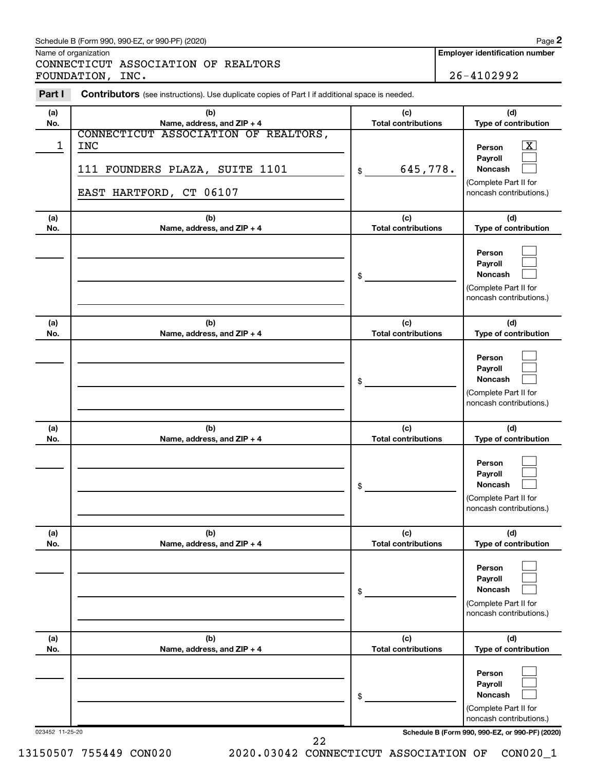Schedule B (Form 990, 990-EZ, or 990-PF) (2020)

Name of organization
CONNECTICUT ASSOCIATION OF REALTORS FOUNDATION, INC.

**Employer identification number**
26-4102992

**Part I** **Contributors** (see instructions). Use duplicate copies of Part I if additional space is needed.

| (a) No. | (b) Name, address, and ZIP + 4 | (c) Total contributions | (d) Type of contribution |
|---|---|---|---|
| 1 | CONNECTICUT ASSOCIATION OF REALTORS, INC<br>111 FOUNDERS PLAZA, SUITE 1101<br>EAST HARTFORD, CT 06107 | $ 645,778. | Person [X]<br>Payroll [ ]<br>Noncash [ ]<br>(Complete Part II for noncash contributions.) |
| | | $ | Person [ ]<br>Payroll [ ]<br>Noncash [ ]<br>(Complete Part II for noncash contributions.) |
| | | $ | Person [ ]<br>Payroll [ ]<br>Noncash [ ]<br>(Complete Part II for noncash contributions.) |
| | | $ | Person [ ]<br>Payroll [ ]<br>Noncash [ ]<br>(Complete Part II for noncash contributions.) |
| | | $ | Person [ ]<br>Payroll [ ]<br>Noncash [ ]<br>(Complete Part II for noncash contributions.) |
| | | $ | Person [ ]<br>Payroll [ ]<br>Noncash [ ]<br>(Complete Part II for noncash contributions.) |

023452 11-25-20

**Schedule B (Form 990, 990-EZ, or 990-PF) (2020)**

13150507 755449 CON020 2020.03042 CONNECTICUT ASSOCIATION OF CON020_1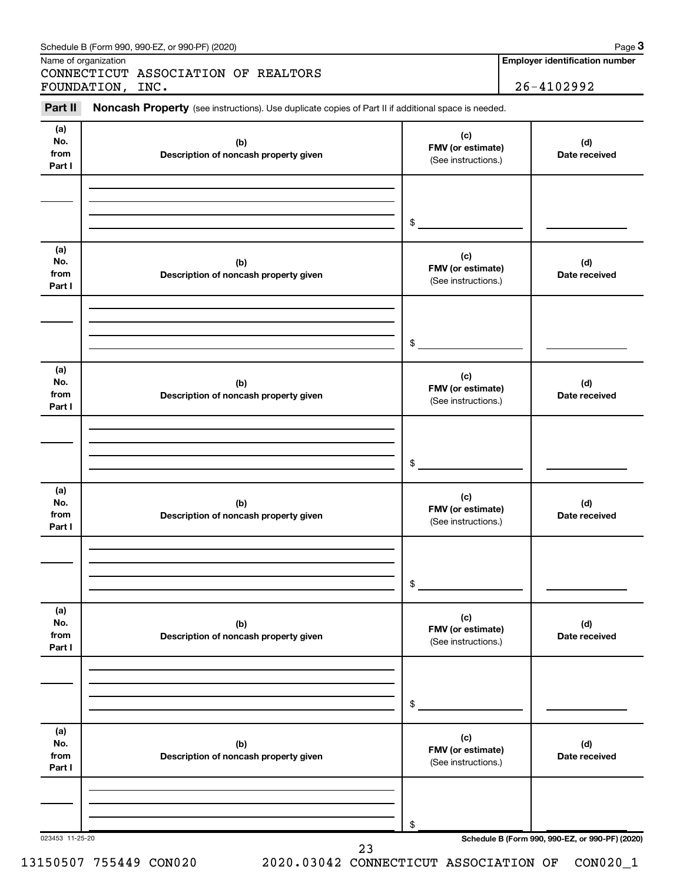Schedule B (Form 990, 990-EZ, or 990-PF) (2020) Page **3**

Name of organization: CONNECTICUT ASSOCIATION OF REALTORS FOUNDATION, INC.

**Employer identification number:** 26-4102992

**Part II** **Noncash Property** (see instructions). Use duplicate copies of Part II if additional space is needed.

| (a) No. from Part I | (b) Description of noncash property given | (c) FMV (or estimate) (See instructions.) | (d) Date received |
|---|---|---|---|
| | | $ | |

| (a) No. from Part I | (b) Description of noncash property given | (c) FMV (or estimate) (See instructions.) | (d) Date received |
|---|---|---|---|
| | | $ | |

| (a) No. from Part I | (b) Description of noncash property given | (c) FMV (or estimate) (See instructions.) | (d) Date received |
|---|---|---|---|
| | | $ | |

| (a) No. from Part I | (b) Description of noncash property given | (c) FMV (or estimate) (See instructions.) | (d) Date received |
|---|---|---|---|
| | | $ | |

| (a) No. from Part I | (b) Description of noncash property given | (c) FMV (or estimate) (See instructions.) | (d) Date received |
|---|---|---|---|
| | | $ | |

| (a) No. from Part I | (b) Description of noncash property given | (c) FMV (or estimate) (See instructions.) | (d) Date received |
|---|---|---|---|
| | | $ | |

023453 11-25-20 **Schedule B (Form 990, 990-EZ, or 990-PF) (2020)**

13150507 755449 CON020 2020.03042 CONNECTICUT ASSOCIATION OF CON020_1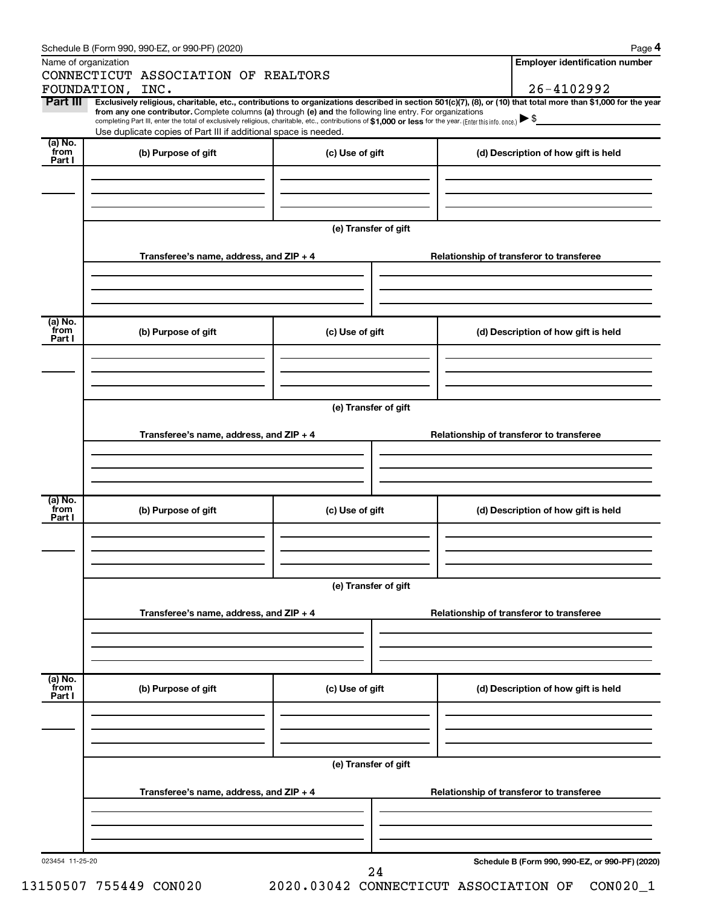Schedule B (Form 990, 990-EZ, or 990-PF) (2020)

Name of organization: CONNECTICUT ASSOCIATION OF REALTORS FOUNDATION, INC.

**Employer identification number:** 26-4102992

**Part III** **Exclusively religious, charitable, etc., contributions to organizations described in section 501(c)(7), (8), or (10) that total more than $1,000 for the year from any one contributor.** Complete columns **(a)** through **(e)** and the following line entry. For organizations completing Part III, enter the total of exclusively religious, charitable, etc., contributions of **$1,000 or less** for the year. (Enter this info. once.) ▶ $

Use duplicate copies of Part III if additional space is needed.

| (a) No. from Part I | (b) Purpose of gift | (c) Use of gift | (d) Description of how gift is held |
|---|---|---|---|
| | | | |

(e) Transfer of gift

| Transferee's name, address, and ZIP + 4 | Relationship of transferor to transferee |
|---|---|
| | |

| (a) No. from Part I | (b) Purpose of gift | (c) Use of gift | (d) Description of how gift is held |
|---|---|---|---|
| | | | |

(e) Transfer of gift

| Transferee's name, address, and ZIP + 4 | Relationship of transferor to transferee |
|---|---|
| | |

| (a) No. from Part I | (b) Purpose of gift | (c) Use of gift | (d) Description of how gift is held |
|---|---|---|---|
| | | | |

(e) Transfer of gift

| Transferee's name, address, and ZIP + 4 | Relationship of transferor to transferee |
|---|---|
| | |

| (a) No. from Part I | (b) Purpose of gift | (c) Use of gift | (d) Description of how gift is held |
|---|---|---|---|
| | | | |

(e) Transfer of gift

| Transferee's name, address, and ZIP + 4 | Relationship of transferor to transferee |
|---|---|
| | |

023454 11-25-20

Schedule B (Form 990, 990-EZ, or 990-PF) (2020)

13150507 755449 CON020 2020.03042 CONNECTICUT ASSOCIATION OF CON020_1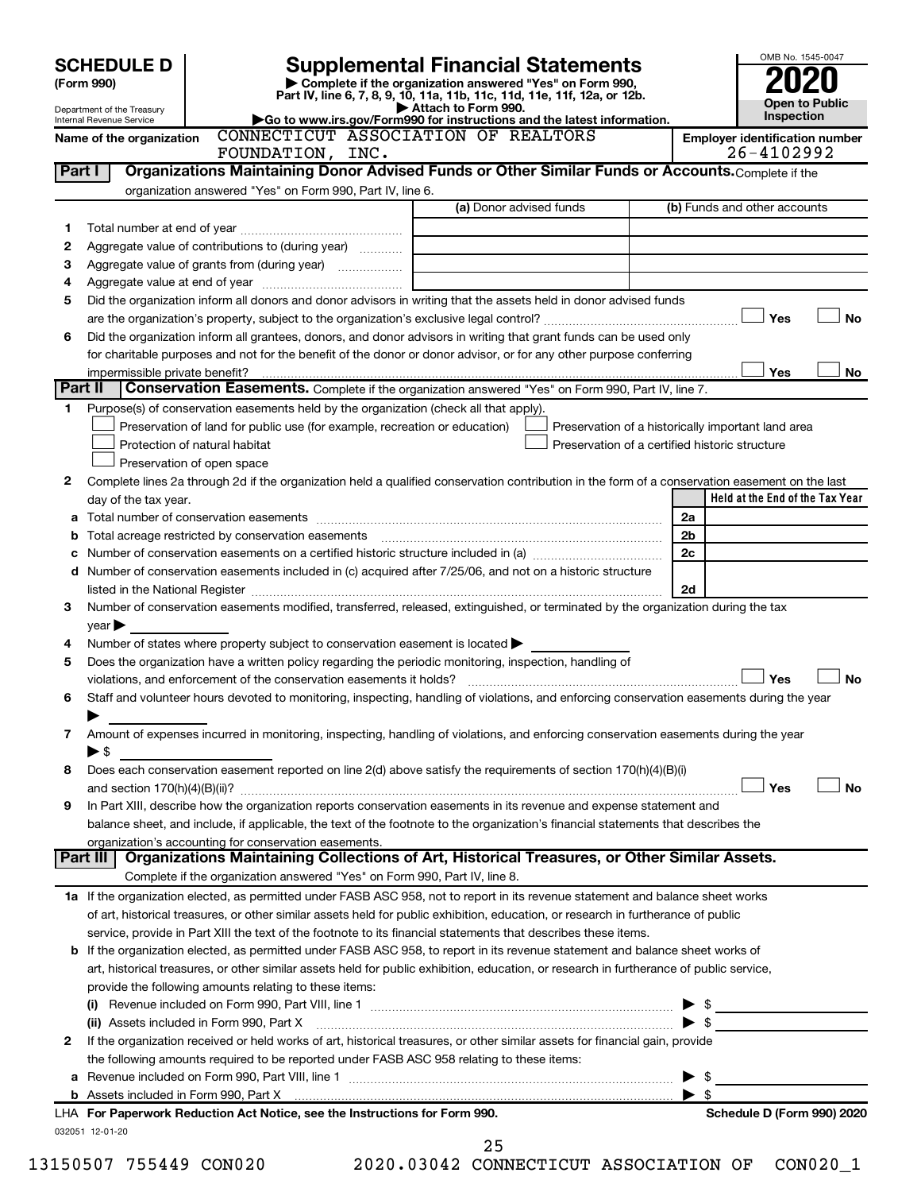**SCHEDULE D (Form 990)**

Department of the Treasury
Internal Revenue Service

# Supplemental Financial Statements

▶ Complete if the organization answered "Yes" on Form 990, Part IV, line 6, 7, 8, 9, 10, 11a, 11b, 11c, 11d, 11e, 11f, 12a, or 12b.
▶ Attach to Form 990.
▶Go to www.irs.gov/Form990 for instructions and the latest information.

OMB No. 1545-0047
**2020**
**Open to Public Inspection**

**Name of the organization:** CONNECTICUT ASSOCIATION OF REALTORS FOUNDATION, INC.

**Employer identification number:** 26-4102992

## Part I — Organizations Maintaining Donor Advised Funds or Other Similar Funds or Accounts.

Complete if the organization answered "Yes" on Form 990, Part IV, line 6.

| | | (a) Donor advised funds | (b) Funds and other accounts |
|---|---|---|---|
| 1 | Total number at end of year | | |
| 2 | Aggregate value of contributions to (during year) | | |
| 3 | Aggregate value of grants from (during year) | | |
| 4 | Aggregate value at end of year | | |

5 Did the organization inform all donors and donor advisors in writing that the assets held in donor advised funds are the organization's property, subject to the organization's exclusive legal control? ☐ Yes ☐ No

6 Did the organization inform all grantees, donors, and donor advisors in writing that grant funds can be used only for charitable purposes and not for the benefit of the donor or donor advisor, or for any other purpose conferring impermissible private benefit? ☐ Yes ☐ No

## Part II — Conservation Easements.

Complete if the organization answered "Yes" on Form 990, Part IV, line 7.

1 Purpose(s) of conservation easements held by the organization (check all that apply).

- ☐ Preservation of land for public use (for example, recreation or education)
- ☐ Protection of natural habitat
- ☐ Preservation of open space
- ☐ Preservation of a historically important land area
- ☐ Preservation of a certified historic structure

2 Complete lines 2a through 2d if the organization held a qualified conservation contribution in the form of a conservation easement on the last day of the tax year.

| | | | Held at the End of the Tax Year |
|---|---|---|---|
| a | Total number of conservation easements | 2a | |
| b | Total acreage restricted by conservation easements | 2b | |
| c | Number of conservation easements on a certified historic structure included in (a) | 2c | |
| d | Number of conservation easements included in (c) acquired after 7/25/06, and not on a historic structure listed in the National Register | 2d | |

3 Number of conservation easements modified, transferred, released, extinguished, or terminated by the organization during the tax year ▶

4 Number of states where property subject to conservation easement is located ▶

5 Does the organization have a written policy regarding the periodic monitoring, inspection, handling of violations, and enforcement of the conservation easements it holds? ☐ Yes ☐ No

6 Staff and volunteer hours devoted to monitoring, inspecting, handling of violations, and enforcing conservation easements during the year ▶

7 Amount of expenses incurred in monitoring, inspecting, handling of violations, and enforcing conservation easements during the year ▶ $

8 Does each conservation easement reported on line 2(d) above satisfy the requirements of section 170(h)(4)(B)(i) and section 170(h)(4)(B)(ii)? ☐ Yes ☐ No

9 In Part XIII, describe how the organization reports conservation easements in its revenue and expense statement and balance sheet, and include, if applicable, the text of the footnote to the organization's financial statements that describes the organization's accounting for conservation easements.

## Part III — Organizations Maintaining Collections of Art, Historical Treasures, or Other Similar Assets.

Complete if the organization answered "Yes" on Form 990, Part IV, line 8.

1a If the organization elected, as permitted under FASB ASC 958, not to report in its revenue statement and balance sheet works of art, historical treasures, or other similar assets held for public exhibition, education, or research in furtherance of public service, provide in Part XIII the text of the footnote to its financial statements that describes these items.

b If the organization elected, as permitted under FASB ASC 958, to report in its revenue statement and balance sheet works of art, historical treasures, or other similar assets held for public exhibition, education, or research in furtherance of public service, provide the following amounts relating to these items:

(i) Revenue included on Form 990, Part VIII, line 1 ▶ $

(ii) Assets included in Form 990, Part X ▶ $

2 If the organization received or held works of art, historical treasures, or other similar assets for financial gain, provide the following amounts required to be reported under FASB ASC 958 relating to these items:

a Revenue included on Form 990, Part VIII, line 1 ▶ $

b Assets included in Form 990, Part X ▶ $

LHA **For Paperwork Reduction Act Notice, see the Instructions for Form 990.** **Schedule D (Form 990) 2020**

032051 12-01-20

13150507 755449 CON020 2020.03042 CONNECTICUT ASSOCIATION OF CON020_1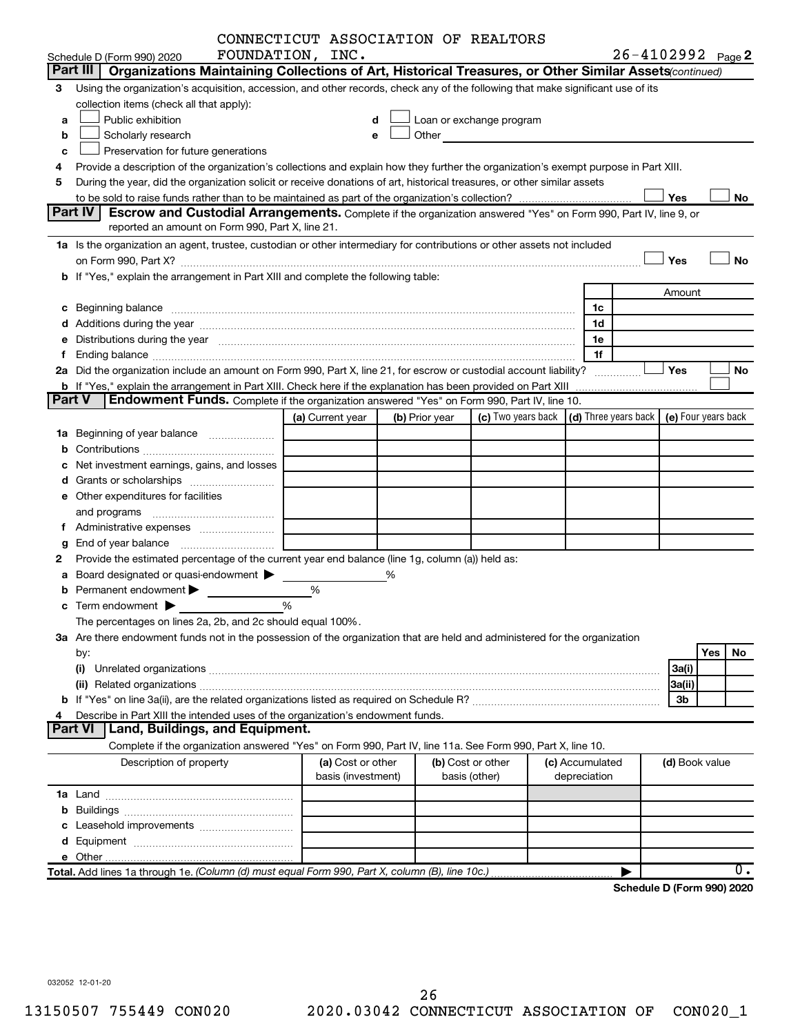CONNECTICUT ASSOCIATION OF REALTORS FOUNDATION, INC. 26-4102992

Schedule D (Form 990) 2020 Page 2

## Part III Organizations Maintaining Collections of Art, Historical Treasures, or Other Similar Assets *(continued)*

3 Using the organization's acquisition, accession, and other records, check any of the following that make significant use of its collection items (check all that apply):

- a ☐ Public exhibition
- b ☐ Scholarly research
- c ☐ Preservation for future generations
- d ☐ Loan or exchange program
- e ☐ Other

4 Provide a description of the organization's collections and explain how they further the organization's exempt purpose in Part XIII.

5 During the year, did the organization solicit or receive donations of art, historical treasures, or other similar assets to be sold to raise funds rather than to be maintained as part of the organization's collection? ☐ Yes ☐ No

## Part IV Escrow and Custodial Arrangements.

Complete if the organization answered "Yes" on Form 990, Part IV, line 9, or reported an amount on Form 990, Part X, line 21.

1a Is the organization an agent, trustee, custodian or other intermediary for contributions or other assets not included on Form 990, Part X? ☐ Yes ☐ No

b If "Yes," explain the arrangement in Part XIII and complete the following table:

| | | Amount |
|---|---|---|
| c Beginning balance | 1c | |
| d Additions during the year | 1d | |
| e Distributions during the year | 1e | |
| f Ending balance | 1f | |

2a Did the organization include an amount on Form 990, Part X, line 21, for escrow or custodial account liability? ☐ Yes ☐ No

b If "Yes," explain the arrangement in Part XIII. Check here if the explanation has been provided on Part XIII ☐

## Part V Endowment Funds.

Complete if the organization answered "Yes" on Form 990, Part IV, line 10.

| | (a) Current year | (b) Prior year | (c) Two years back | (d) Three years back | (e) Four years back |
|---|---|---|---|---|---|
| 1a Beginning of year balance | | | | | |
| b Contributions | | | | | |
| c Net investment earnings, gains, and losses | | | | | |
| d Grants or scholarships | | | | | |
| e Other expenditures for facilities and programs | | | | | |
| f Administrative expenses | | | | | |
| g End of year balance | | | | | |

2 Provide the estimated percentage of the current year end balance (line 1g, column (a)) held as:

- a Board designated or quasi-endowment ▶ %
- b Permanent endowment ▶ %
- c Term endowment ▶ %

The percentages on lines 2a, 2b, and 2c should equal 100%.

3a Are there endowment funds not in the possession of the organization that are held and administered for the organization by:

| | | Yes | No |
|---|---|---|---|
| (i) Unrelated organizations | 3a(i) | | |
| (ii) Related organizations | 3a(ii) | | |
| b If "Yes" on line 3a(ii), are the related organizations listed as required on Schedule R? | 3b | | |

4 Describe in Part XIII the intended uses of the organization's endowment funds.

## Part VI Land, Buildings, and Equipment.

Complete if the organization answered "Yes" on Form 990, Part IV, line 11a. See Form 990, Part X, line 10.

| Description of property | (a) Cost or other basis (investment) | (b) Cost or other basis (other) | (c) Accumulated depreciation | (d) Book value |
|---|---|---|---|---|
| 1a Land | | | | |
| b Buildings | | | | |
| c Leasehold improvements | | | | |
| d Equipment | | | | |
| e Other | | | | |
| **Total.** Add lines 1a through 1e. *(Column (d) must equal Form 990, Part X, column (B), line 10c.)* | | | ▶ | 0. |

**Schedule D (Form 990) 2020**

032052 12-01-20

13150507 755449 CON020 2020.03042 CONNECTICUT ASSOCIATION OF CON020_1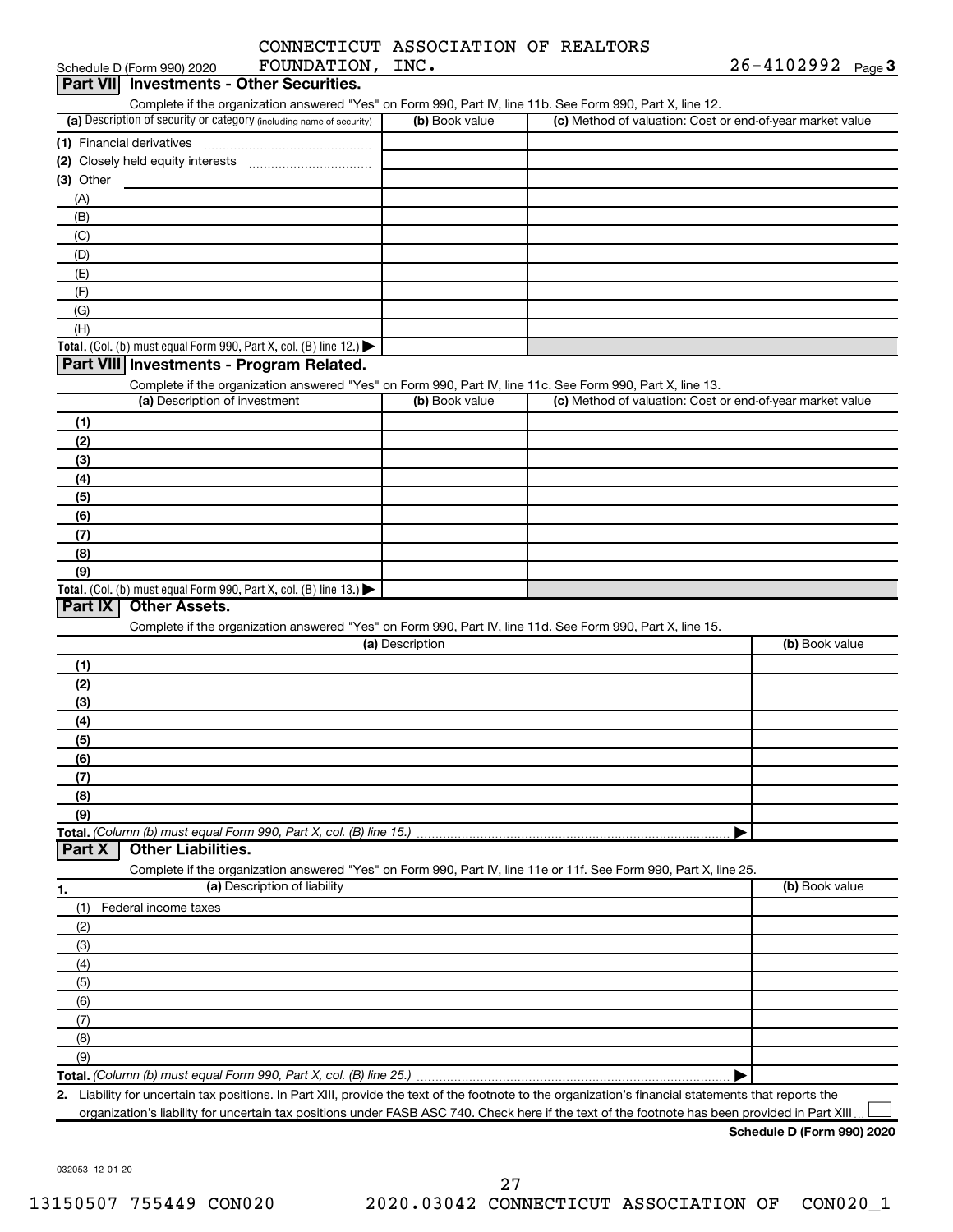CONNECTICUT ASSOCIATION OF REALTORS FOUNDATION, INC. 26-4102992

Schedule D (Form 990) 2020 Page 3

## Part VII Investments - Other Securities.

Complete if the organization answered "Yes" on Form 990, Part IV, line 11b. See Form 990, Part X, line 12.

| (a) Description of security or category (including name of security) | (b) Book value | (c) Method of valuation: Cost or end-of-year market value |
|---|---|---|
| (1) Financial derivatives | | |
| (2) Closely held equity interests | | |
| (3) Other | | |
| (A) | | |
| (B) | | |
| (C) | | |
| (D) | | |
| (E) | | |
| (F) | | |
| (G) | | |
| (H) | | |
| **Total.** (Col. (b) must equal Form 990, Part X, col. (B) line 12.) ▶ | | |

## Part VIII Investments - Program Related.

Complete if the organization answered "Yes" on Form 990, Part IV, line 11c. See Form 990, Part X, line 13.

| (a) Description of investment | (b) Book value | (c) Method of valuation: Cost or end-of-year market value |
|---|---|---|
| (1) | | |
| (2) | | |
| (3) | | |
| (4) | | |
| (5) | | |
| (6) | | |
| (7) | | |
| (8) | | |
| (9) | | |
| **Total.** (Col. (b) must equal Form 990, Part X, col. (B) line 13.) ▶ | | |

## Part IX Other Assets.

Complete if the organization answered "Yes" on Form 990, Part IV, line 11d. See Form 990, Part X, line 15.

| (a) Description | (b) Book value |
|---|---|
| (1) | |
| (2) | |
| (3) | |
| (4) | |
| (5) | |
| (6) | |
| (7) | |
| (8) | |
| (9) | |
| **Total.** *(Column (b) must equal Form 990, Part X, col. (B) line 15.)* ▶ | |

## Part X Other Liabilities.

Complete if the organization answered "Yes" on Form 990, Part IV, line 11e or 11f. See Form 990, Part X, line 25.

| 1. (a) Description of liability | (b) Book value |
|---|---|
| (1) Federal income taxes | |
| (2) | |
| (3) | |
| (4) | |
| (5) | |
| (6) | |
| (7) | |
| (8) | |
| (9) | |
| **Total.** *(Column (b) must equal Form 990, Part X, col. (B) line 25.)* ▶ | |

**2.** Liability for uncertain tax positions. In Part XIII, provide the text of the footnote to the organization's financial statements that reports the organization's liability for uncertain tax positions under FASB ASC 740. Check here if the text of the footnote has been provided in Part XIII ☐

**Schedule D (Form 990) 2020**

032053 12-01-20

13150507 755449 CON020 2020.03042 CONNECTICUT ASSOCIATION OF CON020_1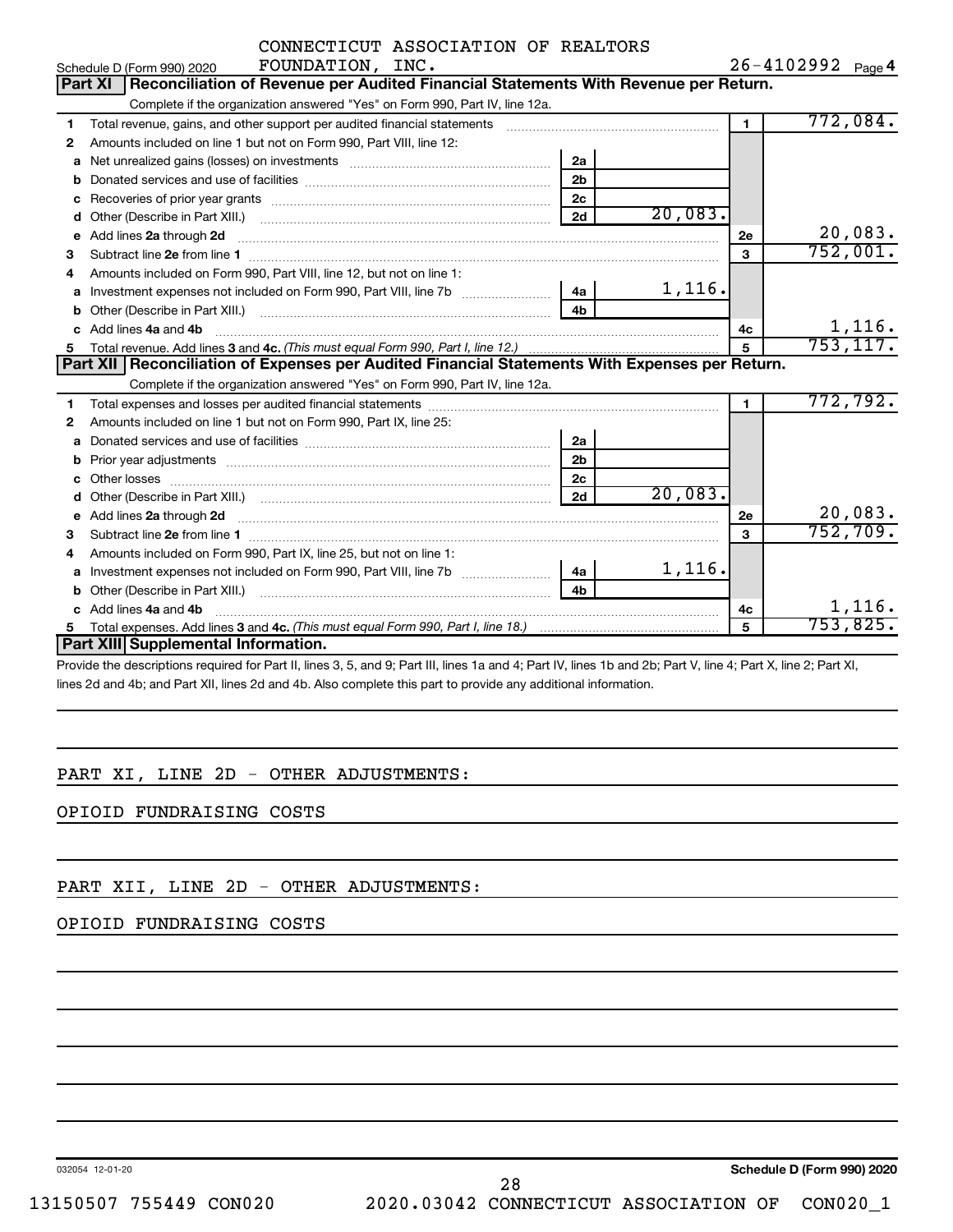CONNECTICUT ASSOCIATION OF REALTORS FOUNDATION, INC.

Schedule D (Form 990) 2020 — 26-4102992 Page 4

## Part XI Reconciliation of Revenue per Audited Financial Statements With Revenue per Return.

Complete if the organization answered "Yes" on Form 990, Part IV, line 12a.

| | | | | | |
|---|---|---|---|---|---|
| 1 | Total revenue, gains, and other support per audited financial statements | | | 1 | 772,084. |
| 2 | Amounts included on line 1 but not on Form 990, Part VIII, line 12: | | | | |
| a | Net unrealized gains (losses) on investments | 2a | | | |
| b | Donated services and use of facilities | 2b | | | |
| c | Recoveries of prior year grants | 2c | | | |
| d | Other (Describe in Part XIII.) | 2d | 20,083. | | |
| e | Add lines **2a** through **2d** | | | 2e | 20,083. |
| 3 | Subtract line **2e** from line **1** | | | 3 | 752,001. |
| 4 | Amounts included on Form 990, Part VIII, line 12, but not on line 1: | | | | |
| a | Investment expenses not included on Form 990, Part VIII, line 7b | 4a | 1,116. | | |
| b | Other (Describe in Part XIII.) | 4b | | | |
| c | Add lines **4a** and **4b** | | | 4c | 1,116. |
| 5 | Total revenue. Add lines **3** and **4c.** *(This must equal Form 990, Part I, line 12.)* | | | 5 | 753,117. |

## Part XII Reconciliation of Expenses per Audited Financial Statements With Expenses per Return.

Complete if the organization answered "Yes" on Form 990, Part IV, line 12a.

| | | | | | |
|---|---|---|---|---|---|
| 1 | Total expenses and losses per audited financial statements | | | 1 | 772,792. |
| 2 | Amounts included on line 1 but not on Form 990, Part IX, line 25: | | | | |
| a | Donated services and use of facilities | 2a | | | |
| b | Prior year adjustments | 2b | | | |
| c | Other losses | 2c | | | |
| d | Other (Describe in Part XIII.) | 2d | 20,083. | | |
| e | Add lines **2a** through **2d** | | | 2e | 20,083. |
| 3 | Subtract line **2e** from line **1** | | | 3 | 752,709. |
| 4 | Amounts included on Form 990, Part IX, line 25, but not on line 1: | | | | |
| a | Investment expenses not included on Form 990, Part VIII, line 7b | 4a | 1,116. | | |
| b | Other (Describe in Part XIII.) | 4b | | | |
| c | Add lines **4a** and **4b** | | | 4c | 1,116. |
| 5 | Total expenses. Add lines **3** and **4c.** *(This must equal Form 990, Part I, line 18.)* | | | 5 | 753,825. |

## Part XIII Supplemental Information.

Provide the descriptions required for Part II, lines 3, 5, and 9; Part III, lines 1a and 4; Part IV, lines 1b and 2b; Part V, line 4; Part X, line 2; Part XI, lines 2d and 4b; and Part XII, lines 2d and 4b. Also complete this part to provide any additional information.

PART XI, LINE 2D - OTHER ADJUSTMENTS:

OPIOID FUNDRAISING COSTS

PART XII, LINE 2D - OTHER ADJUSTMENTS:

OPIOID FUNDRAISING COSTS

032054 12-01-20 — Schedule D (Form 990) 2020

13150507 755449 CON020 — 2020.03042 CONNECTICUT ASSOCIATION OF CON020_1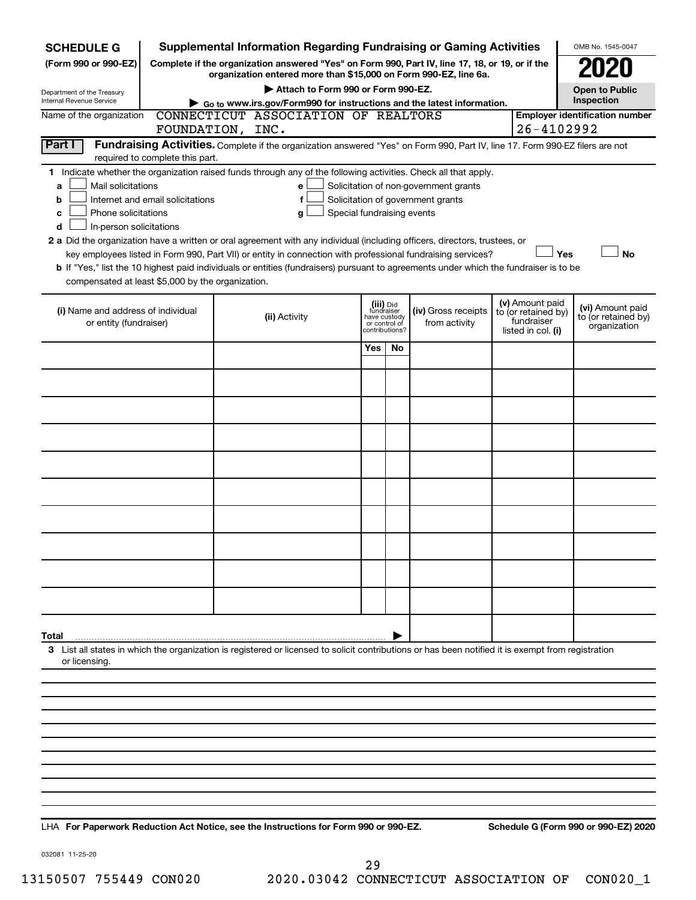**SCHEDULE G** (Form 990 or 990-EZ)

Department of the Treasury
Internal Revenue Service

# Supplemental Information Regarding Fundraising or Gaming Activities

**Complete if the organization answered "Yes" on Form 990, Part IV, line 17, 18, or 19, or if the organization entered more than $15,000 on Form 990-EZ, line 6a.**

▶ Attach to Form 990 or Form 990-EZ.

▶ Go to www.irs.gov/Form990 for instructions and the latest information.

OMB No. 1545-0047

**2020**

**Open to Public Inspection**

Name of the organization: CONNECTICUT ASSOCIATION OF REALTORS FOUNDATION, INC.

**Employer identification number**: 26-4102992

**Part I** **Fundraising Activities.** Complete if the organization answered "Yes" on Form 990, Part IV, line 17. Form 990-EZ filers are not required to complete this part.

**1** Indicate whether the organization raised funds through any of the following activities. Check all that apply.

- **a** ☐ Mail solicitations
- **b** ☐ Internet and email solicitations
- **c** ☐ Phone solicitations
- **d** ☐ In-person solicitations
- **e** ☐ Solicitation of non-government grants
- **f** ☐ Solicitation of government grants
- **g** ☐ Special fundraising events

**2 a** Did the organization have a written or oral agreement with any individual (including officers, directors, trustees, or key employees listed in Form 990, Part VII) or entity in connection with professional fundraising services? ☐ **Yes** ☐ **No**

**b** If "Yes," list the 10 highest paid individuals or entities (fundraisers) pursuant to agreements under which the fundraiser is to be compensated at least $5,000 by the organization.

| (i) Name and address of individual or entity (fundraiser) | (ii) Activity | (iii) Did fundraiser have custody or control of contributions? Yes | No | (iv) Gross receipts from activity | (v) Amount paid to (or retained by) fundraiser listed in col. (i) | (vi) Amount paid to (or retained by) organization |
|---|---|---|---|---|---|---|
| | | | | | | |
| | | | | | | |
| | | | | | | |
| | | | | | | |
| | | | | | | |
| | | | | | | |
| | | | | | | |
| | | | | | | |
| | | | | | | |
| | | | | | | |
| **Total** ▶ | | | | | | |

**3** List all states in which the organization is registered or licensed to solicit contributions or has been notified it is exempt from registration or licensing.

LHA **For Paperwork Reduction Act Notice, see the Instructions for Form 990 or 990-EZ.** **Schedule G (Form 990 or 990-EZ) 2020**

032081 11-25-20

13150507 755449 CON020 2020.03042 CONNECTICUT ASSOCIATION OF CON020_1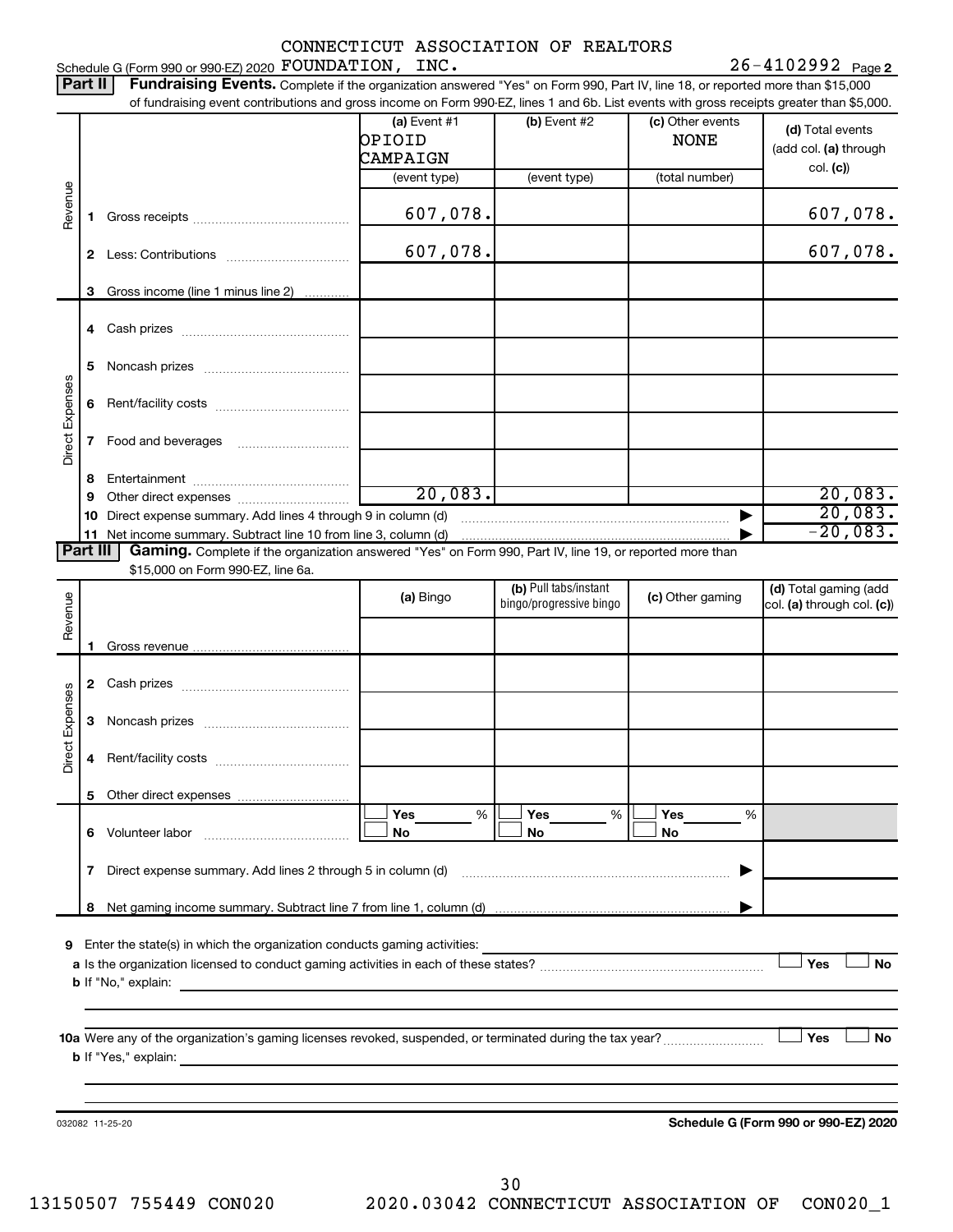Schedule G (Form 990 or 990-EZ) 2020 CONNECTICUT ASSOCIATION OF REALTORS FOUNDATION, INC. 26-4102992 Page 2

**Part II** **Fundraising Events.** Complete if the organization answered "Yes" on Form 990, Part IV, line 18, or reported more than $15,000 of fundraising event contributions and gross income on Form 990-EZ, lines 1 and 6b. List events with gross receipts greater than $5,000.

| | | (a) Event #1 OPIOID CAMPAIGN (event type) | (b) Event #2 (event type) | (c) Other events NONE (total number) | (d) Total events (add col. (a) through col. (c)) |
|---|---|---|---|---|---|
| Revenue | 1 Gross receipts | 607,078. | | | 607,078. |
| | 2 Less: Contributions | 607,078. | | | 607,078. |
| | 3 Gross income (line 1 minus line 2) | | | | |
| Direct Expenses | 4 Cash prizes | | | | |
| | 5 Noncash prizes | | | | |
| | 6 Rent/facility costs | | | | |
| | 7 Food and beverages | | | | |
| | 8 Entertainment | | | | |
| | 9 Other direct expenses | 20,083. | | | 20,083. |
| | 10 Direct expense summary. Add lines 4 through 9 in column (d) | | | | 20,083. |
| | 11 Net income summary. Subtract line 10 from line 3, column (d) | | | | -20,083. |

**Part III** **Gaming.** Complete if the organization answered "Yes" on Form 990, Part IV, line 19, or reported more than $15,000 on Form 990-EZ, line 6a.

| | | (a) Bingo | (b) Pull tabs/instant bingo/progressive bingo | (c) Other gaming | (d) Total gaming (add col. (a) through col. (c)) |
|---|---|---|---|---|---|
| Revenue | 1 Gross revenue | | | | |
| Direct Expenses | 2 Cash prizes | | | | |
| | 3 Noncash prizes | | | | |
| | 4 Rent/facility costs | | | | |
| | 5 Other direct expenses | | | | |
| | 6 Volunteer labor | ☐ Yes ___ % ☐ No | ☐ Yes ___ % ☐ No | ☐ Yes ___ % ☐ No | |
| | 7 Direct expense summary. Add lines 2 through 5 in column (d) | | | | |
| | 8 Net gaming income summary. Subtract line 7 from line 1, column (d) | | | | |

9 Enter the state(s) in which the organization conducts gaming activities:

a Is the organization licensed to conduct gaming activities in each of these states? ☐ Yes ☐ No

b If "No," explain:

10a Were any of the organization's gaming licenses revoked, suspended, or terminated during the tax year? ☐ Yes ☐ No

b If "Yes," explain:

032082 11-25-20 **Schedule G (Form 990 or 990-EZ) 2020**

13150507 755449 CON020 2020.03042 CONNECTICUT ASSOCIATION OF CON020_1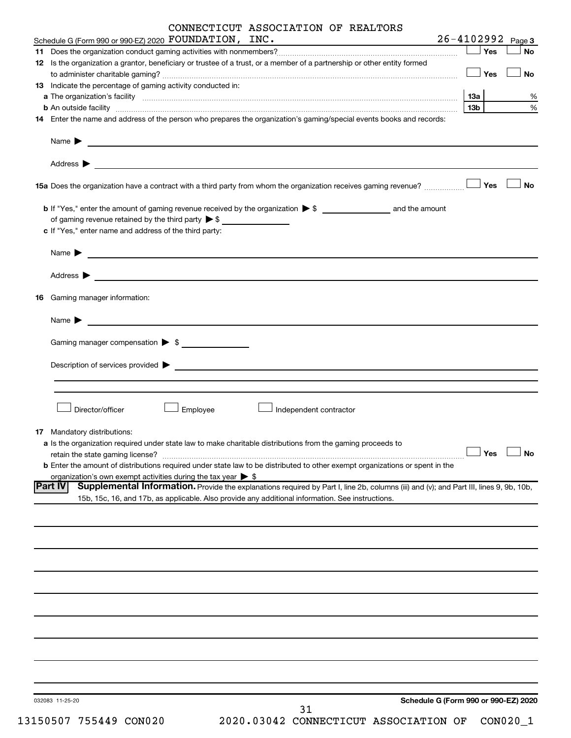Schedule G (Form 990 or 990-EZ) 2020 CONNECTICUT ASSOCIATION OF REALTORS FOUNDATION, INC. 26-4102992 Page 3

**11** Does the organization conduct gaming activities with nonmembers? ☐ Yes ☐ No

**12** Is the organization a grantor, beneficiary or trustee of a trust, or a member of a partnership or other entity formed to administer charitable gaming? ☐ Yes ☐ No

**13** Indicate the percentage of gaming activity conducted in:

**a** The organization's facility **13a** %

**b** An outside facility **13b** %

**14** Enter the name and address of the person who prepares the organization's gaming/special events books and records:

Name ▶

Address ▶

**15a** Does the organization have a contract with a third party from whom the organization receives gaming revenue? ☐ Yes ☐ No

**b** If "Yes," enter the amount of gaming revenue received by the organization ▶ $ and the amount of gaming revenue retained by the third party ▶ $

**c** If "Yes," enter name and address of the third party:

Name ▶

Address ▶

**16** Gaming manager information:

Name ▶

Gaming manager compensation ▶ $

Description of services provided ▶

☐ Director/officer ☐ Employee ☐ Independent contractor

**17** Mandatory distributions:

**a** Is the organization required under state law to make charitable distributions from the gaming proceeds to retain the state gaming license? ☐ Yes ☐ No

**b** Enter the amount of distributions required under state law to be distributed to other exempt organizations or spent in the organization's own exempt activities during the tax year ▶ $

**Part IV** **Supplemental Information.** Provide the explanations required by Part I, line 2b, columns (iii) and (v); and Part III, lines 9, 9b, 10b, 15b, 15c, 16, and 17b, as applicable. Also provide any additional information. See instructions.

032083 11-25-20 Schedule G (Form 990 or 990-EZ) 2020

13150507 755449 CON020 2020.03042 CONNECTICUT ASSOCIATION OF CON020_1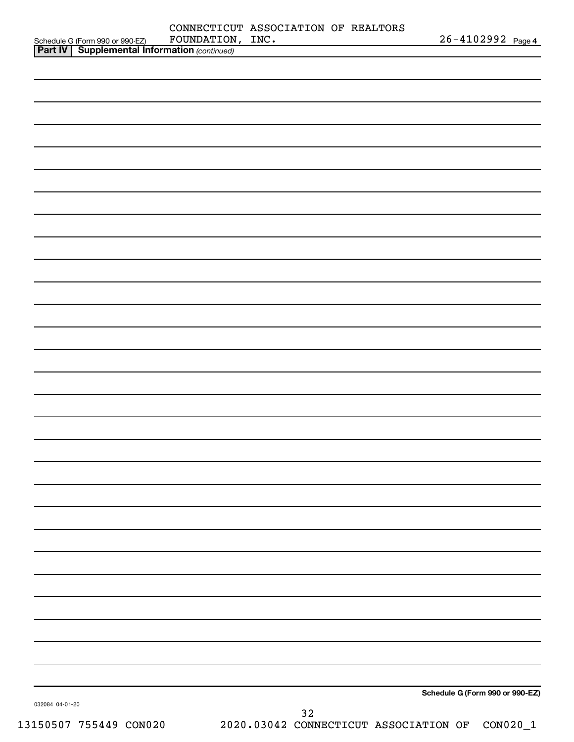Schedule G (Form 990 or 990-EZ) CONNECTICUT ASSOCIATION OF REALTORS FOUNDATION, INC. 26-4102992 Page 4

**Part IV | Supplemental Information** *(continued)*

**Schedule G (Form 990 or 990-EZ)**

032084 04-01-20

13150507 755449 CON020 2020.03042 CONNECTICUT ASSOCIATION OF CON020_1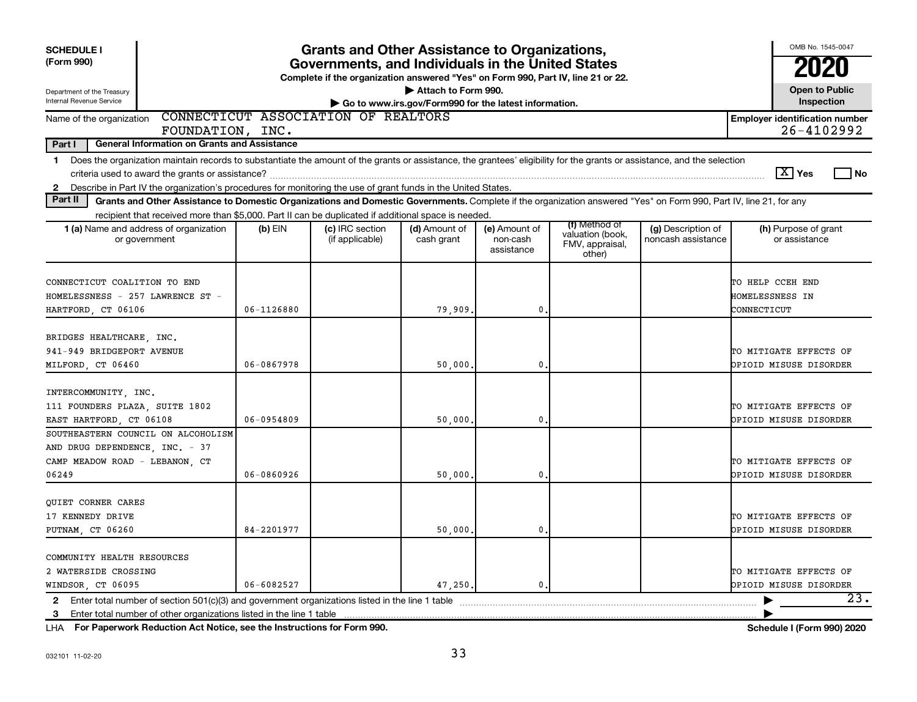**SCHEDULE I (Form 990)**

Department of the Treasury
Internal Revenue Service

# Grants and Other Assistance to Organizations, Governments, and Individuals in the United States

**Complete if the organization answered "Yes" on Form 990, Part IV, line 21 or 22.**

▶ Attach to Form 990.

▶ Go to www.irs.gov/Form990 for the latest information.

OMB No. 1545-0047

**2020**

**Open to Public Inspection**

Name of the organization: CONNECTICUT ASSOCIATION OF REALTORS FOUNDATION, INC.

**Employer identification number** 26-4102992

**Part I — General Information on Grants and Assistance**

1 Does the organization maintain records to substantiate the amount of the grants or assistance, the grantees' eligibility for the grants or assistance, and the selection criteria used to award the grants or assistance? [X] Yes [ ] No

2 Describe in Part IV the organization's procedures for monitoring the use of grant funds in the United States.

**Part II — Grants and Other Assistance to Domestic Organizations and Domestic Governments.** Complete if the organization answered "Yes" on Form 990, Part IV, line 21, for any recipient that received more than $5,000. Part II can be duplicated if additional space is needed.

| 1 (a) Name and address of organization or government | (b) EIN | (c) IRC section (if applicable) | (d) Amount of cash grant | (e) Amount of non-cash assistance | (f) Method of valuation (book, FMV, appraisal, other) | (g) Description of noncash assistance | (h) Purpose of grant or assistance |
|---|---|---|---|---|---|---|---|
| CONNECTICUT COALITION TO END HOMELESSNESS - 257 LAWRENCE ST - HARTFORD, CT 06106 | 06-1126880 | | 79,909. | 0. | | | TO HELP CCEH END HOMELESSNESS IN CONNECTICUT |
| BRIDGES HEALTHCARE, INC. 941-949 BRIDGEPORT AVENUE MILFORD, CT 06460 | 06-0867978 | | 50,000. | 0. | | | TO MITIGATE EFFECTS OF OPIOID MISUSE DISORDER |
| INTERCOMMUNITY, INC. 111 FOUNDERS PLAZA, SUITE 1802 EAST HARTFORD, CT 06108 | 06-0954809 | | 50,000. | 0. | | | TO MITIGATE EFFECTS OF OPIOID MISUSE DISORDER |
| SOUTHEASTERN COUNCIL ON ALCOHOLISM AND DRUG DEPENDENCE, INC. - 37 CAMP MEADOW ROAD - LEBANON, CT 06249 | 06-0860926 | | 50,000. | 0. | | | TO MITIGATE EFFECTS OF OPIOID MISUSE DISORDER |
| QUIET CORNER CARES 17 KENNEDY DRIVE PUTNAM, CT 06260 | 84-2201977 | | 50,000. | 0. | | | TO MITIGATE EFFECTS OF OPIOID MISUSE DISORDER |
| COMMUNITY HEALTH RESOURCES 2 WATERSIDE CROSSING WINDSOR, CT 06095 | 06-6082527 | | 47,250. | 0. | | | TO MITIGATE EFFECTS OF OPIOID MISUSE DISORDER |

2 Enter total number of section 501(c)(3) and government organizations listed in the line 1 table ▶ 23.

3 Enter total number of other organizations listed in the line 1 table ▶

LHA **For Paperwork Reduction Act Notice, see the Instructions for Form 990.** **Schedule I (Form 990) 2020**

032101 11-02-20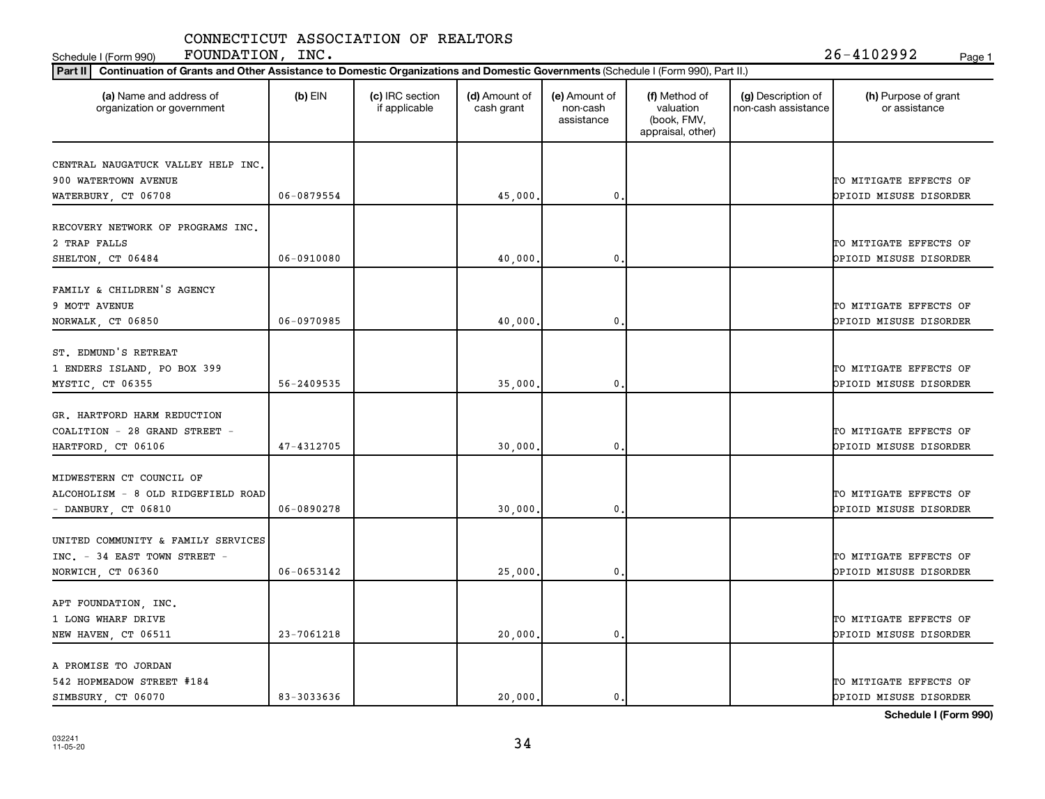CONNECTICUT ASSOCIATION OF REALTORS

Schedule I (Form 990) FOUNDATION, INC. 26-4102992 Page 1

**Part II** **Continuation of Grants and Other Assistance to Domestic Organizations and Domestic Governments** (Schedule I (Form 990), Part II.)

| (a) Name and address of organization or government | (b) EIN | (c) IRC section if applicable | (d) Amount of cash grant | (e) Amount of non-cash assistance | (f) Method of valuation (book, FMV, appraisal, other) | (g) Description of non-cash assistance | (h) Purpose of grant or assistance |
|---|---|---|---|---|---|---|---|
| CENTRAL NAUGATUCK VALLEY HELP INC. 900 WATERTOWN AVENUE WATERBURY, CT 06708 | 06-0879554 | | 45,000. | 0. | | | TO MITIGATE EFFECTS OF OPIOID MISUSE DISORDER |
| RECOVERY NETWORK OF PROGRAMS INC. 2 TRAP FALLS SHELTON, CT 06484 | 06-0910080 | | 40,000. | 0. | | | TO MITIGATE EFFECTS OF OPIOID MISUSE DISORDER |
| FAMILY & CHILDREN'S AGENCY 9 MOTT AVENUE NORWALK, CT 06850 | 06-0970985 | | 40,000. | 0. | | | TO MITIGATE EFFECTS OF OPIOID MISUSE DISORDER |
| ST. EDMUND'S RETREAT 1 ENDERS ISLAND, PO BOX 399 MYSTIC, CT 06355 | 56-2409535 | | 35,000. | 0. | | | TO MITIGATE EFFECTS OF OPIOID MISUSE DISORDER |
| GR. HARTFORD HARM REDUCTION COALITION - 28 GRAND STREET - HARTFORD, CT 06106 | 47-4312705 | | 30,000. | 0. | | | TO MITIGATE EFFECTS OF OPIOID MISUSE DISORDER |
| MIDWESTERN CT COUNCIL OF ALCOHOLISM - 8 OLD RIDGEFIELD ROAD - DANBURY, CT 06810 | 06-0890278 | | 30,000. | 0. | | | TO MITIGATE EFFECTS OF OPIOID MISUSE DISORDER |
| UNITED COMMUNITY & FAMILY SERVICES INC. - 34 EAST TOWN STREET - NORWICH, CT 06360 | 06-0653142 | | 25,000. | 0. | | | TO MITIGATE EFFECTS OF OPIOID MISUSE DISORDER |
| APT FOUNDATION, INC. 1 LONG WHARF DRIVE NEW HAVEN, CT 06511 | 23-7061218 | | 20,000. | 0. | | | TO MITIGATE EFFECTS OF OPIOID MISUSE DISORDER |
| A PROMISE TO JORDAN 542 HOPMEADOW STREET #184 SIMBSURY, CT 06070 | 83-3033636 | | 20,000. | 0. | | | TO MITIGATE EFFECTS OF OPIOID MISUSE DISORDER |

**Schedule I (Form 990)**

032241 11-05-20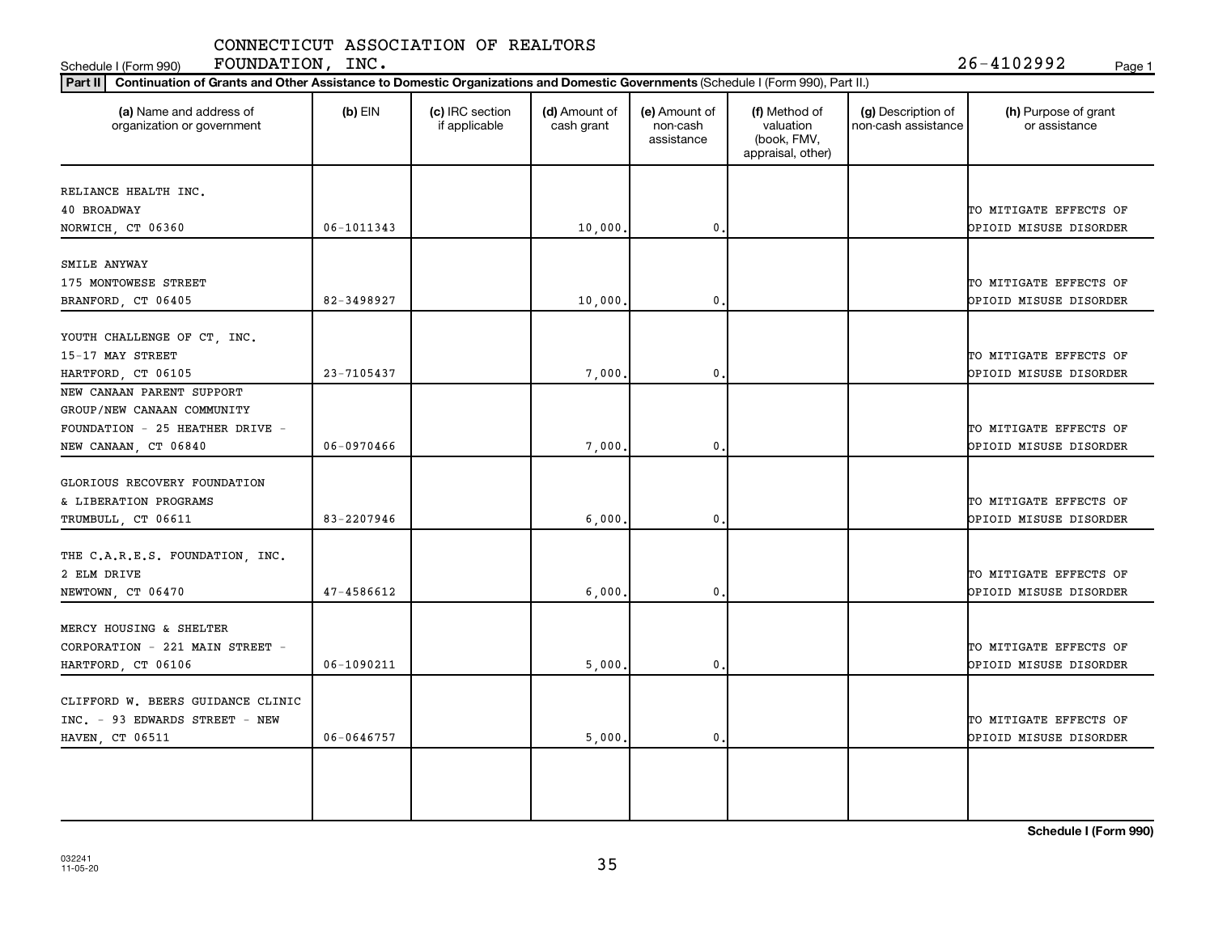CONNECTICUT ASSOCIATION OF REALTORS

Schedule I (Form 990) FOUNDATION, INC. 26-4102992

**Part II** **Continuation of Grants and Other Assistance to Domestic Organizations and Domestic Governments** (Schedule I (Form 990), Part II.)

| (a) Name and address of organization or government | (b) EIN | (c) IRC section if applicable | (d) Amount of cash grant | (e) Amount of non-cash assistance | (f) Method of valuation (book, FMV, appraisal, other) | (g) Description of non-cash assistance | (h) Purpose of grant or assistance |
|---|---|---|---|---|---|---|---|
| RELIANCE HEALTH INC.<br>40 BROADWAY<br>NORWICH, CT 06360 | 06-1011343 | | 10,000. | 0. | | | TO MITIGATE EFFECTS OF OPIOID MISUSE DISORDER |
| SMILE ANYWAY<br>175 MONTOWESE STREET<br>BRANFORD, CT 06405 | 82-3498927 | | 10,000. | 0. | | | TO MITIGATE EFFECTS OF OPIOID MISUSE DISORDER |
| YOUTH CHALLENGE OF CT, INC.<br>15-17 MAY STREET<br>HARTFORD, CT 06105 | 23-7105437 | | 7,000. | 0. | | | TO MITIGATE EFFECTS OF OPIOID MISUSE DISORDER |
| NEW CANAAN PARENT SUPPORT GROUP/NEW CANAAN COMMUNITY FOUNDATION - 25 HEATHER DRIVE - NEW CANAAN, CT 06840 | 06-0970466 | | 7,000. | 0. | | | TO MITIGATE EFFECTS OF OPIOID MISUSE DISORDER |
| GLORIOUS RECOVERY FOUNDATION & LIBERATION PROGRAMS<br>TRUMBULL, CT 06611 | 83-2207946 | | 6,000. | 0. | | | TO MITIGATE EFFECTS OF OPIOID MISUSE DISORDER |
| THE C.A.R.E.S. FOUNDATION, INC.<br>2 ELM DRIVE<br>NEWTOWN, CT 06470 | 47-4586612 | | 6,000. | 0. | | | TO MITIGATE EFFECTS OF OPIOID MISUSE DISORDER |
| MERCY HOUSING & SHELTER CORPORATION - 221 MAIN STREET - HARTFORD, CT 06106 | 06-1090211 | | 5,000. | 0. | | | TO MITIGATE EFFECTS OF OPIOID MISUSE DISORDER |
| CLIFFORD W. BEERS GUIDANCE CLINIC INC. - 93 EDWARDS STREET - NEW HAVEN, CT 06511 | 06-0646757 | | 5,000. | 0. | | | TO MITIGATE EFFECTS OF OPIOID MISUSE DISORDER |
| | | | | | | | |

**Schedule I (Form 990)**

032241 11-05-20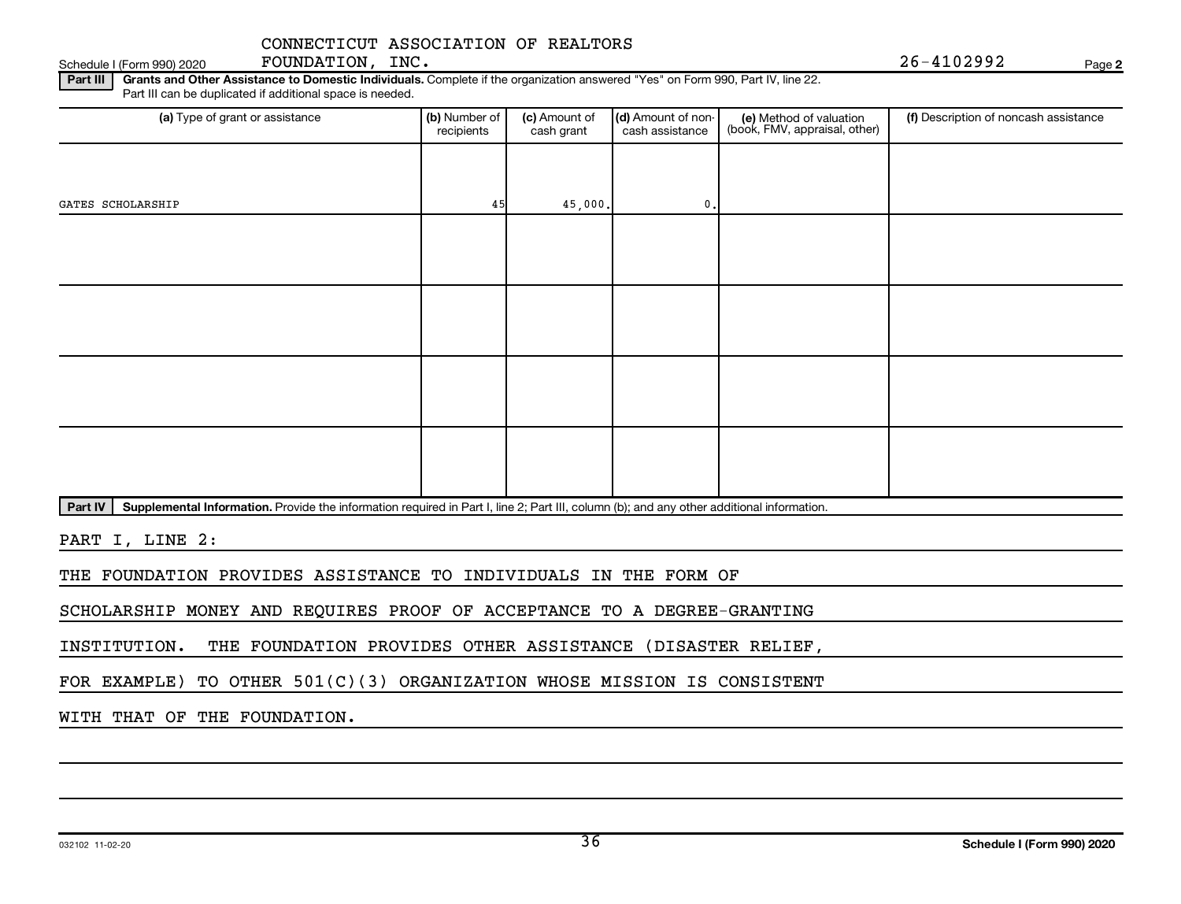CONNECTICUT ASSOCIATION OF REALTORS FOUNDATION, INC. 26-4102992

Schedule I (Form 990) 2020

**Part III** **Grants and Other Assistance to Domestic Individuals.** Complete if the organization answered "Yes" on Form 990, Part IV, line 22. Part III can be duplicated if additional space is needed.

| (a) Type of grant or assistance | (b) Number of recipients | (c) Amount of cash grant | (d) Amount of non-cash assistance | (e) Method of valuation (book, FMV, appraisal, other) | (f) Description of noncash assistance |
|---|---|---|---|---|---|
| GATES SCHOLARSHIP | 45 | 45,000. | 0. | | |
| | | | | | |
| | | | | | |
| | | | | | |
| | | | | | |

**Part IV** **Supplemental Information.** Provide the information required in Part I, line 2; Part III, column (b); and any other additional information.

PART I, LINE 2:

THE FOUNDATION PROVIDES ASSISTANCE TO INDIVIDUALS IN THE FORM OF SCHOLARSHIP MONEY AND REQUIRES PROOF OF ACCEPTANCE TO A DEGREE-GRANTING INSTITUTION. THE FOUNDATION PROVIDES OTHER ASSISTANCE (DISASTER RELIEF, FOR EXAMPLE) TO OTHER 501(C)(3) ORGANIZATION WHOSE MISSION IS CONSISTENT WITH THAT OF THE FOUNDATION.

032102 11-02-20 **Schedule I (Form 990) 2020**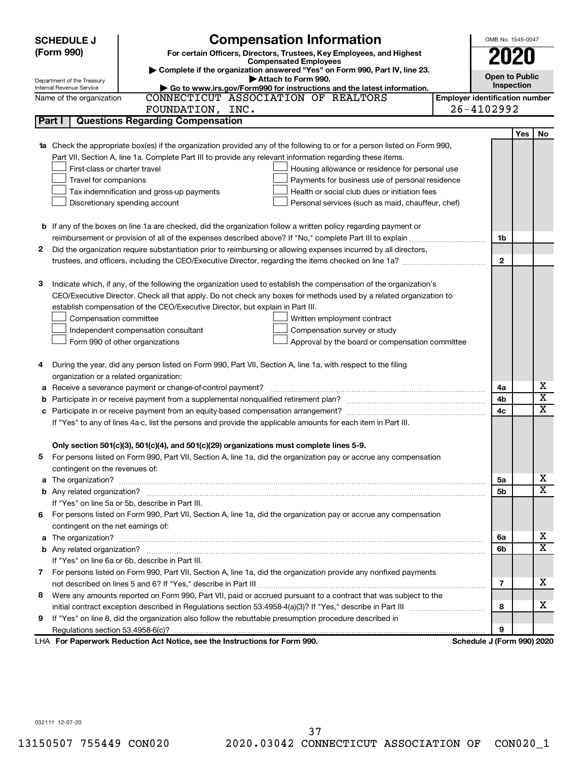**SCHEDULE J (Form 990)**

# Compensation Information

**For certain Officers, Directors, Trustees, Key Employees, and Highest Compensated Employees**

▶ Complete if the organization answered "Yes" on Form 990, Part IV, line 23.

▶ Attach to Form 990.

▶ Go to www.irs.gov/Form990 for instructions and the latest information.

Department of the Treasury
Internal Revenue Service

OMB No. 1545-0047

**2020**

**Open to Public Inspection**

Name of the organization: CONNECTICUT ASSOCIATION OF REALTORS FOUNDATION, INC.

Employer identification number: 26-4102992

## Part I | Questions Regarding Compensation

| | | | Yes | No |
|---|---|---|---|---|
| **1a** | Check the appropriate box(es) if the organization provided any of the following to or for a person listed on Form 990, Part VII, Section A, line 1a. Complete Part III to provide any relevant information regarding these items.<br>☐ First-class or charter travel ☐ Housing allowance or residence for personal use<br>☐ Travel for companions ☐ Payments for business use of personal residence<br>☐ Tax indemnification and gross-up payments ☐ Health or social club dues or initiation fees<br>☐ Discretionary spending account ☐ Personal services (such as maid, chauffeur, chef) | | | |
| **b** | If any of the boxes on line 1a are checked, did the organization follow a written policy regarding payment or reimbursement or provision of all of the expenses described above? If "No," complete Part III to explain | 1b | | |
| **2** | Did the organization require substantiation prior to reimbursing or allowing expenses incurred by all directors, trustees, and officers, including the CEO/Executive Director, regarding the items checked on line 1a? | 2 | | |
| **3** | Indicate which, if any, of the following the organization used to establish the compensation of the organization's CEO/Executive Director. Check all that apply. Do not check any boxes for methods used by a related organization to establish compensation of the CEO/Executive Director, but explain in Part III.<br>☐ Compensation committee ☐ Written employment contract<br>☐ Independent compensation consultant ☐ Compensation survey or study<br>☐ Form 990 of other organizations ☐ Approval by the board or compensation committee | | | |
| **4** | During the year, did any person listed on Form 990, Part VII, Section A, line 1a, with respect to the filing organization or a related organization: | | | |
| **a** | Receive a severance payment or change-of-control payment? | 4a | | X |
| **b** | Participate in or receive payment from a supplemental nonqualified retirement plan? | 4b | | X |
| **c** | Participate in or receive payment from an equity-based compensation arrangement? | 4c | | X |
| | If "Yes" to any of lines 4a-c, list the persons and provide the applicable amounts for each item in Part III. | | | |
| | **Only section 501(c)(3), 501(c)(4), and 501(c)(29) organizations must complete lines 5-9.** | | | |
| **5** | For persons listed on Form 990, Part VII, Section A, line 1a, did the organization pay or accrue any compensation contingent on the revenues of: | | | |
| **a** | The organization? | 5a | | X |
| **b** | Any related organization? | 5b | | X |
| | If "Yes" on line 5a or 5b, describe in Part III. | | | |
| **6** | For persons listed on Form 990, Part VII, Section A, line 1a, did the organization pay or accrue any compensation contingent on the net earnings of: | | | |
| **a** | The organization? | 6a | | X |
| **b** | Any related organization? | 6b | | X |
| | If "Yes" on line 6a or 6b, describe in Part III. | | | |
| **7** | For persons listed on Form 990, Part VII, Section A, line 1a, did the organization provide any nonfixed payments not described on lines 5 and 6? If "Yes," describe in Part III | 7 | | X |
| **8** | Were any amounts reported on Form 990, Part VII, paid or accrued pursuant to a contract that was subject to the initial contract exception described in Regulations section 53.4958-4(a)(3)? If "Yes," describe in Part III | 8 | | X |
| **9** | If "Yes" on line 8, did the organization also follow the rebuttable presumption procedure described in Regulations section 53.4958-6(c)? | 9 | | |

LHA **For Paperwork Reduction Act Notice, see the Instructions for Form 990.** **Schedule J (Form 990) 2020**

032111 12-07-20

13150507 755449 CON020 2020.03042 CONNECTICUT ASSOCIATION OF CON020_1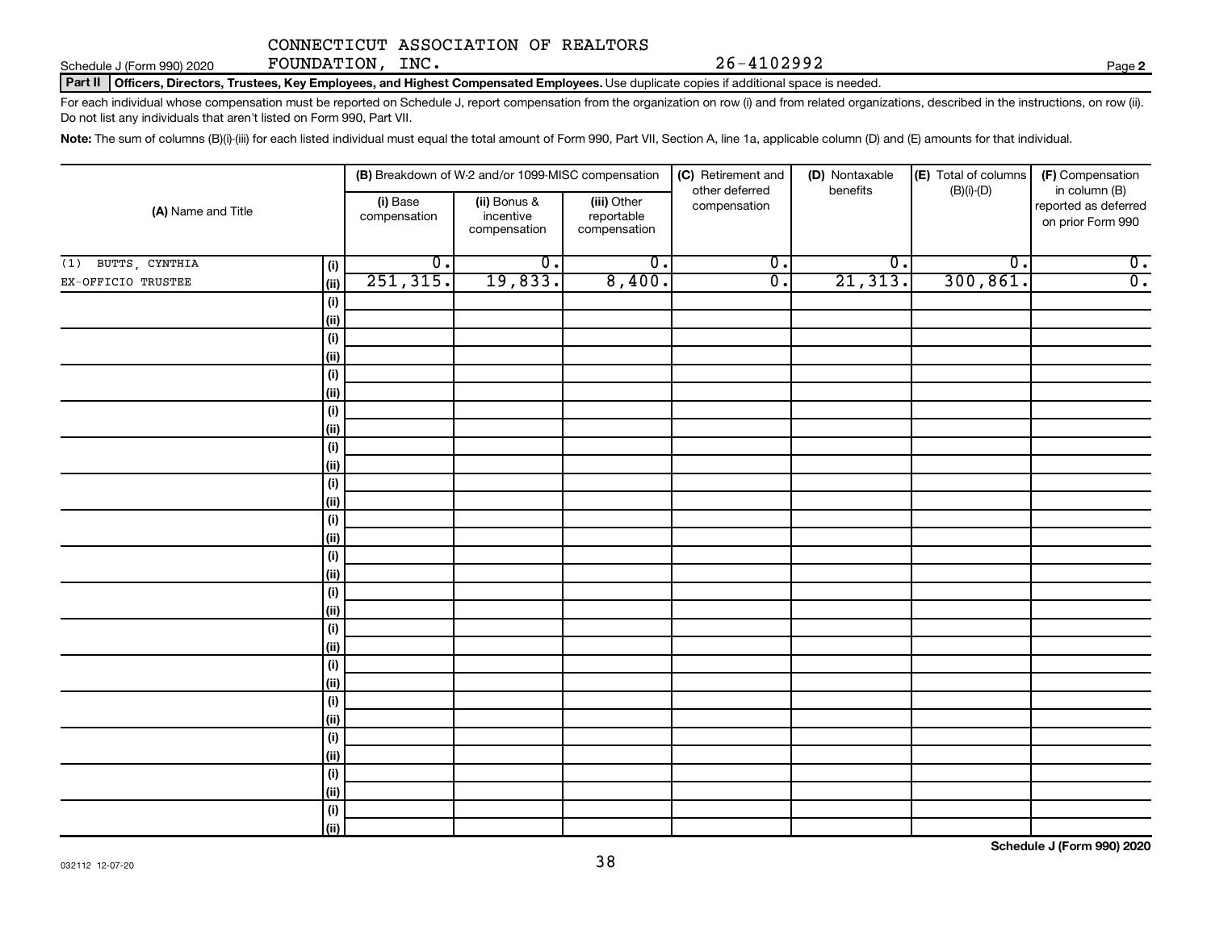CONNECTICUT ASSOCIATION OF REALTORS FOUNDATION, INC. 26-4102992

Schedule J (Form 990) 2020

**Part II Officers, Directors, Trustees, Key Employees, and Highest Compensated Employees.** Use duplicate copies if additional space is needed.

For each individual whose compensation must be reported on Schedule J, report compensation from the organization on row (i) and from related organizations, described in the instructions, on row (ii). Do not list any individuals that aren't listed on Form 990, Part VII.

**Note:** The sum of columns (B)(i)-(iii) for each listed individual must equal the total amount of Form 990, Part VII, Section A, line 1a, applicable column (D) and (E) amounts for that individual.

| (A) Name and Title | | (B) Breakdown of W-2 and/or 1099-MISC compensation | | | (C) Retirement and other deferred compensation | (D) Nontaxable benefits | (E) Total of columns (B)(i)-(D) | (F) Compensation in column (B) reported as deferred on prior Form 990 |
|---|---|---|---|---|---|---|---|---|
| | | (i) Base compensation | (ii) Bonus & incentive compensation | (iii) Other reportable compensation | | | | |
| (1) BUTTS, CYNTHIA | (i) | 0. | 0. | 0. | 0. | 0. | 0. | 0. |
| EX-OFFICIO TRUSTEE | (ii) | 251,315. | 19,833. | 8,400. | 0. | 21,313. | 300,861. | 0. |
| | (i) | | | | | | | |
| | (ii) | | | | | | | |
| | (i) | | | | | | | |
| | (ii) | | | | | | | |
| | (i) | | | | | | | |
| | (ii) | | | | | | | |
| | (i) | | | | | | | |
| | (ii) | | | | | | | |
| | (i) | | | | | | | |
| | (ii) | | | | | | | |
| | (i) | | | | | | | |
| | (ii) | | | | | | | |
| | (i) | | | | | | | |
| | (ii) | | | | | | | |
| | (i) | | | | | | | |
| | (ii) | | | | | | | |
| | (i) | | | | | | | |
| | (ii) | | | | | | | |
| | (i) | | | | | | | |
| | (ii) | | | | | | | |
| | (i) | | | | | | | |
| | (ii) | | | | | | | |
| | (i) | | | | | | | |
| | (ii) | | | | | | | |
| | (i) | | | | | | | |
| | (ii) | | | | | | | |
| | (i) | | | | | | | |
| | (ii) | | | | | | | |
| | (i) | | | | | | | |
| | (ii) | | | | | | | |

**Schedule J (Form 990) 2020**

032112 12-07-20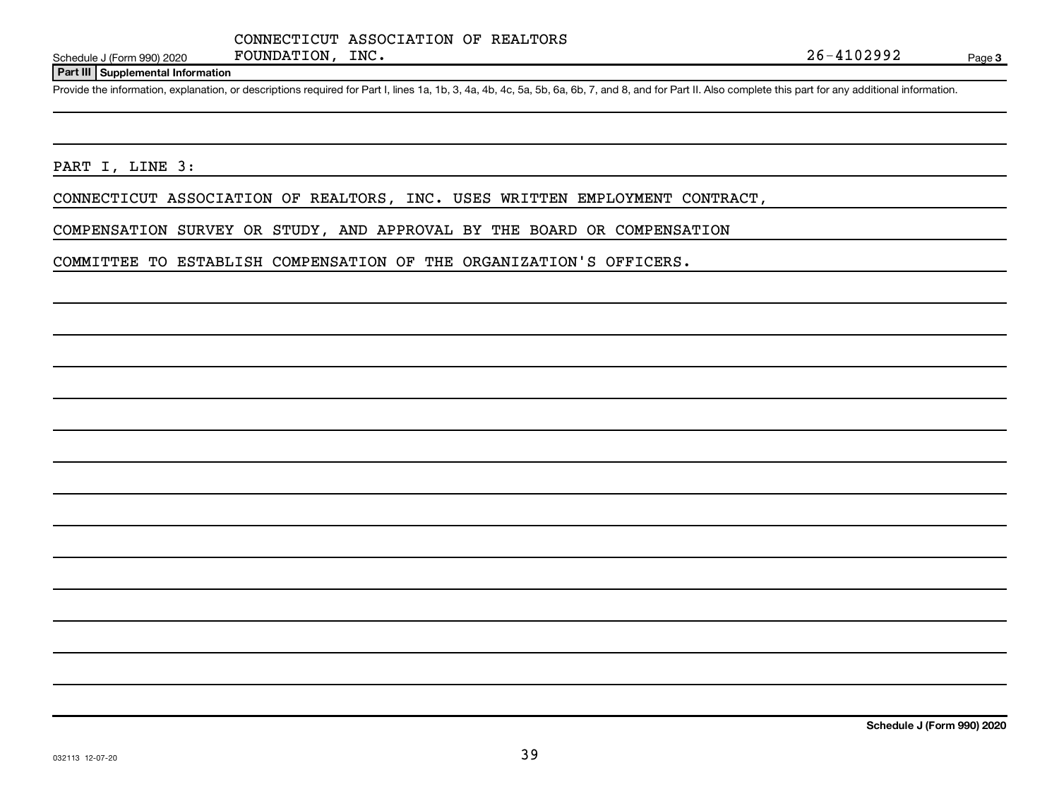CONNECTICUT ASSOCIATION OF REALTORS FOUNDATION, INC.

26-4102992

## Part III Supplemental Information

Provide the information, explanation, or descriptions required for Part I, lines 1a, 1b, 3, 4a, 4b, 4c, 5a, 5b, 6a, 6b, 7, and 8, and for Part II. Also complete this part for any additional information.

PART I, LINE 3:

CONNECTICUT ASSOCIATION OF REALTORS, INC. USES WRITTEN EMPLOYMENT CONTRACT, COMPENSATION SURVEY OR STUDY, AND APPROVAL BY THE BOARD OR COMPENSATION COMMITTEE TO ESTABLISH COMPENSATION OF THE ORGANIZATION'S OFFICERS.

Schedule J (Form 990) 2020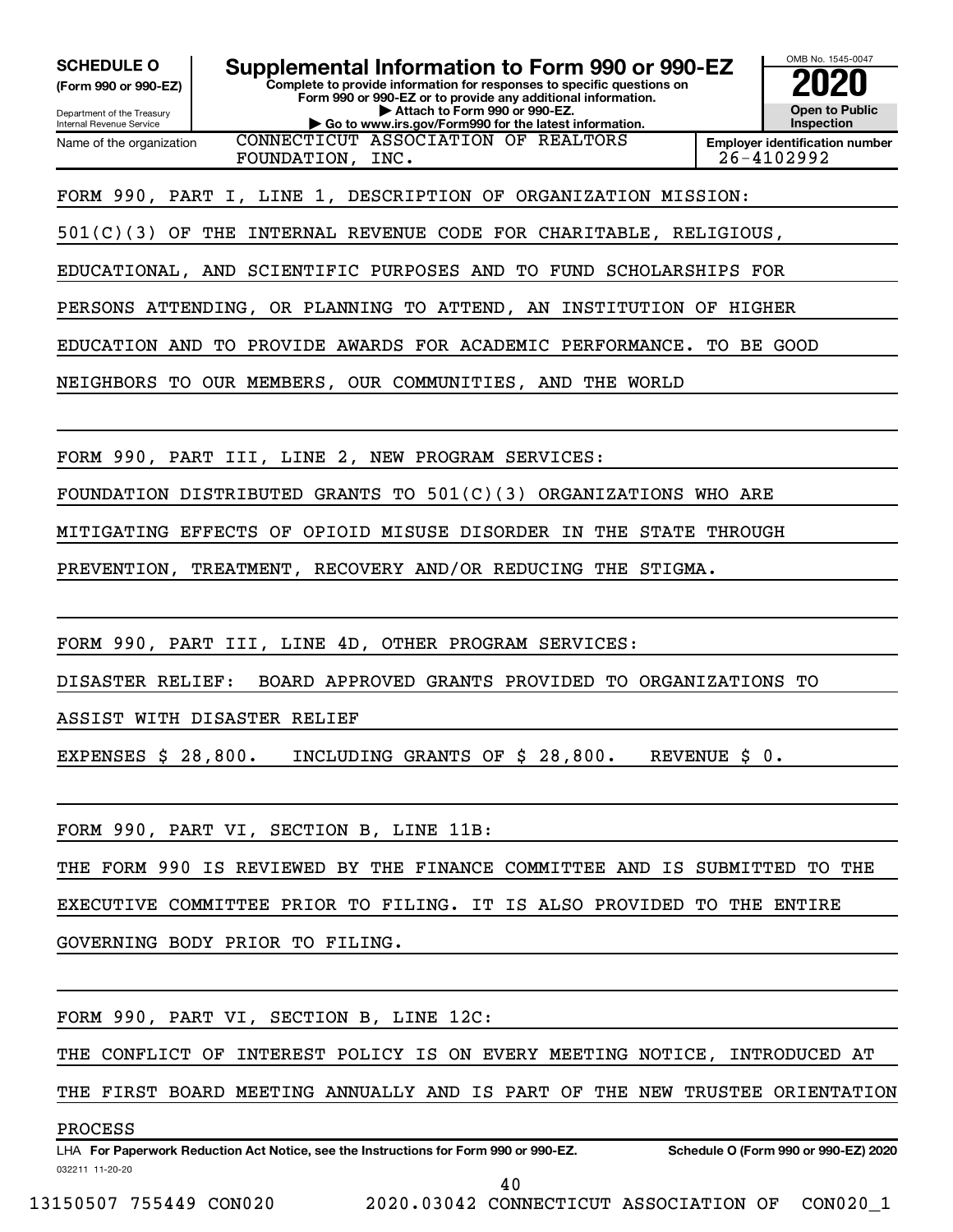**SCHEDULE O (Form 990 or 990-EZ)**

Department of the Treasury
Internal Revenue Service

# Supplemental Information to Form 990 or 990-EZ

**Complete to provide information for responses to specific questions on Form 990 or 990-EZ or to provide any additional information.**

**▶ Attach to Form 990 or 990-EZ.**

**▶ Go to www.irs.gov/Form990 for the latest information.**

OMB No. 1545-0047

**2020**

**Open to Public Inspection**

| Name of the organization | Employer identification number |
|---|---|
| CONNECTICUT ASSOCIATION OF REALTORS FOUNDATION, INC. | 26-4102992 |

FORM 990, PART I, LINE 1, DESCRIPTION OF ORGANIZATION MISSION:

501(C)(3) OF THE INTERNAL REVENUE CODE FOR CHARITABLE, RELIGIOUS, EDUCATIONAL, AND SCIENTIFIC PURPOSES AND TO FUND SCHOLARSHIPS FOR PERSONS ATTENDING, OR PLANNING TO ATTEND, AN INSTITUTION OF HIGHER EDUCATION AND TO PROVIDE AWARDS FOR ACADEMIC PERFORMANCE. TO BE GOOD NEIGHBORS TO OUR MEMBERS, OUR COMMUNITIES, AND THE WORLD

FORM 990, PART III, LINE 2, NEW PROGRAM SERVICES:

FOUNDATION DISTRIBUTED GRANTS TO 501(C)(3) ORGANIZATIONS WHO ARE MITIGATING EFFECTS OF OPIOID MISUSE DISORDER IN THE STATE THROUGH PREVENTION, TREATMENT, RECOVERY AND/OR REDUCING THE STIGMA.

FORM 990, PART III, LINE 4D, OTHER PROGRAM SERVICES:

DISASTER RELIEF: BOARD APPROVED GRANTS PROVIDED TO ORGANIZATIONS TO ASSIST WITH DISASTER RELIEF

EXPENSES $ 28,800. INCLUDING GRANTS OF $ 28,800. REVENUE $ 0.

FORM 990, PART VI, SECTION B, LINE 11B:

THE FORM 990 IS REVIEWED BY THE FINANCE COMMITTEE AND IS SUBMITTED TO THE EXECUTIVE COMMITTEE PRIOR TO FILING. IT IS ALSO PROVIDED TO THE ENTIRE GOVERNING BODY PRIOR TO FILING.

FORM 990, PART VI, SECTION B, LINE 12C:

THE CONFLICT OF INTEREST POLICY IS ON EVERY MEETING NOTICE, INTRODUCED AT THE FIRST BOARD MEETING ANNUALLY AND IS PART OF THE NEW TRUSTEE ORIENTATION PROCESS

LHA **For Paperwork Reduction Act Notice, see the Instructions for Form 990 or 990-EZ.** **Schedule O (Form 990 or 990-EZ) 2020**

032211 11-20-20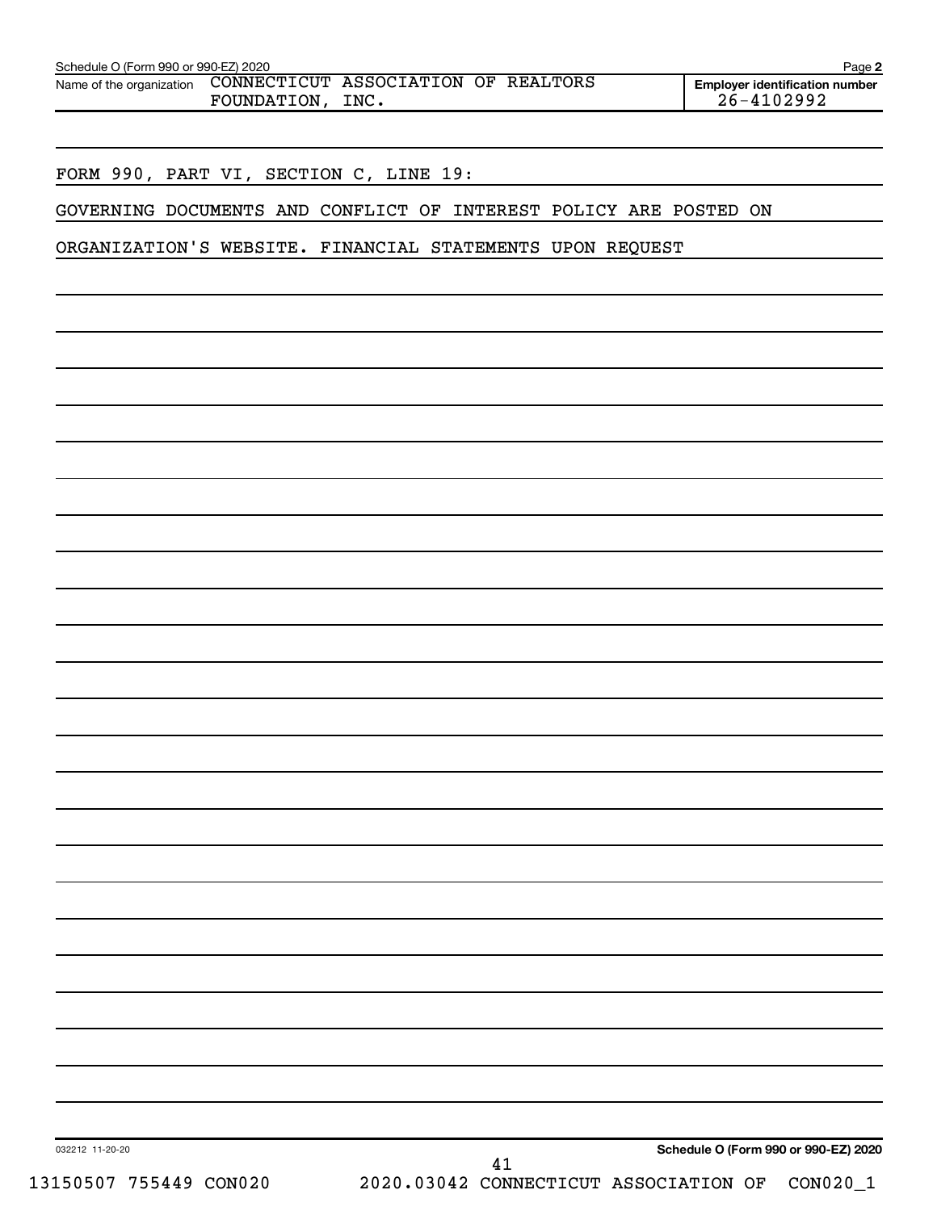Schedule O (Form 990 or 990-EZ) 2020

Name of the organization: CONNECTICUT ASSOCIATION OF REALTORS FOUNDATION, INC.

Employer identification number: 26-4102992

FORM 990, PART VI, SECTION C, LINE 19:

GOVERNING DOCUMENTS AND CONFLICT OF INTEREST POLICY ARE POSTED ON ORGANIZATION'S WEBSITE. FINANCIAL STATEMENTS UPON REQUEST

032212 11-20-20

Schedule O (Form 990 or 990-EZ) 2020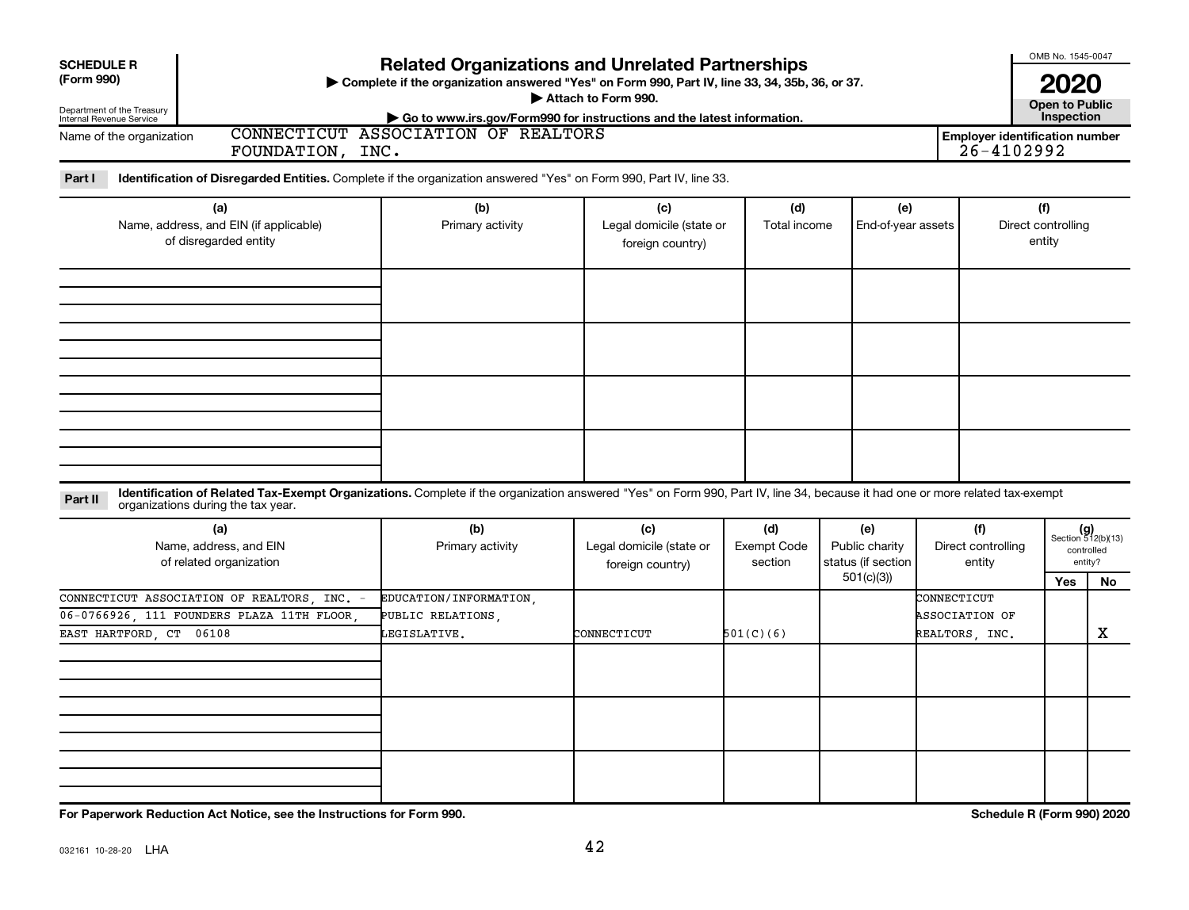**SCHEDULE R (Form 990)**

Department of the Treasury
Internal Revenue Service

# Related Organizations and Unrelated Partnerships

▶ Complete if the organization answered "Yes" on Form 990, Part IV, line 33, 34, 35b, 36, or 37.
▶ Attach to Form 990.
▶ Go to www.irs.gov/Form990 for instructions and the latest information.

OMB No. 1545-0047

**2020**

**Open to Public Inspection**

Name of the organization: CONNECTICUT ASSOCIATION OF REALTORS FOUNDATION, INC.

Employer identification number: 26-4102992

**Part I** **Identification of Disregarded Entities.** Complete if the organization answered "Yes" on Form 990, Part IV, line 33.

| (a) Name, address, and EIN (if applicable) of disregarded entity | (b) Primary activity | (c) Legal domicile (state or foreign country) | (d) Total income | (e) End-of-year assets | (f) Direct controlling entity |
|---|---|---|---|---|---|
| | | | | | |
| | | | | | |
| | | | | | |
| | | | | | |

**Part II** **Identification of Related Tax-Exempt Organizations.** Complete if the organization answered "Yes" on Form 990, Part IV, line 34, because it had one or more related tax-exempt organizations during the tax year.

| (a) Name, address, and EIN of related organization | (b) Primary activity | (c) Legal domicile (state or foreign country) | (d) Exempt Code section | (e) Public charity status (if section 501(c)(3)) | (f) Direct controlling entity | (g) Section 512(b)(13) controlled entity? Yes | No |
|---|---|---|---|---|---|---|---|
| CONNECTICUT ASSOCIATION OF REALTORS, INC. - 06-0766926, 111 FOUNDERS PLAZA 11TH FLOOR, EAST HARTFORD, CT 06108 | EDUCATION/INFORMATION, PUBLIC RELATIONS, LEGISLATIVE. | CONNECTICUT | 501(C)(6) | | CONNECTICUT ASSOCIATION OF REALTORS, INC. | | X |
| | | | | | | | |
| | | | | | | | |
| | | | | | | | |

**For Paperwork Reduction Act Notice, see the Instructions for Form 990.**

**Schedule R (Form 990) 2020**

032161 10-28-20 LHA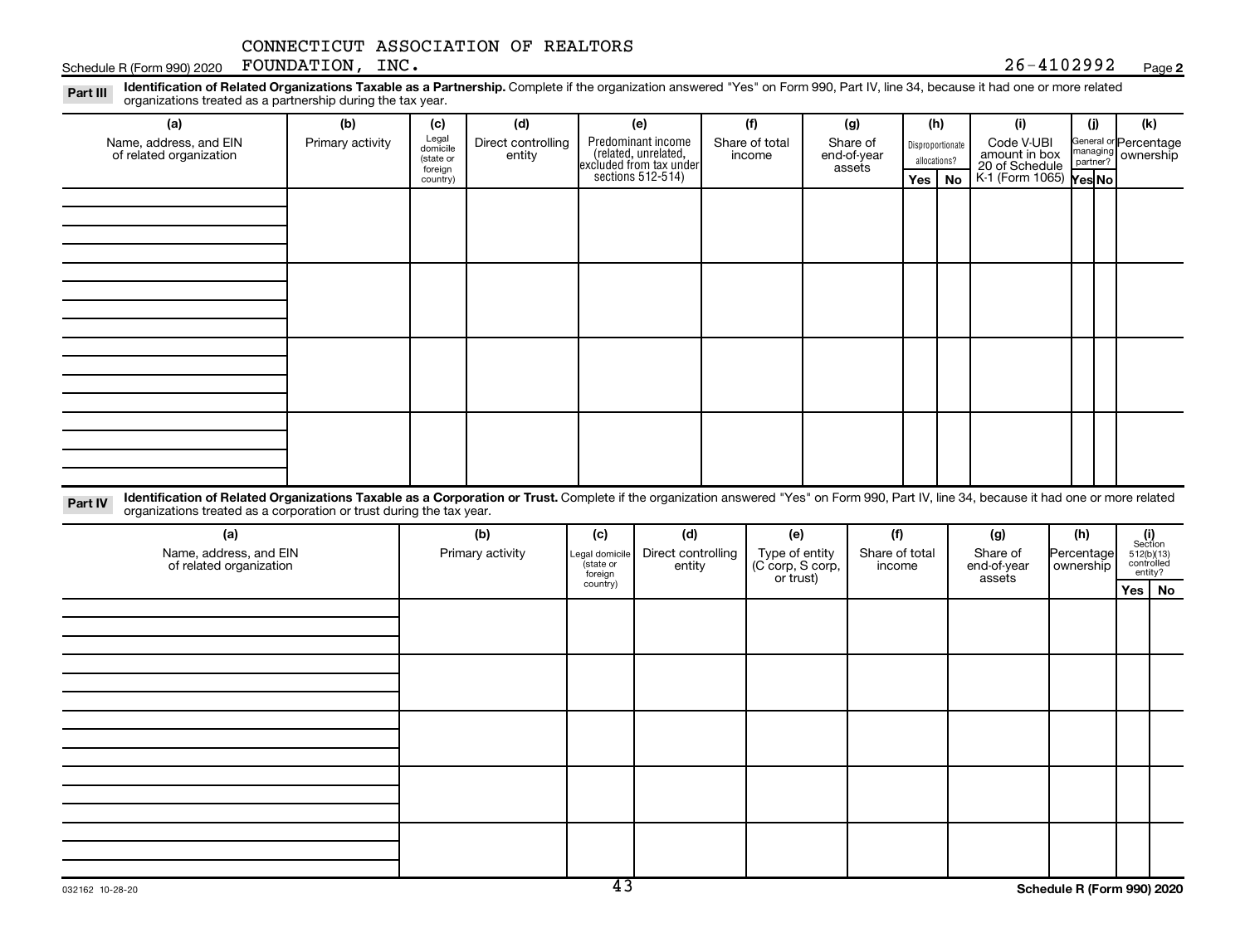CONNECTICUT ASSOCIATION OF REALTORS FOUNDATION, INC. 26-4102992

**Part III** **Identification of Related Organizations Taxable as a Partnership.** Complete if the organization answered "Yes" on Form 990, Part IV, line 34, because it had one or more related organizations treated as a partnership during the tax year.

| (a) Name, address, and EIN of related organization | (b) Primary activity | (c) Legal domicile (state or foreign country) | (d) Direct controlling entity | (e) Predominant income (related, unrelated, excluded from tax under sections 512-514) | (f) Share of total income | (g) Share of end-of-year assets | (h) Disproportionate allocations? Yes | (h) No | (i) Code V-UBI amount in box 20 of Schedule K-1 (Form 1065) | (j) General or managing partner? Yes | (j) No | (k) Percentage ownership |
|---|---|---|---|---|---|---|---|---|---|---|---|---|
| | | | | | | | | | | | | |
| | | | | | | | | | | | | |
| | | | | | | | | | | | | |
| | | | | | | | | | | | | |

**Part IV** **Identification of Related Organizations Taxable as a Corporation or Trust.** Complete if the organization answered "Yes" on Form 990, Part IV, line 34, because it had one or more related organizations treated as a corporation or trust during the tax year.

| (a) Name, address, and EIN of related organization | (b) Primary activity | (c) Legal domicile (state or foreign country) | (d) Direct controlling entity | (e) Type of entity (C corp, S corp, or trust) | (f) Share of total income | (g) Share of end-of-year assets | (h) Percentage ownership | (i) Section 512(b)(13) controlled entity? Yes | (i) No |
|---|---|---|---|---|---|---|---|---|---|
| | | | | | | | | | |
| | | | | | | | | | |
| | | | | | | | | | |
| | | | | | | | | | |
| | | | | | | | | | |

032162 10-28-20 **Schedule R (Form 990) 2020**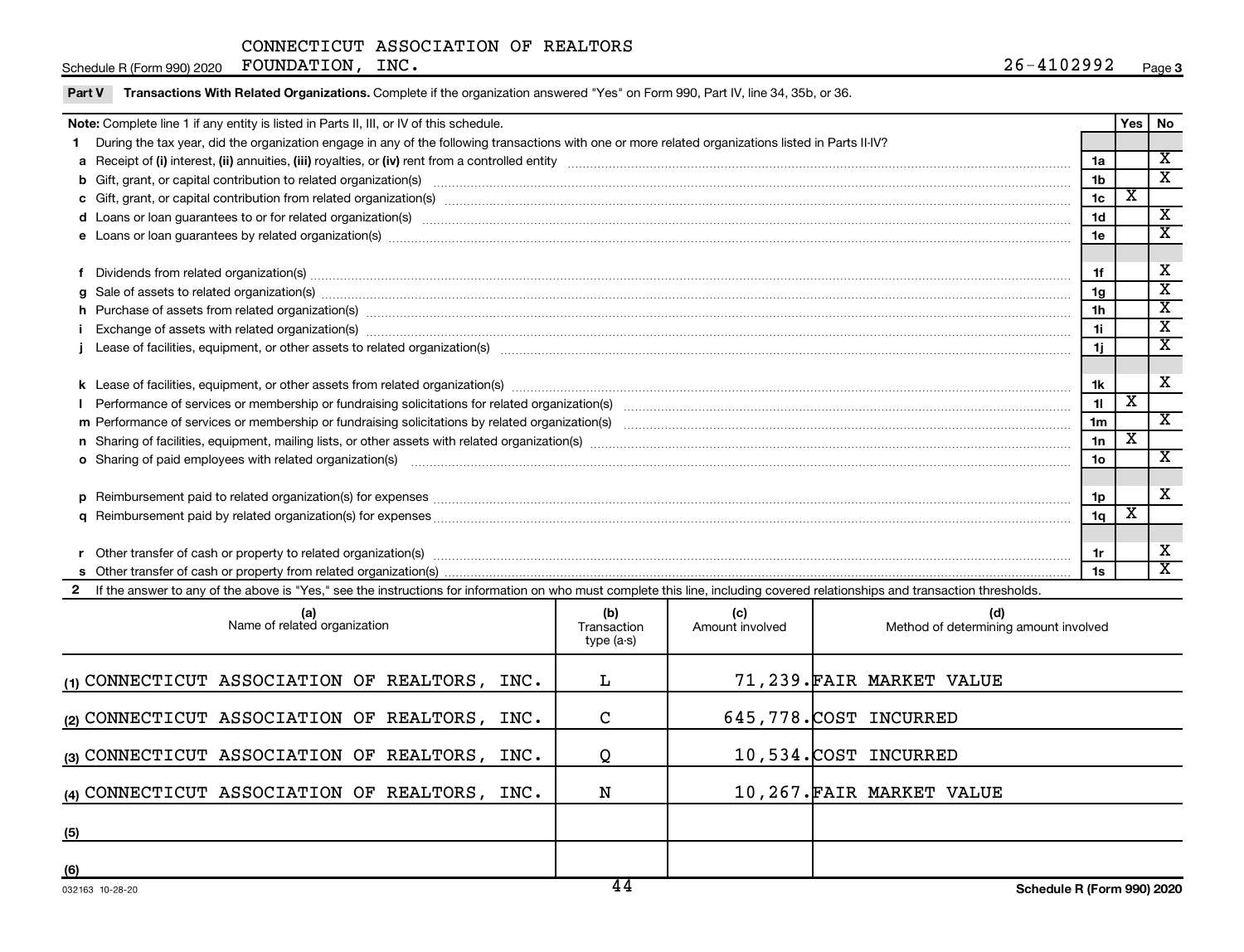CONNECTICUT ASSOCIATION OF REALTORS FOUNDATION, INC. 26-4102992

Schedule R (Form 990) 2020 Page 3

**Part V Transactions With Related Organizations.** Complete if the organization answered "Yes" on Form 990, Part IV, line 34, 35b, or 36.

| **Note:** Complete line 1 if any entity is listed in Parts II, III, or IV of this schedule. | | Yes | No |
|---|---|---|---|
| **1** During the tax year, did the organization engage in any of the following transactions with one or more related organizations listed in Parts II-IV? | | | |
| **a** Receipt of **(i)** interest, **(ii)** annuities, **(iii)** royalties, or **(iv)** rent from a controlled entity | 1a | | X |
| **b** Gift, grant, or capital contribution to related organization(s) | 1b | | X |
| **c** Gift, grant, or capital contribution from related organization(s) | 1c | X | |
| **d** Loans or loan guarantees to or for related organization(s) | 1d | | X |
| **e** Loans or loan guarantees by related organization(s) | 1e | | X |
| **f** Dividends from related organization(s) | 1f | | X |
| **g** Sale of assets to related organization(s) | 1g | | X |
| **h** Purchase of assets from related organization(s) | 1h | | X |
| **i** Exchange of assets with related organization(s) | 1i | | X |
| **j** Lease of facilities, equipment, or other assets to related organization(s) | 1j | | X |
| **k** Lease of facilities, equipment, or other assets from related organization(s) | 1k | | X |
| **l** Performance of services or membership or fundraising solicitations for related organization(s) | 1l | X | |
| **m** Performance of services or membership or fundraising solicitations by related organization(s) | 1m | | X |
| **n** Sharing of facilities, equipment, mailing lists, or other assets with related organization(s) | 1n | X | |
| **o** Sharing of paid employees with related organization(s) | 1o | | X |
| **p** Reimbursement paid to related organization(s) for expenses | 1p | | X |
| **q** Reimbursement paid by related organization(s) for expenses | 1q | X | |
| **r** Other transfer of cash or property to related organization(s) | 1r | | X |
| **s** Other transfer of cash or property from related organization(s) | 1s | | X |

**2** If the answer to any of the above is "Yes," see the instructions for information on who must complete this line, including covered relationships and transaction thresholds.

| (a) Name of related organization | (b) Transaction type (a-s) | (c) Amount involved | (d) Method of determining amount involved |
|---|---|---|---|
| (1) CONNECTICUT ASSOCIATION OF REALTORS, INC. | L | 71,239. | FAIR MARKET VALUE |
| (2) CONNECTICUT ASSOCIATION OF REALTORS, INC. | C | 645,778. | COST INCURRED |
| (3) CONNECTICUT ASSOCIATION OF REALTORS, INC. | Q | 10,534. | COST INCURRED |
| (4) CONNECTICUT ASSOCIATION OF REALTORS, INC. | N | 10,267. | FAIR MARKET VALUE |
| (5) | | | |
| (6) | | | |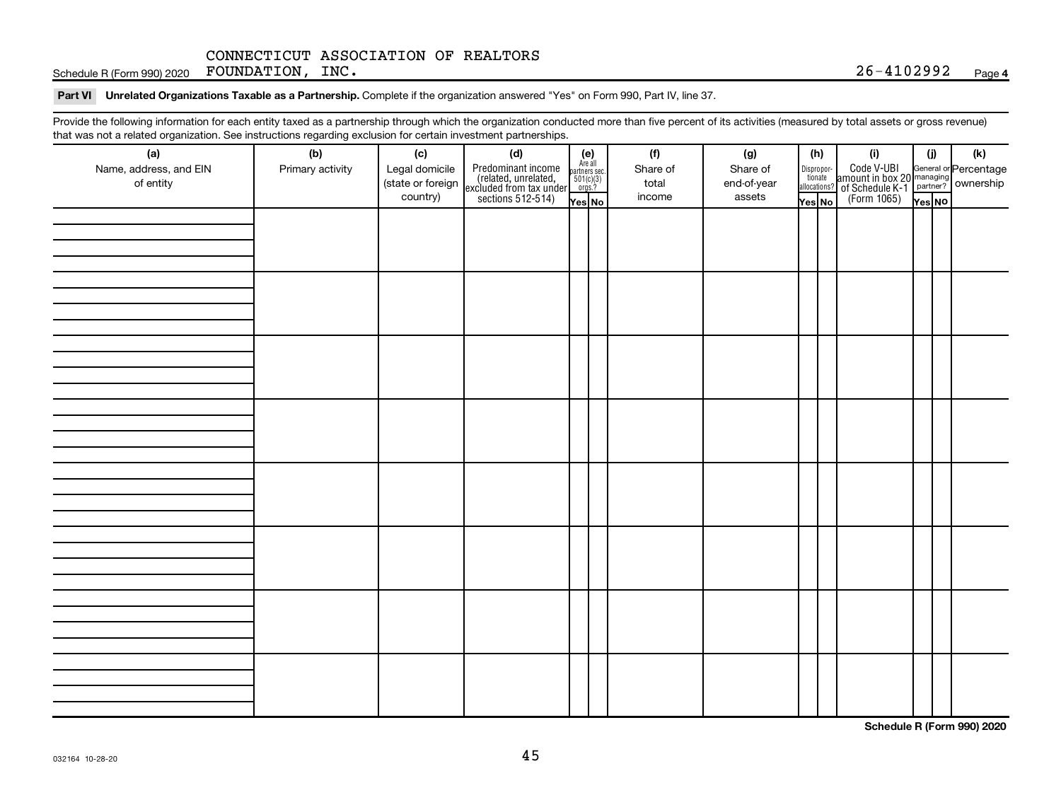Schedule R (Form 990) 2020 CONNECTICUT ASSOCIATION OF REALTORS FOUNDATION, INC. 26-4102992 Page 4

**Part VI Unrelated Organizations Taxable as a Partnership.** Complete if the organization answered "Yes" on Form 990, Part IV, line 37.

Provide the following information for each entity taxed as a partnership through which the organization conducted more than five percent of its activities (measured by total assets or gross revenue) that was not a related organization. See instructions regarding exclusion for certain investment partnerships.

| (a) Name, address, and EIN of entity | (b) Primary activity | (c) Legal domicile (state or foreign country) | (d) Predominant income (related, unrelated, excluded from tax under sections 512-514) | (e) Are all partners sec. 501(c)(3) orgs.? | | (f) Share of total income | (g) Share of end-of-year assets | (h) Disproportionate allocations? | | (i) Code V-UBI amount in box 20 of Schedule K-1 (Form 1065) | (j) General or managing partner? | | (k) Percentage ownership |
|---|---|---|---|---|---|---|---|---|---|---|---|---|---|
| | | | | Yes | No | | | Yes | No | | Yes | No | |
| | | | | | | | | | | | | | |
| | | | | | | | | | | | | | |
| | | | | | | | | | | | | | |
| | | | | | | | | | | | | | |
| | | | | | | | | | | | | | |
| | | | | | | | | | | | | | |
| | | | | | | | | | | | | | |
| | | | | | | | | | | | | | |

**Schedule R (Form 990) 2020**

032164 10-28-20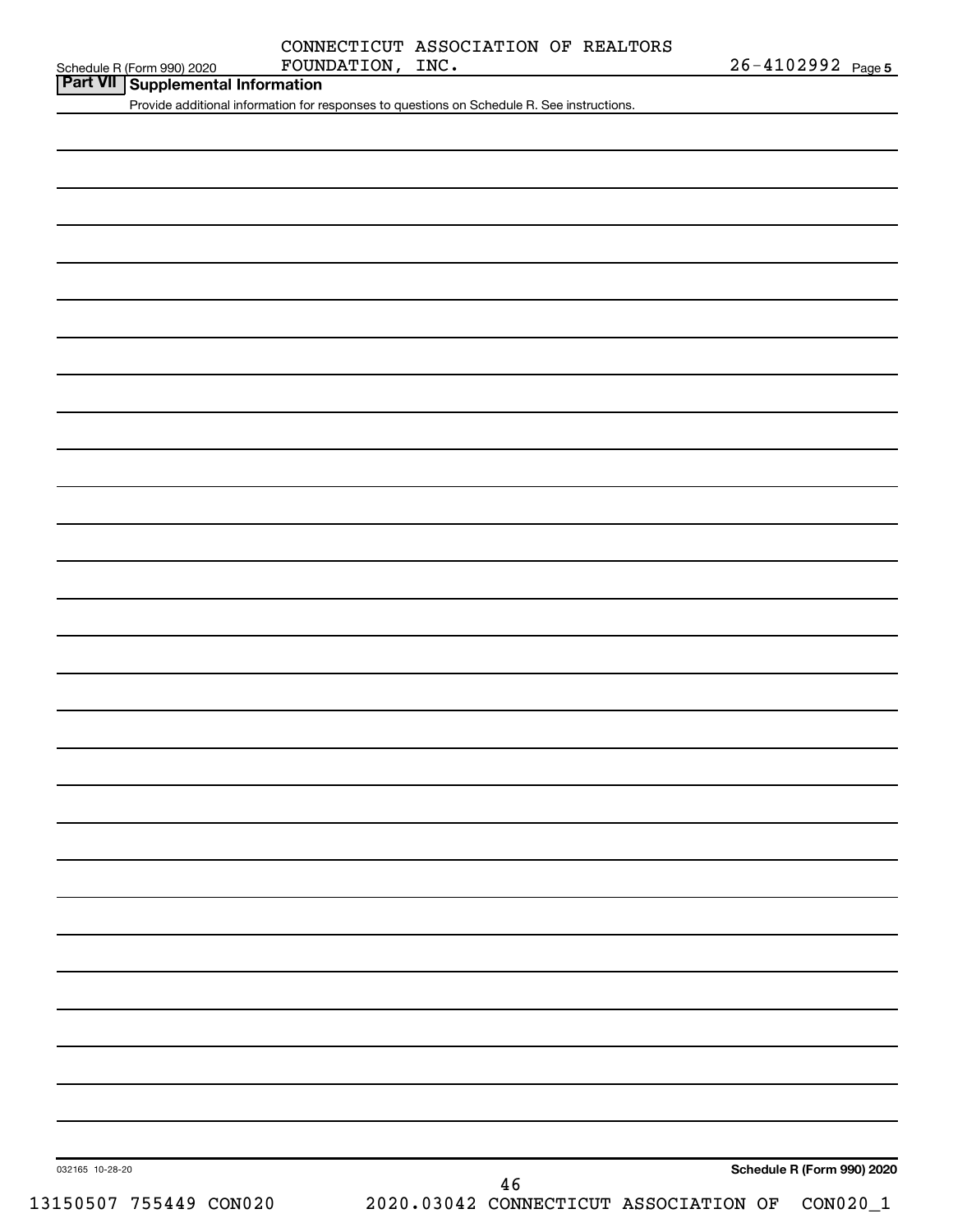CONNECTICUT ASSOCIATION OF REALTORS FOUNDATION, INC. 26-4102992

## Part VII Supplemental Information

Provide additional information for responses to questions on Schedule R. See instructions.

032165 10-28-20

Schedule R (Form 990) 2020